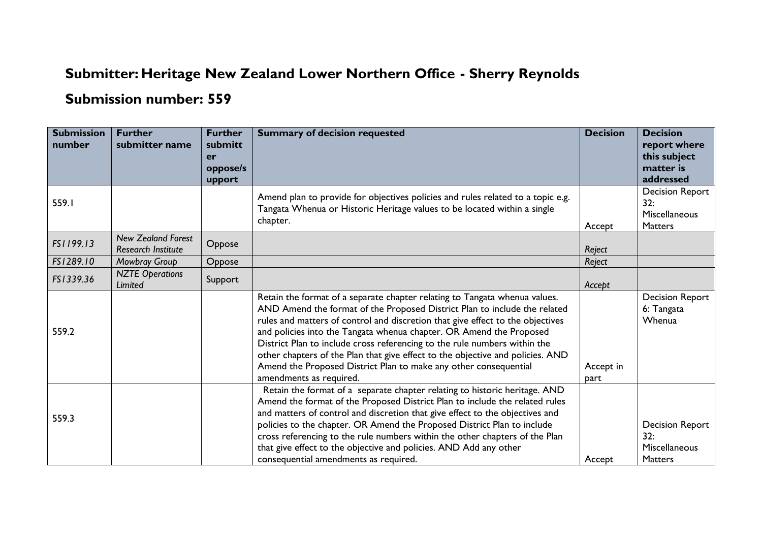# Submitter: Heritage New Zealand Lower Northern Office - Sherry Reynolds

## Submission number: 559

| Submission number | Further submitter name | Further submitter oppose/support | Summary of decision requested | Decision | Decision report where this subject matter is addressed |
|---|---|---|---|---|---|
| 559.1 | | | Amend plan to provide for objectives policies and rules related to a topic e.g. Tangata Whenua or Historic Heritage values to be located within a single chapter. | Accept | Decision Report 32: Miscellaneous Matters |
| *FS1199.13* | *New Zealand Forest Research Institute* | Oppose | | *Reject* | |
| *FS1289.10* | *Mowbray Group* | Oppose | | *Reject* | |
| *FS1339.36* | *NZTE Operations Limited* | Support | | *Accept* | |
| 559.2 | | | Retain the format of a separate chapter relating to Tangata whenua values. AND Amend the format of the Proposed District Plan to include the related rules and matters of control and discretion that give effect to the objectives and policies into the Tangata whenua chapter. OR Amend the Proposed District Plan to include cross referencing to the rule numbers within the other chapters of the Plan that give effect to the objective and policies. AND Amend the Proposed District Plan to make any other consequential amendments as required. | Accept in part | Decision Report 6: Tangata Whenua |
| 559.3 | | | Retain the format of a separate chapter relating to historic heritage. AND Amend the format of the Proposed District Plan to include the related rules and matters of control and discretion that give effect to the objectives and policies to the chapter. OR Amend the Proposed District Plan to include cross referencing to the rule numbers within the other chapters of the Plan that give effect to the objective and policies. AND Add any other consequential amendments as required. | Accept | Decision Report 32: Miscellaneous Matters |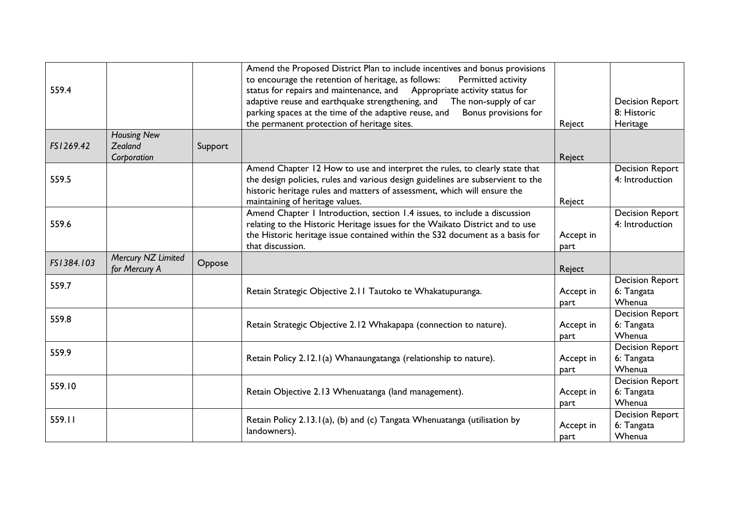| | | | | | |
|---|---|---|---|---|---|
| 559.4 | | | Amend the Proposed District Plan to include incentives and bonus provisions to encourage the retention of heritage, as follows: Permitted activity status for repairs and maintenance, and Appropriate activity status for adaptive reuse and earthquake strengthening, and The non-supply of car parking spaces at the time of the adaptive reuse, and Bonus provisions for the permanent protection of heritage sites. | Reject | Decision Report 8: Historic Heritage |
| *FS1269.42* | *Housing New Zealand Corporation* | Support | | Reject | |
| 559.5 | | | Amend Chapter 12 How to use and interpret the rules, to clearly state that the design policies, rules and various design guidelines are subservient to the historic heritage rules and matters of assessment, which will ensure the maintaining of heritage values. | Reject | Decision Report 4: Introduction |
| 559.6 | | | Amend Chapter 1 Introduction, section 1.4 issues, to include a discussion relating to the Historic Heritage issues for the Waikato District and to use the Historic heritage issue contained within the S32 document as a basis for that discussion. | Accept in part | Decision Report 4: Introduction |
| *FS1384.103* | *Mercury NZ Limited for Mercury A* | Oppose | | Reject | |
| 559.7 | | | Retain Strategic Objective 2.11 Tautoko te Whakatupuranga. | Accept in part | Decision Report 6: Tangata Whenua |
| 559.8 | | | Retain Strategic Objective 2.12 Whakapapa (connection to nature). | Accept in part | Decision Report 6: Tangata Whenua |
| 559.9 | | | Retain Policy 2.12.1(a) Whanaungatanga (relationship to nature). | Accept in part | Decision Report 6: Tangata Whenua |
| 559.10 | | | Retain Objective 2.13 Whenuatanga (land management). | Accept in part | Decision Report 6: Tangata Whenua |
| 559.11 | | | Retain Policy 2.13.1(a), (b) and (c) Tangata Whenuatanga (utilisation by landowners). | Accept in part | Decision Report 6: Tangata Whenua |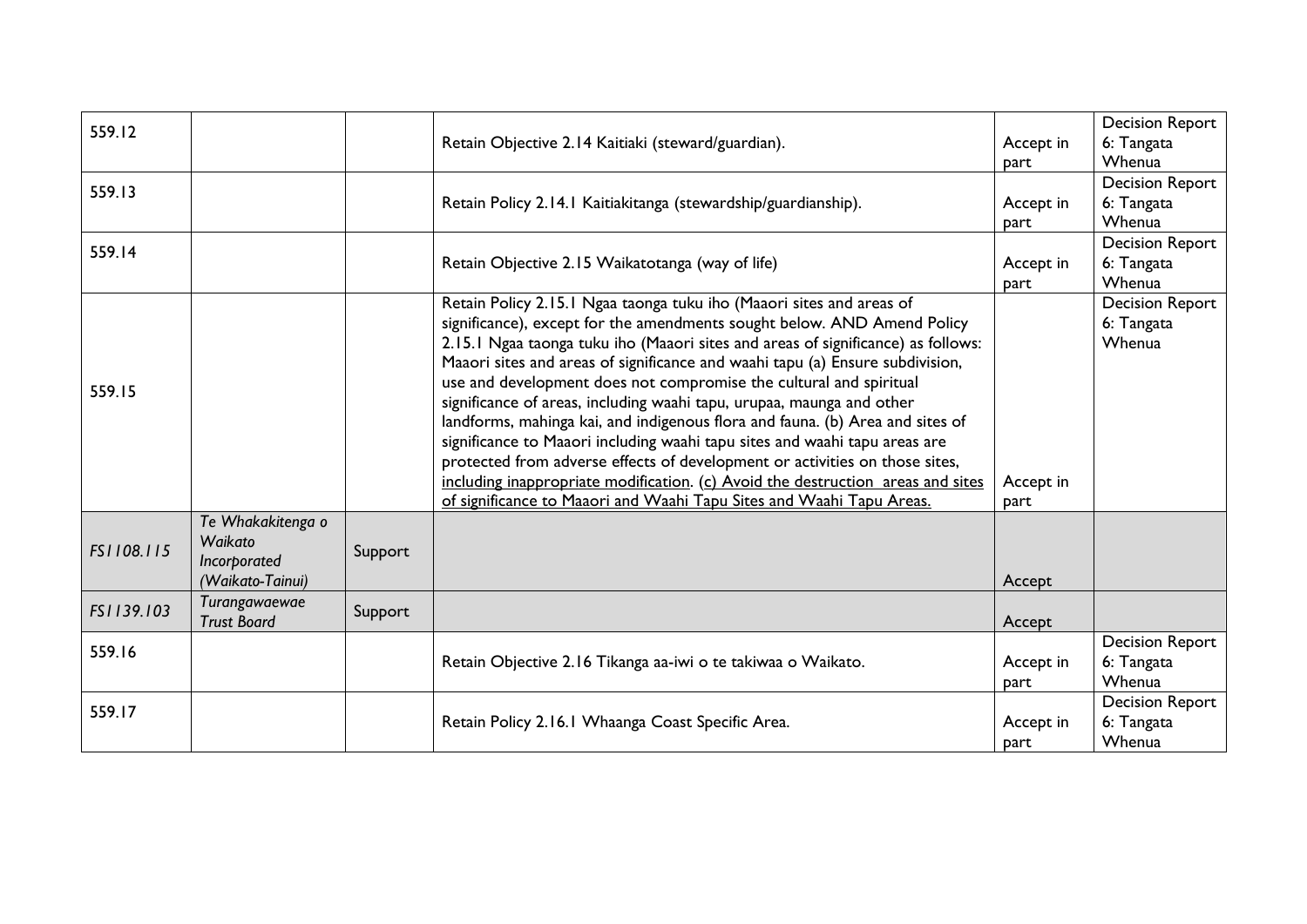| | | | | | |
|---|---|---|---|---|---|
| 559.12 | | | Retain Objective 2.14 Kaitiaki (steward/guardian). | Accept in part | Decision Report 6: Tangata Whenua |
| 559.13 | | | Retain Policy 2.14.1 Kaitiakitanga (stewardship/guardianship). | Accept in part | Decision Report 6: Tangata Whenua |
| 559.14 | | | Retain Objective 2.15 Waikatotanga (way of life) | Accept in part | Decision Report 6: Tangata Whenua |
| 559.15 | | | Retain Policy 2.15.1 Ngaa taonga tuku iho (Maaori sites and areas of significance), except for the amendments sought below. AND Amend Policy 2.15.1 Ngaa taonga tuku iho (Maaori sites and areas of significance) as follows: Maaori sites and areas of significance and waahi tapu (a) Ensure subdivision, use and development does not compromise the cultural and spiritual significance of areas, including waahi tapu, urupaa, maunga and other landforms, mahinga kai, and indigenous flora and fauna. (b) Area and sites of significance to Maaori including waahi tapu sites and waahi tapu areas are protected from adverse effects of development or activities on those sites, <u>including inappropriate modification</u>. <u>(c) Avoid the destruction areas and sites of significance to Maaori and Waahi Tapu Sites and Waahi Tapu Areas.</u> | Accept in part | Decision Report 6: Tangata Whenua |
| *FS1108.115* | *Te Whakakitenga o Waikato Incorporated (Waikato-Tainui)* | Support | | Accept | |
| *FS1139.103* | *Turangawaewae Trust Board* | Support | | Accept | |
| 559.16 | | | Retain Objective 2.16 Tikanga aa-iwi o te takiwaa o Waikato. | Accept in part | Decision Report 6: Tangata Whenua |
| 559.17 | | | Retain Policy 2.16.1 Whaanga Coast Specific Area. | Accept in part | Decision Report 6: Tangata Whenua |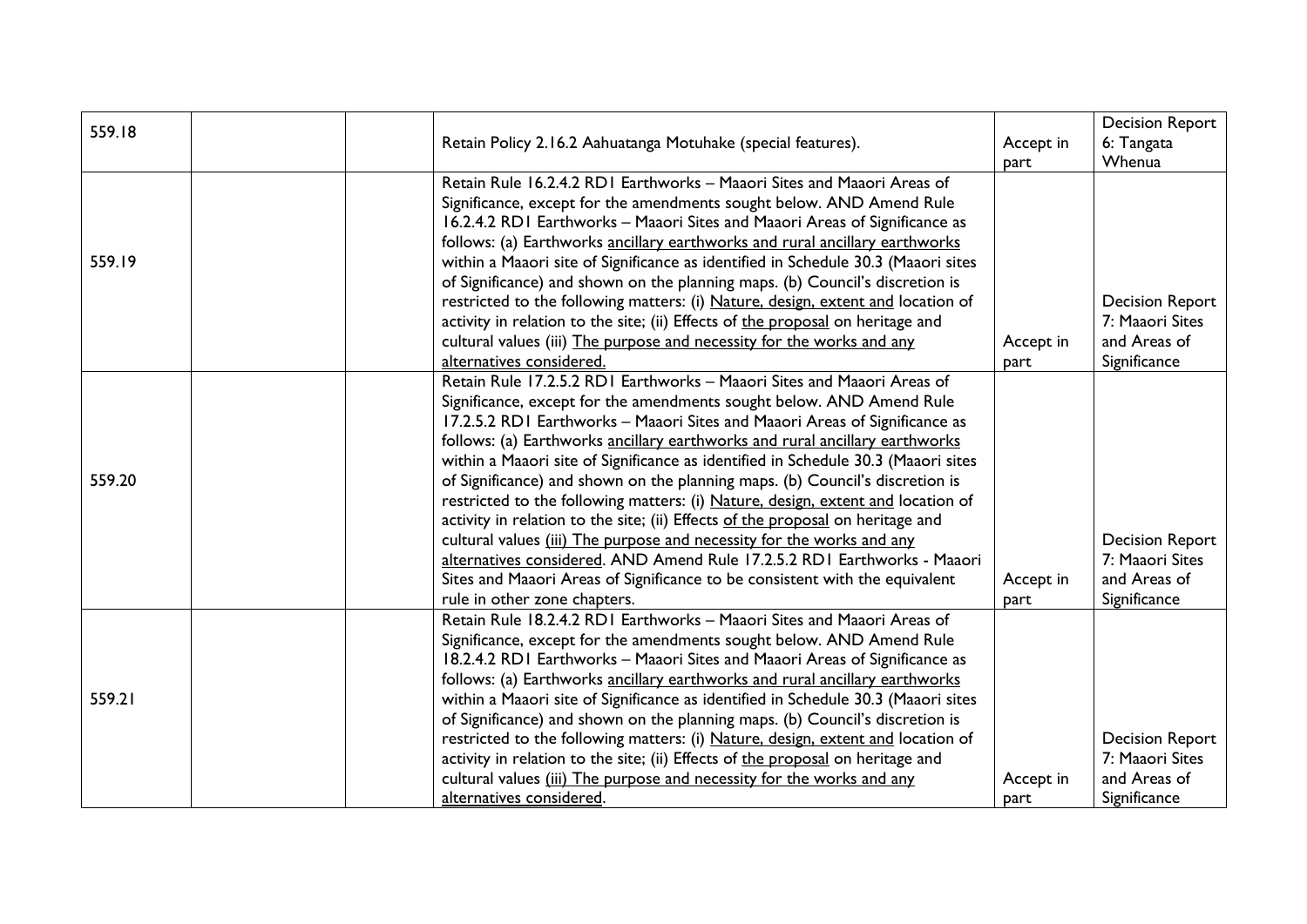| | | | | | |
|---|---|---|---|---|---|
| 559.18 | | | Retain Policy 2.16.2 Aahuatanga Motuhake (special features). | Accept in part | Decision Report 6: Tangata Whenua |
| 559.19 | | | Retain Rule 16.2.4.2 RD1 Earthworks – Maaori Sites and Maaori Areas of Significance, except for the amendments sought below. AND Amend Rule 16.2.4.2 RD1 Earthworks – Maaori Sites and Maaori Areas of Significance as follows: (a) Earthworks <u>ancillary earthworks and rural ancillary earthworks</u> within a Maaori site of Significance as identified in Schedule 30.3 (Maaori sites of Significance) and shown on the planning maps. (b) Council's discretion is restricted to the following matters: (i) <u>Nature, design, extent and</u> location of activity in relation to the site; (ii) Effects of <u>the proposal</u> on heritage and cultural values (iii) <u>The purpose and necessity for the works and any alternatives considered.</u> | Accept in part | Decision Report 7: Maaori Sites and Areas of Significance |
| 559.20 | | | Retain Rule 17.2.5.2 RD1 Earthworks – Maaori Sites and Maaori Areas of Significance, except for the amendments sought below. AND Amend Rule 17.2.5.2 RD1 Earthworks – Maaori Sites and Maaori Areas of Significance as follows: (a) Earthworks <u>ancillary earthworks and rural ancillary earthworks</u> within a Maaori site of Significance as identified in Schedule 30.3 (Maaori sites of Significance) and shown on the planning maps. (b) Council's discretion is restricted to the following matters: (i) <u>Nature, design, extent and</u> location of activity in relation to the site; (ii) Effects <u>of the proposal</u> on heritage and cultural values <u>(iii) The purpose and necessity for the works and any alternatives considered</u>. AND Amend Rule 17.2.5.2 RD1 Earthworks - Maaori Sites and Maaori Areas of Significance to be consistent with the equivalent rule in other zone chapters. | Accept in part | Decision Report 7: Maaori Sites and Areas of Significance |
| 559.21 | | | Retain Rule 18.2.4.2 RD1 Earthworks – Maaori Sites and Maaori Areas of Significance, except for the amendments sought below. AND Amend Rule 18.2.4.2 RD1 Earthworks – Maaori Sites and Maaori Areas of Significance as follows: (a) Earthworks <u>ancillary earthworks and rural ancillary earthworks</u> within a Maaori site of Significance as identified in Schedule 30.3 (Maaori sites of Significance) and shown on the planning maps. (b) Council's discretion is restricted to the following matters: (i) <u>Nature, design, extent and</u> location of activity in relation to the site; (ii) Effects of <u>the proposal</u> on heritage and cultural values <u>(iii) The purpose and necessity for the works and any alternatives considered</u>. | Accept in part | Decision Report 7: Maaori Sites and Areas of Significance |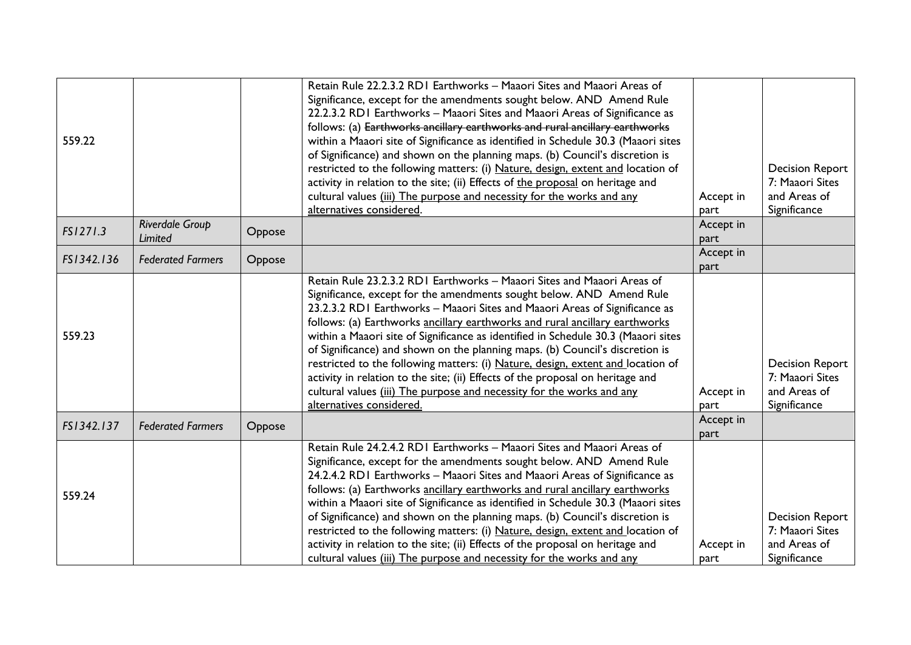| | | | | | |
|---|---|---|---|---|---|
| 559.22 | | | Retain Rule 22.2.3.2 RD1 Earthworks – Maaori Sites and Maaori Areas of Significance, except for the amendments sought below. AND Amend Rule 22.2.3.2 RD1 Earthworks – Maaori Sites and Maaori Areas of Significance as follows: (a) ~~Earthworks ancillary earthworks and rural ancillary earthworks~~ within a Maaori site of Significance as identified in Schedule 30.3 (Maaori sites of Significance) and shown on the planning maps. (b) Council's discretion is restricted to the following matters: (i) <u>Nature, design, extent and</u> location of activity in relation to the site; (ii) Effects of <u>the proposal</u> on heritage and cultural values <u>(iii) The purpose and necessity for the works and any alternatives considered</u>. | Accept in part | Decision Report 7: Maaori Sites and Areas of Significance |
| *FS1271.3* | *Riverdale Group Limited* | Oppose | | Accept in part | |
| *FS1342.136* | *Federated Farmers* | Oppose | | Accept in part | |
| 559.23 | | | Retain Rule 23.2.3.2 RD1 Earthworks – Maaori Sites and Maaori Areas of Significance, except for the amendments sought below. AND Amend Rule 23.2.3.2 RD1 Earthworks – Maaori Sites and Maaori Areas of Significance as follows: (a) Earthworks <u>ancillary earthworks and rural ancillary earthworks</u> within a Maaori site of Significance as identified in Schedule 30.3 (Maaori sites of Significance) and shown on the planning maps. (b) Council's discretion is restricted to the following matters: (i) <u>Nature, design, extent and</u> location of activity in relation to the site; (ii) Effects of the proposal on heritage and cultural values <u>(iii) The purpose and necessity for the works and any alternatives considered.</u> | Accept in part | Decision Report 7: Maaori Sites and Areas of Significance |
| *FS1342.137* | *Federated Farmers* | Oppose | | Accept in part | |
| 559.24 | | | Retain Rule 24.2.4.2 RD1 Earthworks – Maaori Sites and Maaori Areas of Significance, except for the amendments sought below. AND Amend Rule 24.2.4.2 RD1 Earthworks – Maaori Sites and Maaori Areas of Significance as follows: (a) Earthworks <u>ancillary earthworks and rural ancillary earthworks</u> within a Maaori site of Significance as identified in Schedule 30.3 (Maaori sites of Significance) and shown on the planning maps. (b) Council's discretion is restricted to the following matters: (i) <u>Nature, design, extent and</u> location of activity in relation to the site; (ii) Effects of the proposal on heritage and cultural values <u>(iii) The purpose and necessity for the works and any</u> | Accept in part | Decision Report 7: Maaori Sites and Areas of Significance |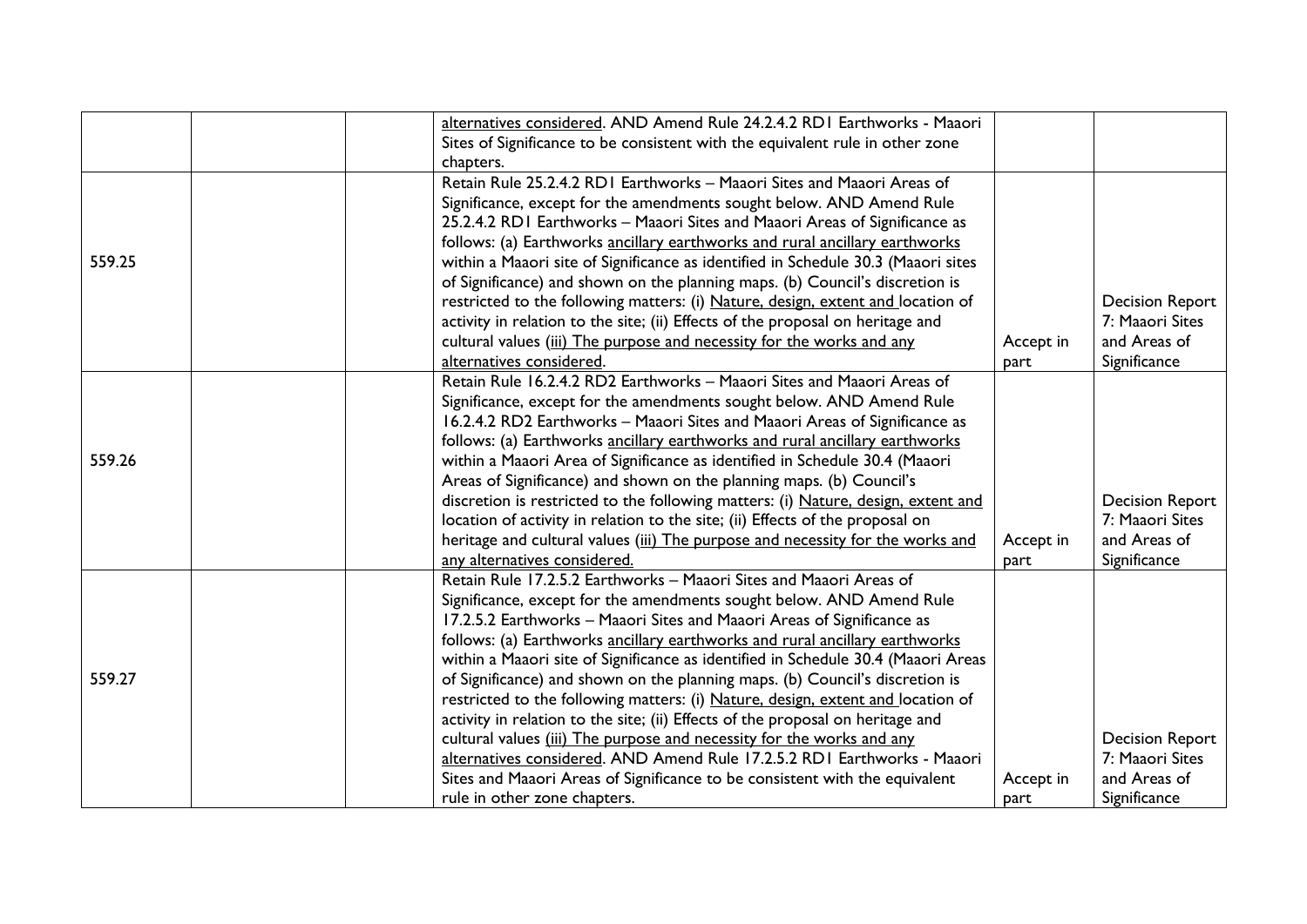| | | | | | |
|---|---|---|---|---|---|
| | | | alternatives considered. AND Amend Rule 24.2.4.2 RD1 Earthworks - Maaori Sites of Significance to be consistent with the equivalent rule in other zone chapters. | | |
| 559.25 | | | Retain Rule 25.2.4.2 RD1 Earthworks – Maaori Sites and Maaori Areas of Significance, except for the amendments sought below. AND Amend Rule 25.2.4.2 RD1 Earthworks – Maaori Sites and Maaori Areas of Significance as follows: (a) Earthworks ancillary earthworks and rural ancillary earthworks within a Maaori site of Significance as identified in Schedule 30.3 (Maaori sites of Significance) and shown on the planning maps. (b) Council's discretion is restricted to the following matters: (i) Nature, design, extent and location of activity in relation to the site; (ii) Effects of the proposal on heritage and cultural values (iii) The purpose and necessity for the works and any alternatives considered. | Accept in part | Decision Report 7: Maaori Sites and Areas of Significance |
| 559.26 | | | Retain Rule 16.2.4.2 RD2 Earthworks – Maaori Sites and Maaori Areas of Significance, except for the amendments sought below. AND Amend Rule 16.2.4.2 RD2 Earthworks – Maaori Sites and Maaori Areas of Significance as follows: (a) Earthworks ancillary earthworks and rural ancillary earthworks within a Maaori Area of Significance as identified in Schedule 30.4 (Maaori Areas of Significance) and shown on the planning maps. (b) Council's discretion is restricted to the following matters: (i) Nature, design, extent and location of activity in relation to the site; (ii) Effects of the proposal on heritage and cultural values (iii) The purpose and necessity for the works and any alternatives considered. | Accept in part | Decision Report 7: Maaori Sites and Areas of Significance |
| 559.27 | | | Retain Rule 17.2.5.2 Earthworks – Maaori Sites and Maaori Areas of Significance, except for the amendments sought below. AND Amend Rule 17.2.5.2 Earthworks – Maaori Sites and Maaori Areas of Significance as follows: (a) Earthworks ancillary earthworks and rural ancillary earthworks within a Maaori site of Significance as identified in Schedule 30.4 (Maaori Areas of Significance) and shown on the planning maps. (b) Council's discretion is restricted to the following matters: (i) Nature, design, extent and location of activity in relation to the site; (ii) Effects of the proposal on heritage and cultural values (iii) The purpose and necessity for the works and any alternatives considered. AND Amend Rule 17.2.5.2 RD1 Earthworks - Maaori Sites and Maaori Areas of Significance to be consistent with the equivalent rule in other zone chapters. | Accept in part | Decision Report 7: Maaori Sites and Areas of Significance |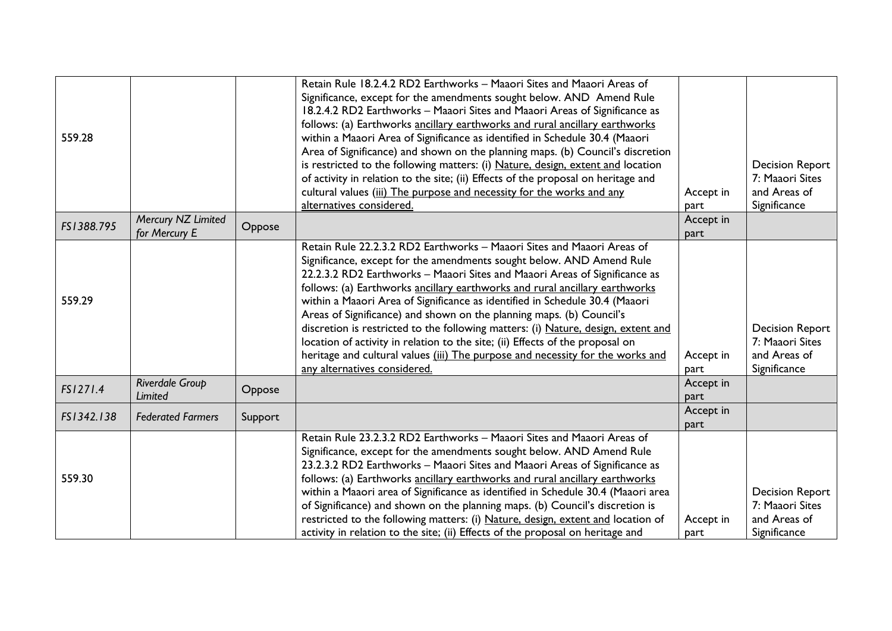| | | | | | |
|---|---|---|---|---|---|
| 559.28 | | | Retain Rule 18.2.4.2 RD2 Earthworks – Maaori Sites and Maaori Areas of Significance, except for the amendments sought below. AND Amend Rule 18.2.4.2 RD2 Earthworks – Maaori Sites and Maaori Areas of Significance as follows: (a) Earthworks <u>ancillary earthworks and rural ancillary earthworks</u> within a Maaori Area of Significance as identified in Schedule 30.4 (Maaori Area of Significance) and shown on the planning maps. (b) Council's discretion is restricted to the following matters: (i) <u>Nature, design, extent and</u> location of activity in relation to the site; (ii) Effects of the proposal on heritage and cultural values <u>(iii) The purpose and necessity for the works and any alternatives considered.</u> | Accept in part | Decision Report 7: Maaori Sites and Areas of Significance |
| FS1388.795 | *Mercury NZ Limited for Mercury E* | Oppose | | Accept in part | |
| 559.29 | | | Retain Rule 22.2.3.2 RD2 Earthworks – Maaori Sites and Maaori Areas of Significance, except for the amendments sought below. AND Amend Rule 22.2.3.2 RD2 Earthworks – Maaori Sites and Maaori Areas of Significance as follows: (a) Earthworks <u>ancillary earthworks and rural ancillary earthworks</u> within a Maaori Area of Significance as identified in Schedule 30.4 (Maaori Areas of Significance) and shown on the planning maps. (b) Council's discretion is restricted to the following matters: (i) <u>Nature, design, extent and</u> location of activity in relation to the site; (ii) Effects of the proposal on heritage and cultural values <u>(iii) The purpose and necessity for the works and any alternatives considered.</u> | Accept in part | Decision Report 7: Maaori Sites and Areas of Significance |
| FS1271.4 | *Riverdale Group Limited* | Oppose | | Accept in part | |
| FS1342.138 | *Federated Farmers* | Support | | Accept in part | |
| 559.30 | | | Retain Rule 23.2.3.2 RD2 Earthworks – Maaori Sites and Maaori Areas of Significance, except for the amendments sought below. AND Amend Rule 23.2.3.2 RD2 Earthworks – Maaori Sites and Maaori Areas of Significance as follows: (a) Earthworks <u>ancillary earthworks and rural ancillary earthworks</u> within a Maaori area of Significance as identified in Schedule 30.4 (Maaori area of Significance) and shown on the planning maps. (b) Council's discretion is restricted to the following matters: (i) <u>Nature, design, extent and</u> location of activity in relation to the site; (ii) Effects of the proposal on heritage and | Accept in part | Decision Report 7: Maaori Sites and Areas of Significance |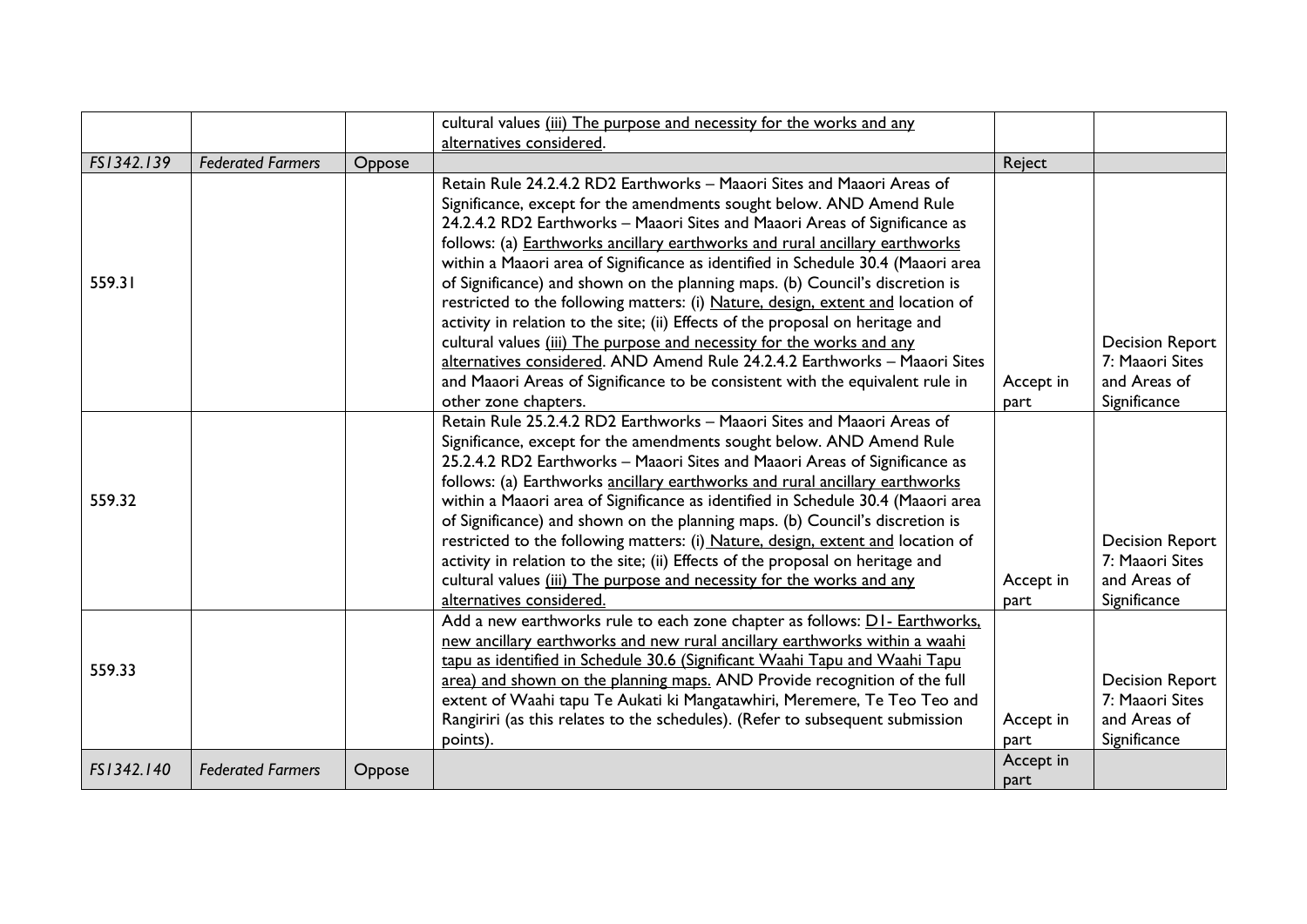| | | | | | |
|---|---|---|---|---|---|
| | | | cultural values (iii) The purpose and necessity for the works and any alternatives considered. | | |
| *FS1342.139* | *Federated Farmers* | Oppose | | Reject | |
| 559.31 | | | Retain Rule 24.2.4.2 RD2 Earthworks – Maaori Sites and Maaori Areas of Significance, except for the amendments sought below. AND Amend Rule 24.2.4.2 RD2 Earthworks – Maaori Sites and Maaori Areas of Significance as follows: (a) Earthworks ancillary earthworks and rural ancillary earthworks within a Maaori area of Significance as identified in Schedule 30.4 (Maaori area of Significance) and shown on the planning maps. (b) Council's discretion is restricted to the following matters: (i) Nature, design, extent and location of activity in relation to the site; (ii) Effects of the proposal on heritage and cultural values (iii) The purpose and necessity for the works and any alternatives considered. AND Amend Rule 24.2.4.2 Earthworks – Maaori Sites and Maaori Areas of Significance to be consistent with the equivalent rule in other zone chapters. | Accept in part | Decision Report 7: Maaori Sites and Areas of Significance |
| 559.32 | | | Retain Rule 25.2.4.2 RD2 Earthworks – Maaori Sites and Maaori Areas of Significance, except for the amendments sought below. AND Amend Rule 25.2.4.2 RD2 Earthworks – Maaori Sites and Maaori Areas of Significance as follows: (a) Earthworks ancillary earthworks and rural ancillary earthworks within a Maaori area of Significance as identified in Schedule 30.4 (Maaori area of Significance) and shown on the planning maps. (b) Council's discretion is restricted to the following matters: (i) Nature, design, extent and location of activity in relation to the site; (ii) Effects of the proposal on heritage and cultural values (iii) The purpose and necessity for the works and any alternatives considered. | Accept in part | Decision Report 7: Maaori Sites and Areas of Significance |
| 559.33 | | | Add a new earthworks rule to each zone chapter as follows: D1- Earthworks, new ancillary earthworks and new rural ancillary earthworks within a waahi tapu as identified in Schedule 30.6 (Significant Waahi Tapu and Waahi Tapu area) and shown on the planning maps. AND Provide recognition of the full extent of Waahi tapu Te Aukati ki Mangatawhiri, Meremere, Te Teo Teo and Rangiriri (as this relates to the schedules). (Refer to subsequent submission points). | Accept in part | Decision Report 7: Maaori Sites and Areas of Significance |
| *FS1342.140* | *Federated Farmers* | Oppose | | Accept in part | |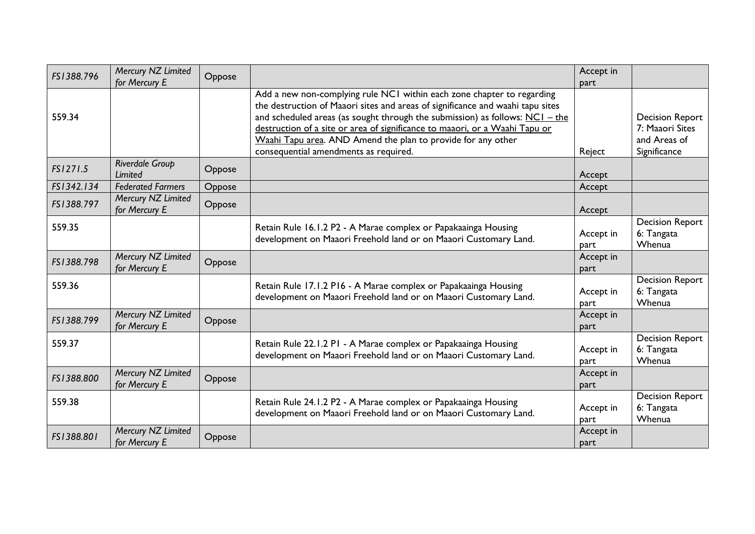| | | | | | |
|---|---|---|---|---|---|
| *FS1388.796* | *Mercury NZ Limited for Mercury E* | Oppose | | Accept in part | |
| 559.34 | | | Add a new non-complying rule NC1 within each zone chapter to regarding the destruction of Maaori sites and areas of significance and waahi tapu sites and scheduled areas (as sought through the submission) as follows: NC1 – the destruction of a site or area of significance to maaori, or a Waahi Tapu or Waahi Tapu area. AND Amend the plan to provide for any other consequential amendments as required. | Reject | Decision Report 7: Maaori Sites and Areas of Significance |
| *FS1271.5* | *Riverdale Group Limited* | Oppose | | Accept | |
| *FS1342.134* | *Federated Farmers* | Oppose | | Accept | |
| *FS1388.797* | *Mercury NZ Limited for Mercury E* | Oppose | | Accept | |
| 559.35 | | | Retain Rule 16.1.2 P2 - A Marae complex or Papakaainga Housing development on Maaori Freehold land or on Maaori Customary Land. | Accept in part | Decision Report 6: Tangata Whenua |
| *FS1388.798* | *Mercury NZ Limited for Mercury E* | Oppose | | Accept in part | |
| 559.36 | | | Retain Rule 17.1.2 P16 - A Marae complex or Papakaainga Housing development on Maaori Freehold land or on Maaori Customary Land. | Accept in part | Decision Report 6: Tangata Whenua |
| *FS1388.799* | *Mercury NZ Limited for Mercury E* | Oppose | | Accept in part | |
| 559.37 | | | Retain Rule 22.1.2 P1 - A Marae complex or Papakaainga Housing development on Maaori Freehold land or on Maaori Customary Land. | Accept in part | Decision Report 6: Tangata Whenua |
| *FS1388.800* | *Mercury NZ Limited for Mercury E* | Oppose | | Accept in part | |
| 559.38 | | | Retain Rule 24.1.2 P2 - A Marae complex or Papakaainga Housing development on Maaori Freehold land or on Maaori Customary Land. | Accept in part | Decision Report 6: Tangata Whenua |
| *FS1388.801* | *Mercury NZ Limited for Mercury E* | Oppose | | Accept in part | |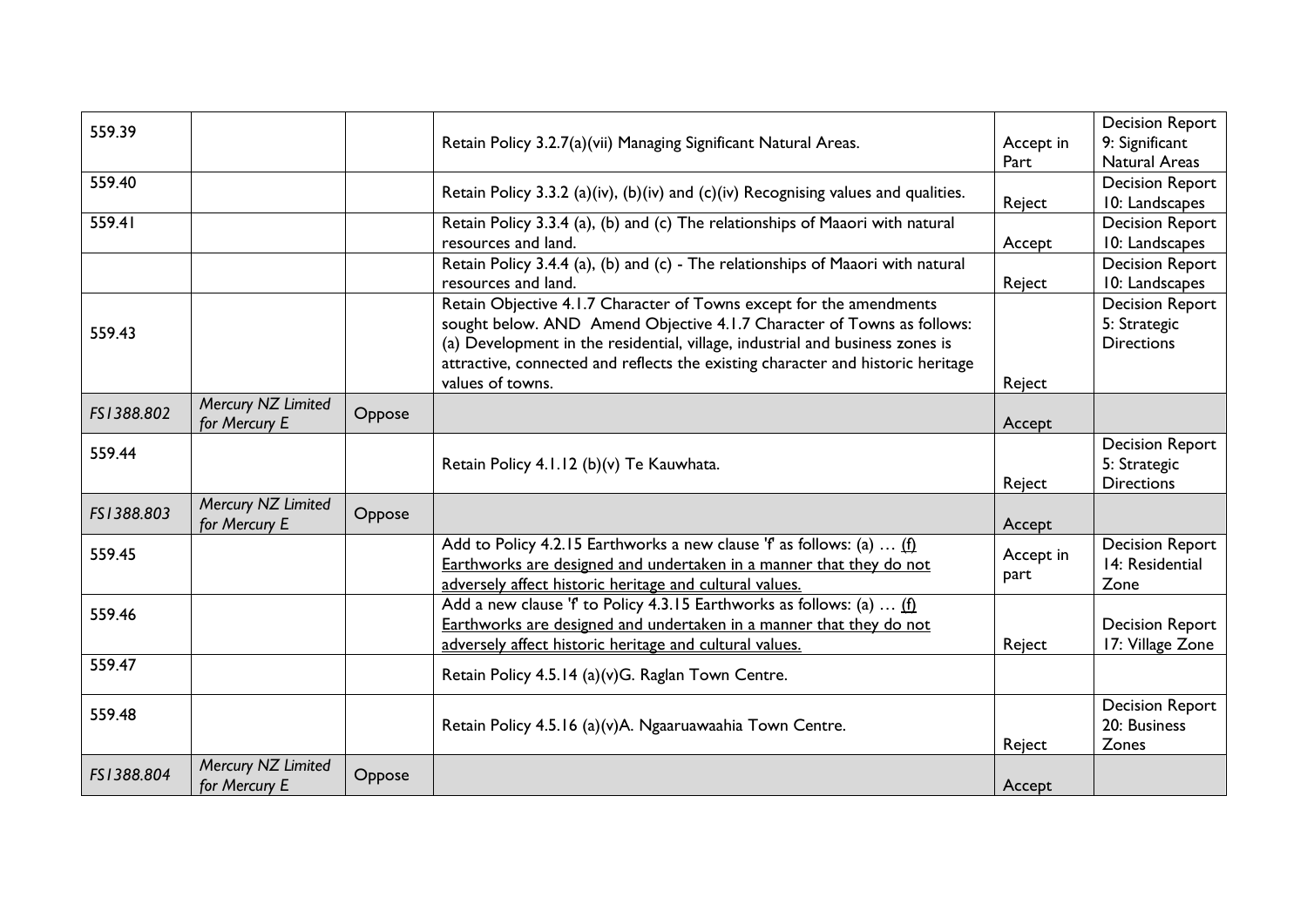| | | | | | |
|---|---|---|---|---|---|
| 559.39 | | | Retain Policy 3.2.7(a)(vii) Managing Significant Natural Areas. | Accept in Part | Decision Report 9: Significant Natural Areas |
| 559.40 | | | Retain Policy 3.3.2 (a)(iv), (b)(iv) and (c)(iv) Recognising values and qualities. | Reject | Decision Report 10: Landscapes |
| 559.41 | | | Retain Policy 3.3.4 (a), (b) and (c) The relationships of Maaori with natural resources and land. | Accept | Decision Report 10: Landscapes |
| | | | Retain Policy 3.4.4 (a), (b) and (c) - The relationships of Maaori with natural resources and land. | Reject | Decision Report 10: Landscapes |
| 559.43 | | | Retain Objective 4.1.7 Character of Towns except for the amendments sought below. AND Amend Objective 4.1.7 Character of Towns as follows: (a) Development in the residential, village, industrial and business zones is attractive, connected and reflects the existing character and historic heritage values of towns. | Reject | Decision Report 5: Strategic Directions |
| *FS1388.802* | *Mercury NZ Limited for Mercury E* | Oppose | | Accept | |
| 559.44 | | | Retain Policy 4.1.12 (b)(v) Te Kauwhata. | Reject | Decision Report 5: Strategic Directions |
| *FS1388.803* | *Mercury NZ Limited for Mercury E* | Oppose | | Accept | |
| 559.45 | | | Add to Policy 4.2.15 Earthworks a new clause 'f' as follows: (a) … <u>(f) Earthworks are designed and undertaken in a manner that they do not adversely affect historic heritage and cultural values.</u> | Accept in part | Decision Report 14: Residential Zone |
| 559.46 | | | Add a new clause 'f' to Policy 4.3.15 Earthworks as follows: (a) … <u>(f) Earthworks are designed and undertaken in a manner that they do not adversely affect historic heritage and cultural values.</u> | Reject | Decision Report 17: Village Zone |
| 559.47 | | | Retain Policy 4.5.14 (a)(v)G. Raglan Town Centre. | | |
| 559.48 | | | Retain Policy 4.5.16 (a)(v)A. Ngaaruawaahia Town Centre. | Reject | Decision Report 20: Business Zones |
| *FS1388.804* | *Mercury NZ Limited for Mercury E* | Oppose | | Accept | |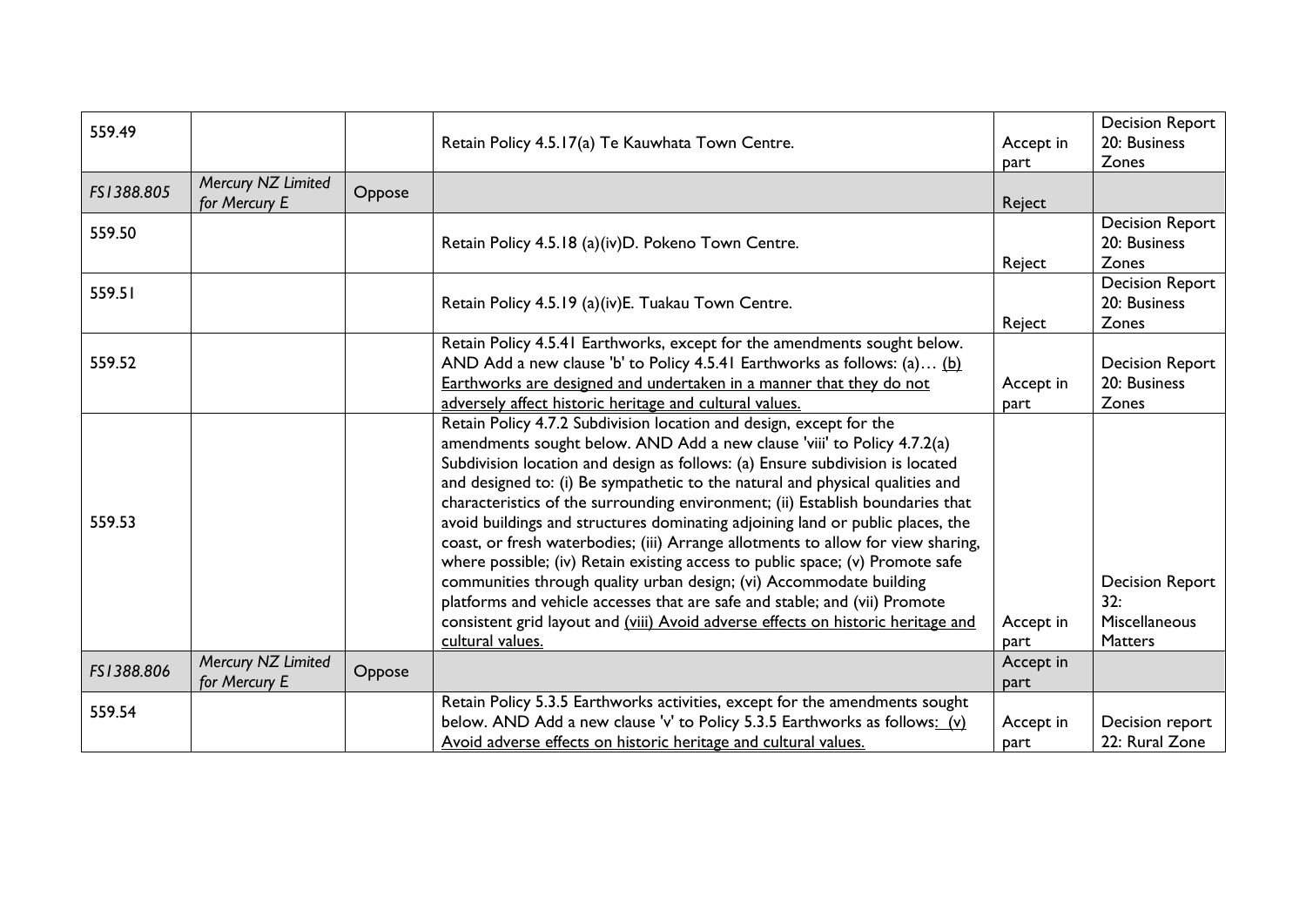| 559.49 | | | Retain Policy 4.5.17(a) Te Kauwhata Town Centre. | Accept in part | Decision Report 20: Business Zones |
|---|---|---|---|---|---|
| *FS1388.805* | *Mercury NZ Limited for Mercury E* | Oppose | | Reject | |
| 559.50 | | | Retain Policy 4.5.18 (a)(iv)D. Pokeno Town Centre. | Reject | Decision Report 20: Business Zones |
| 559.51 | | | Retain Policy 4.5.19 (a)(iv)E. Tuakau Town Centre. | Reject | Decision Report 20: Business Zones |
| 559.52 | | | Retain Policy 4.5.41 Earthworks, except for the amendments sought below. AND Add a new clause 'b' to Policy 4.5.41 Earthworks as follows: (a)… <u>(b) Earthworks are designed and undertaken in a manner that they do not adversely affect historic heritage and cultural values.</u> | Accept in part | Decision Report 20: Business Zones |
| 559.53 | | | Retain Policy 4.7.2 Subdivision location and design, except for the amendments sought below. AND Add a new clause 'viii' to Policy 4.7.2(a) Subdivision location and design as follows: (a) Ensure subdivision is located and designed to: (i) Be sympathetic to the natural and physical qualities and characteristics of the surrounding environment; (ii) Establish boundaries that avoid buildings and structures dominating adjoining land or public places, the coast, or fresh waterbodies; (iii) Arrange allotments to allow for view sharing, where possible; (iv) Retain existing access to public space; (v) Promote safe communities through quality urban design; (vi) Accommodate building platforms and vehicle accesses that are safe and stable; and (vii) Promote consistent grid layout and <u>(viii) Avoid adverse effects on historic heritage and cultural values.</u> | Accept in part | Decision Report 32: Miscellaneous Matters |
| *FS1388.806* | *Mercury NZ Limited for Mercury E* | Oppose | | Accept in part | |
| 559.54 | | | Retain Policy 5.3.5 Earthworks activities, except for the amendments sought below. AND Add a new clause 'v' to Policy 5.3.5 Earthworks as follows<u>: (v) Avoid adverse effects on historic heritage and cultural values.</u> | Accept in part | Decision report 22: Rural Zone |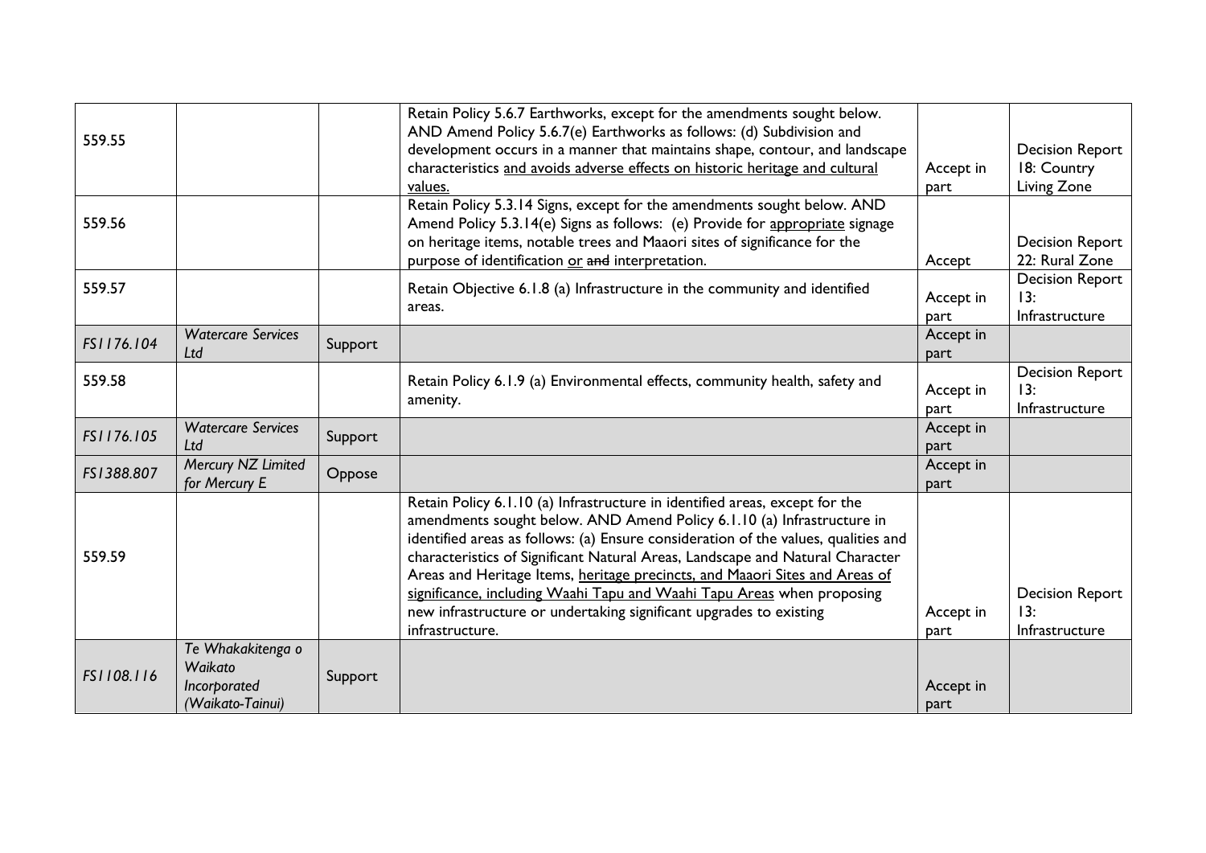| | | | | | |
|---|---|---|---|---|---|
| 559.55 | | | Retain Policy 5.6.7 Earthworks, except for the amendments sought below. AND Amend Policy 5.6.7(e) Earthworks as follows: (d) Subdivision and development occurs in a manner that maintains shape, contour, and landscape characteristics <u>and avoids adverse effects on historic heritage and cultural values.</u> | Accept in part | Decision Report 18: Country Living Zone |
| 559.56 | | | Retain Policy 5.3.14 Signs, except for the amendments sought below. AND Amend Policy 5.3.14(e) Signs as follows: (e) Provide for <u>appropriate</u> signage on heritage items, notable trees and Maaori sites of significance for the purpose of identification <u>or</u> ~~and~~ interpretation. | Accept | Decision Report 22: Rural Zone |
| 559.57 | | | Retain Objective 6.1.8 (a) Infrastructure in the community and identified areas. | Accept in part | Decision Report 13: Infrastructure |
| *FS1176.104* | *Watercare Services Ltd* | Support | | Accept in part | |
| 559.58 | | | Retain Policy 6.1.9 (a) Environmental effects, community health, safety and amenity. | Accept in part | Decision Report 13: Infrastructure |
| *FS1176.105* | *Watercare Services Ltd* | Support | | Accept in part | |
| *FS1388.807* | *Mercury NZ Limited for Mercury E* | Oppose | | Accept in part | |
| 559.59 | | | Retain Policy 6.1.10 (a) Infrastructure in identified areas, except for the amendments sought below. AND Amend Policy 6.1.10 (a) Infrastructure in identified areas as follows: (a) Ensure consideration of the values, qualities and characteristics of Significant Natural Areas, Landscape and Natural Character Areas and Heritage Items, <u>heritage precincts, and Maaori Sites and Areas of significance, including Waahi Tapu and Waahi Tapu Areas</u> when proposing new infrastructure or undertaking significant upgrades to existing infrastructure. | Accept in part | Decision Report 13: Infrastructure |
| *FS1108.116* | *Te Whakakitenga o Waikato Incorporated (Waikato-Tainui)* | Support | | Accept in part | |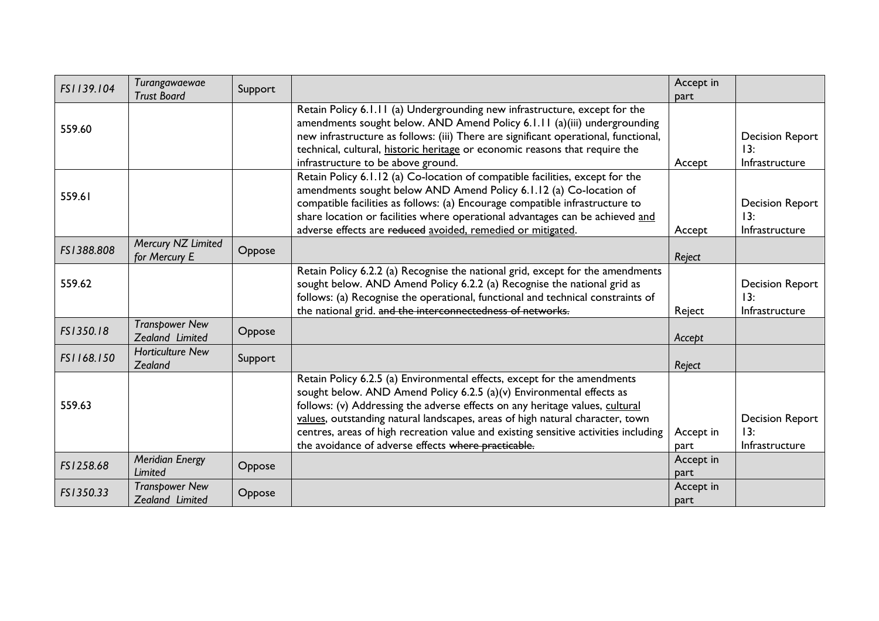| | | | | | |
|---|---|---|---|---|---|
| *FS1139.104* | *Turangawaewae Trust Board* | Support | | Accept in part | |
| 559.60 | | | Retain Policy 6.1.11 (a) Undergrounding new infrastructure, except for the amendments sought below. AND Amend Policy 6.1.11 (a)(iii) undergrounding new infrastructure as follows: (iii) There are significant operational, functional, technical, cultural, <u>historic heritage</u> or economic reasons that require the infrastructure to be above ground. | Accept | Decision Report 13: Infrastructure |
| 559.61 | | | Retain Policy 6.1.12 (a) Co-location of compatible facilities, except for the amendments sought below AND Amend Policy 6.1.12 (a) Co-location of compatible facilities as follows: (a) Encourage compatible infrastructure to share location or facilities where operational advantages can be achieved <u>and</u> adverse effects are ~~reduced~~ <u>avoided, remedied or mitigated</u>. | Accept | Decision Report 13: Infrastructure |
| *FS1388.808* | *Mercury NZ Limited for Mercury E* | Oppose | | *Reject* | |
| 559.62 | | | Retain Policy 6.2.2 (a) Recognise the national grid, except for the amendments sought below. AND Amend Policy 6.2.2 (a) Recognise the national grid as follows: (a) Recognise the operational, functional and technical constraints of the national grid. ~~and the interconnectedness of networks.~~ | Reject | Decision Report 13: Infrastructure |
| *FS1350.18* | *Transpower New Zealand Limited* | Oppose | | *Accept* | |
| *FS1168.150* | *Horticulture New Zealand* | Support | | *Reject* | |
| 559.63 | | | Retain Policy 6.2.5 (a) Environmental effects, except for the amendments sought below. AND Amend Policy 6.2.5 (a)(v) Environmental effects as follows: (v) Addressing the adverse effects on any heritage values, <u>cultural values</u>, outstanding natural landscapes, areas of high natural character, town centres, areas of high recreation value and existing sensitive activities including the avoidance of adverse effects ~~where practicable.~~ | Accept in part | Decision Report 13: Infrastructure |
| *FS1258.68* | *Meridian Energy Limited* | Oppose | | Accept in part | |
| *FS1350.33* | *Transpower New Zealand Limited* | Oppose | | Accept in part | |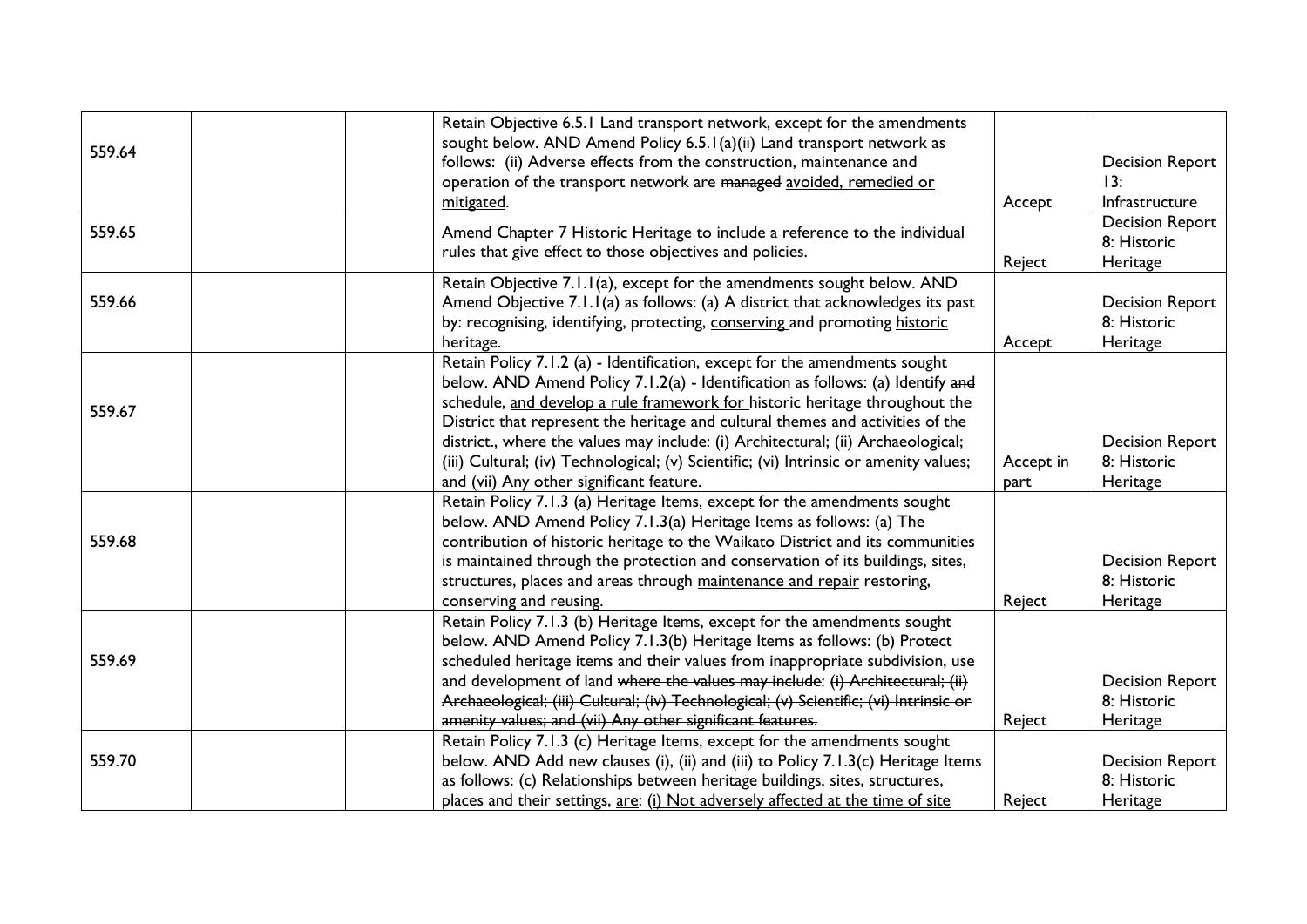| | | | | | |
|---|---|---|---|---|---|
| 559.64 | | | Retain Objective 6.5.1 Land transport network, except for the amendments sought below. AND Amend Policy 6.5.1(a)(ii) Land transport network as follows: (ii) Adverse effects from the construction, maintenance and operation of the transport network are ~~managed~~ <u>avoided, remedied or mitigated</u>. | Accept | Decision Report 13: Infrastructure |
| 559.65 | | | Amend Chapter 7 Historic Heritage to include a reference to the individual rules that give effect to those objectives and policies. | Reject | Decision Report 8: Historic Heritage |
| 559.66 | | | Retain Objective 7.1.1(a), except for the amendments sought below. AND Amend Objective 7.1.1(a) as follows: (a) A district that acknowledges its past by: recognising, identifying, protecting, <u>conserving</u> and promoting <u>historic</u> heritage. | Accept | Decision Report 8: Historic Heritage |
| 559.67 | | | Retain Policy 7.1.2 (a) - Identification, except for the amendments sought below. AND Amend Policy 7.1.2(a) - Identification as follows: (a) Identify ~~and~~ schedule, <u>and develop a rule framework for</u> historic heritage throughout the District that represent the heritage and cultural themes and activities of the district., <u>where the values may include: (i) Architectural; (ii) Archaeological; (iii) Cultural; (iv) Technological; (v) Scientific; (vi) Intrinsic or amenity values; and (vii) Any other significant feature.</u> | Accept in part | Decision Report 8: Historic Heritage |
| 559.68 | | | Retain Policy 7.1.3 (a) Heritage Items, except for the amendments sought below. AND Amend Policy 7.1.3(a) Heritage Items as follows: (a) The contribution of historic heritage to the Waikato District and its communities is maintained through the protection and conservation of its buildings, sites, structures, places and areas through <u>maintenance and repair</u> restoring, conserving and reusing. | Reject | Decision Report 8: Historic Heritage |
| 559.69 | | | Retain Policy 7.1.3 (b) Heritage Items, except for the amendments sought below. AND Amend Policy 7.1.3(b) Heritage Items as follows: (b) Protect scheduled heritage items and their values from inappropriate subdivision, use and development of land ~~where the values may include: (i) Architectural; (ii) Archaeological; (iii) Cultural; (iv) Technological; (v) Scientific; (vi) Intrinsic or amenity values; and (vii) Any other significant features.~~ | Reject | Decision Report 8: Historic Heritage |
| 559.70 | | | Retain Policy 7.1.3 (c) Heritage Items, except for the amendments sought below. AND Add new clauses (i), (ii) and (iii) to Policy 7.1.3(c) Heritage Items as follows: (c) Relationships between heritage buildings, sites, structures, places and their settings, <u>are: (i) Not adversely affected at the time of site</u> | Reject | Decision Report 8: Historic Heritage |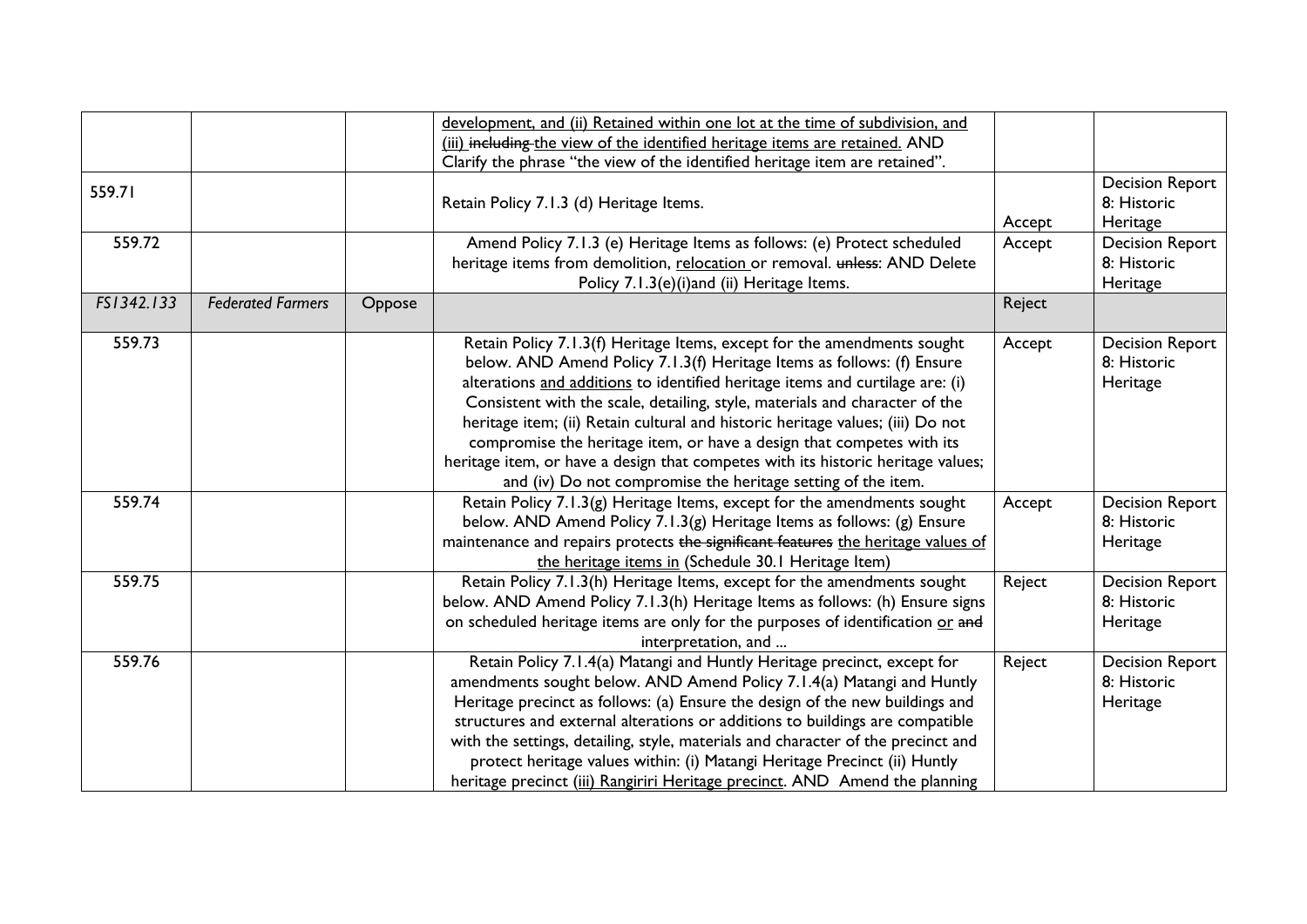| | | | | | |
|---|---|---|---|---|---|
| | | | development, and (ii) Retained within one lot at the time of subdivision, and (iii) ~~including~~ the view of the identified heritage items are retained. AND Clarify the phrase "the view of the identified heritage item are retained". | | |
| 559.71 | | | Retain Policy 7.1.3 (d) Heritage Items. | Accept | Decision Report 8: Historic Heritage |
| 559.72 | | | Amend Policy 7.1.3 (e) Heritage Items as follows: (e) Protect scheduled heritage items from demolition, relocation or removal. ~~unless~~: AND Delete Policy 7.1.3(e)(i)and (ii) Heritage Items. | Accept | Decision Report 8: Historic Heritage |
| *FS1342.133* | *Federated Farmers* | Oppose | | Reject | |
| 559.73 | | | Retain Policy 7.1.3(f) Heritage Items, except for the amendments sought below. AND Amend Policy 7.1.3(f) Heritage Items as follows: (f) Ensure alterations and additions to identified heritage items and curtilage are: (i) Consistent with the scale, detailing, style, materials and character of the heritage item; (ii) Retain cultural and historic heritage values; (iii) Do not compromise the heritage item, or have a design that competes with its heritage item, or have a design that competes with its historic heritage values; and (iv) Do not compromise the heritage setting of the item. | Accept | Decision Report 8: Historic Heritage |
| 559.74 | | | Retain Policy 7.1.3(g) Heritage Items, except for the amendments sought below. AND Amend Policy 7.1.3(g) Heritage Items as follows: (g) Ensure maintenance and repairs protects ~~the significant features~~ the heritage values of the heritage items in (Schedule 30.1 Heritage Item) | Accept | Decision Report 8: Historic Heritage |
| 559.75 | | | Retain Policy 7.1.3(h) Heritage Items, except for the amendments sought below. AND Amend Policy 7.1.3(h) Heritage Items as follows: (h) Ensure signs on scheduled heritage items are only for the purposes of identification or ~~and~~ interpretation, and ... | Reject | Decision Report 8: Historic Heritage |
| 559.76 | | | Retain Policy 7.1.4(a) Matangi and Huntly Heritage precinct, except for amendments sought below. AND Amend Policy 7.1.4(a) Matangi and Huntly Heritage precinct as follows: (a) Ensure the design of the new buildings and structures and external alterations or additions to buildings are compatible with the settings, detailing, style, materials and character of the precinct and protect heritage values within: (i) Matangi Heritage Precinct (ii) Huntly heritage precinct (iii) Rangiriri Heritage precinct. AND Amend the planning | Reject | Decision Report 8: Historic Heritage |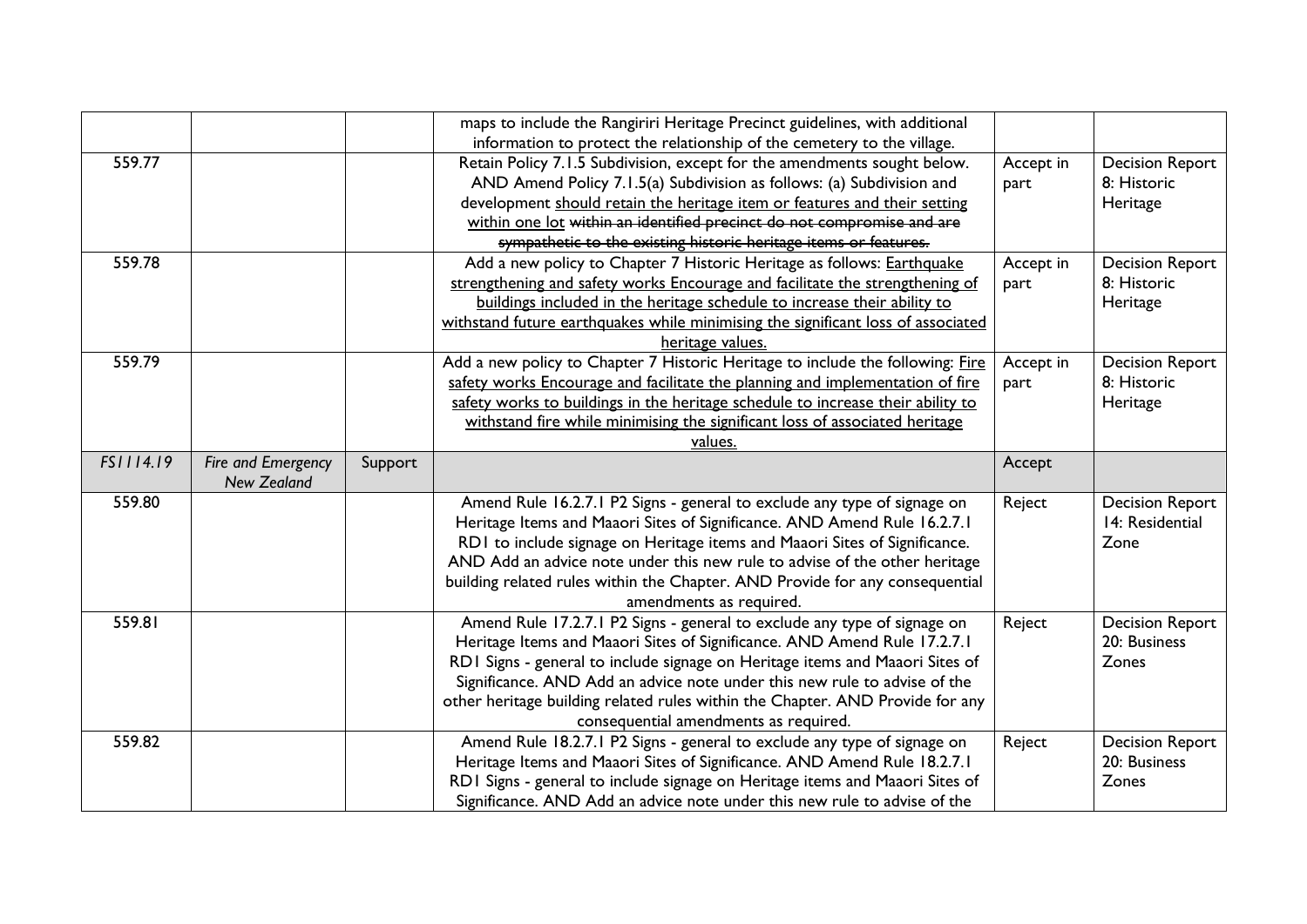| | | | | | |
|---|---|---|---|---|---|
| | | | maps to include the Rangiriri Heritage Precinct guidelines, with additional information to protect the relationship of the cemetery to the village. | | |
| 559.77 | | | Retain Policy 7.1.5 Subdivision, except for the amendments sought below. AND Amend Policy 7.1.5(a) Subdivision as follows: (a) Subdivision and development <u>should retain the heritage item or features and their setting within one lot</u> ~~within an identified precinct do not compromise and are sympathetic to the existing historic heritage items or features.~~ | Accept in part | Decision Report 8: Historic Heritage |
| 559.78 | | | Add a new policy to Chapter 7 Historic Heritage as follows: <u>Earthquake strengthening and safety works Encourage and facilitate the strengthening of buildings included in the heritage schedule to increase their ability to withstand future earthquakes while minimising the significant loss of associated heritage values.</u> | Accept in part | Decision Report 8: Historic Heritage |
| 559.79 | | | Add a new policy to Chapter 7 Historic Heritage to include the following: <u>Fire safety works Encourage and facilitate the planning and implementation of fire safety works to buildings in the heritage schedule to increase their ability to withstand fire while minimising the significant loss of associated heritage values.</u> | Accept in part | Decision Report 8: Historic Heritage |
| *FS1114.19* | *Fire and Emergency New Zealand* | Support | | Accept | |
| 559.80 | | | Amend Rule 16.2.7.1 P2 Signs - general to exclude any type of signage on Heritage Items and Maaori Sites of Significance. AND Amend Rule 16.2.7.1 RD1 to include signage on Heritage items and Maaori Sites of Significance. AND Add an advice note under this new rule to advise of the other heritage building related rules within the Chapter. AND Provide for any consequential amendments as required. | Reject | Decision Report 14: Residential Zone |
| 559.81 | | | Amend Rule 17.2.7.1 P2 Signs - general to exclude any type of signage on Heritage Items and Maaori Sites of Significance. AND Amend Rule 17.2.7.1 RD1 Signs - general to include signage on Heritage items and Maaori Sites of Significance. AND Add an advice note under this new rule to advise of the other heritage building related rules within the Chapter. AND Provide for any consequential amendments as required. | Reject | Decision Report 20: Business Zones |
| 559.82 | | | Amend Rule 18.2.7.1 P2 Signs - general to exclude any type of signage on Heritage Items and Maaori Sites of Significance. AND Amend Rule 18.2.7.1 RD1 Signs - general to include signage on Heritage items and Maaori Sites of Significance. AND Add an advice note under this new rule to advise of the | Reject | Decision Report 20: Business Zones |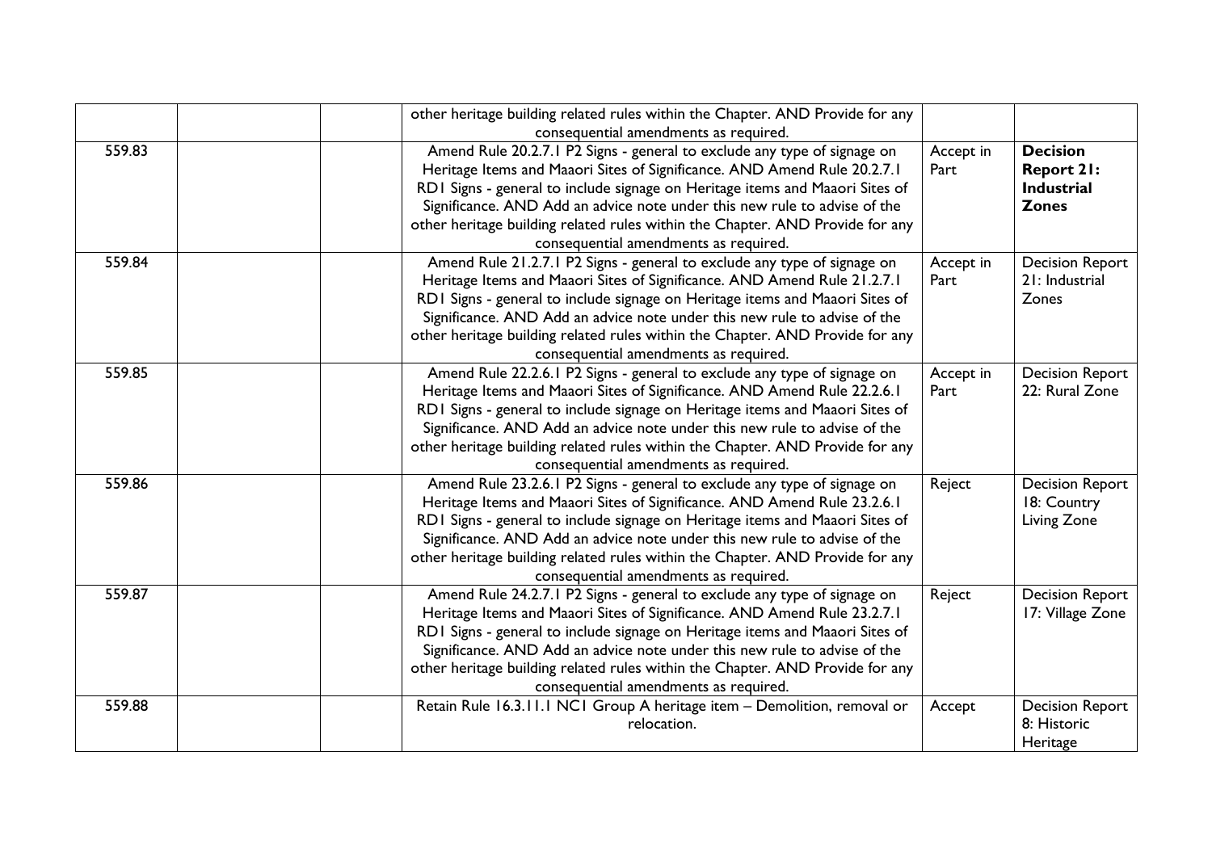| | | | | | |
|---|---|---|---|---|---|
| | | | other heritage building related rules within the Chapter. AND Provide for any consequential amendments as required. | | |
| 559.83 | | | Amend Rule 20.2.7.1 P2 Signs - general to exclude any type of signage on Heritage Items and Maaori Sites of Significance. AND Amend Rule 20.2.7.1 RD1 Signs - general to include signage on Heritage items and Maaori Sites of Significance. AND Add an advice note under this new rule to advise of the other heritage building related rules within the Chapter. AND Provide for any consequential amendments as required. | Accept in Part | **Decision Report 21: Industrial Zones** |
| 559.84 | | | Amend Rule 21.2.7.1 P2 Signs - general to exclude any type of signage on Heritage Items and Maaori Sites of Significance. AND Amend Rule 21.2.7.1 RD1 Signs - general to include signage on Heritage items and Maaori Sites of Significance. AND Add an advice note under this new rule to advise of the other heritage building related rules within the Chapter. AND Provide for any consequential amendments as required. | Accept in Part | Decision Report 21: Industrial Zones |
| 559.85 | | | Amend Rule 22.2.6.1 P2 Signs - general to exclude any type of signage on Heritage Items and Maaori Sites of Significance. AND Amend Rule 22.2.6.1 RD1 Signs - general to include signage on Heritage items and Maaori Sites of Significance. AND Add an advice note under this new rule to advise of the other heritage building related rules within the Chapter. AND Provide for any consequential amendments as required. | Accept in Part | Decision Report 22: Rural Zone |
| 559.86 | | | Amend Rule 23.2.6.1 P2 Signs - general to exclude any type of signage on Heritage Items and Maaori Sites of Significance. AND Amend Rule 23.2.6.1 RD1 Signs - general to include signage on Heritage items and Maaori Sites of Significance. AND Add an advice note under this new rule to advise of the other heritage building related rules within the Chapter. AND Provide for any consequential amendments as required. | Reject | Decision Report 18: Country Living Zone |
| 559.87 | | | Amend Rule 24.2.7.1 P2 Signs - general to exclude any type of signage on Heritage Items and Maaori Sites of Significance. AND Amend Rule 23.2.7.1 RD1 Signs - general to include signage on Heritage items and Maaori Sites of Significance. AND Add an advice note under this new rule to advise of the other heritage building related rules within the Chapter. AND Provide for any consequential amendments as required. | Reject | Decision Report 17: Village Zone |
| 559.88 | | | Retain Rule 16.3.11.1 NC1 Group A heritage item – Demolition, removal or relocation. | Accept | Decision Report 8: Historic Heritage |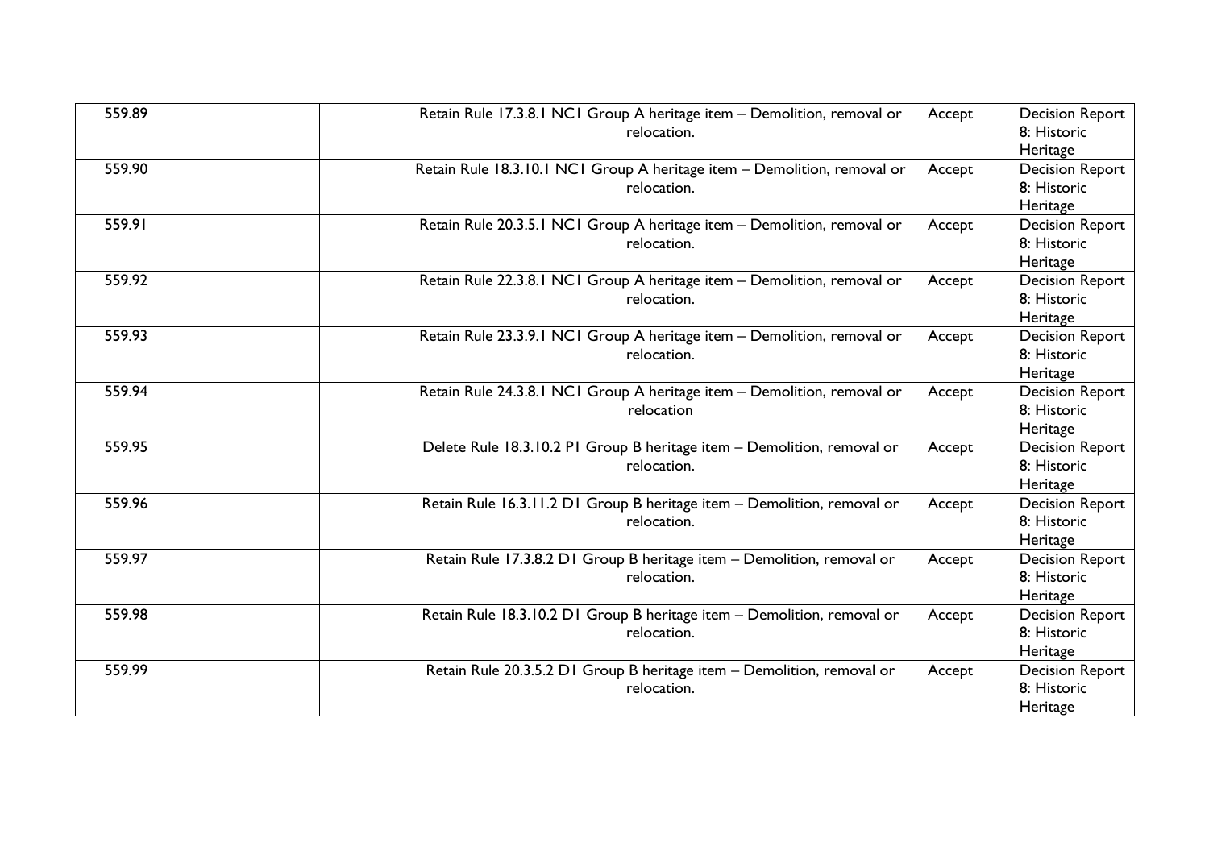| | | | | | |
|---|---|---|---|---|---|
| 559.89 | | | Retain Rule 17.3.8.1 NC1 Group A heritage item – Demolition, removal or relocation. | Accept | Decision Report 8: Historic Heritage |
| 559.90 | | | Retain Rule 18.3.10.1 NC1 Group A heritage item – Demolition, removal or relocation. | Accept | Decision Report 8: Historic Heritage |
| 559.91 | | | Retain Rule 20.3.5.1 NC1 Group A heritage item – Demolition, removal or relocation. | Accept | Decision Report 8: Historic Heritage |
| 559.92 | | | Retain Rule 22.3.8.1 NC1 Group A heritage item – Demolition, removal or relocation. | Accept | Decision Report 8: Historic Heritage |
| 559.93 | | | Retain Rule 23.3.9.1 NC1 Group A heritage item – Demolition, removal or relocation. | Accept | Decision Report 8: Historic Heritage |
| 559.94 | | | Retain Rule 24.3.8.1 NC1 Group A heritage item – Demolition, removal or relocation | Accept | Decision Report 8: Historic Heritage |
| 559.95 | | | Delete Rule 18.3.10.2 P1 Group B heritage item – Demolition, removal or relocation. | Accept | Decision Report 8: Historic Heritage |
| 559.96 | | | Retain Rule 16.3.11.2 D1 Group B heritage item – Demolition, removal or relocation. | Accept | Decision Report 8: Historic Heritage |
| 559.97 | | | Retain Rule 17.3.8.2 D1 Group B heritage item – Demolition, removal or relocation. | Accept | Decision Report 8: Historic Heritage |
| 559.98 | | | Retain Rule 18.3.10.2 D1 Group B heritage item – Demolition, removal or relocation. | Accept | Decision Report 8: Historic Heritage |
| 559.99 | | | Retain Rule 20.3.5.2 D1 Group B heritage item – Demolition, removal or relocation. | Accept | Decision Report 8: Historic Heritage |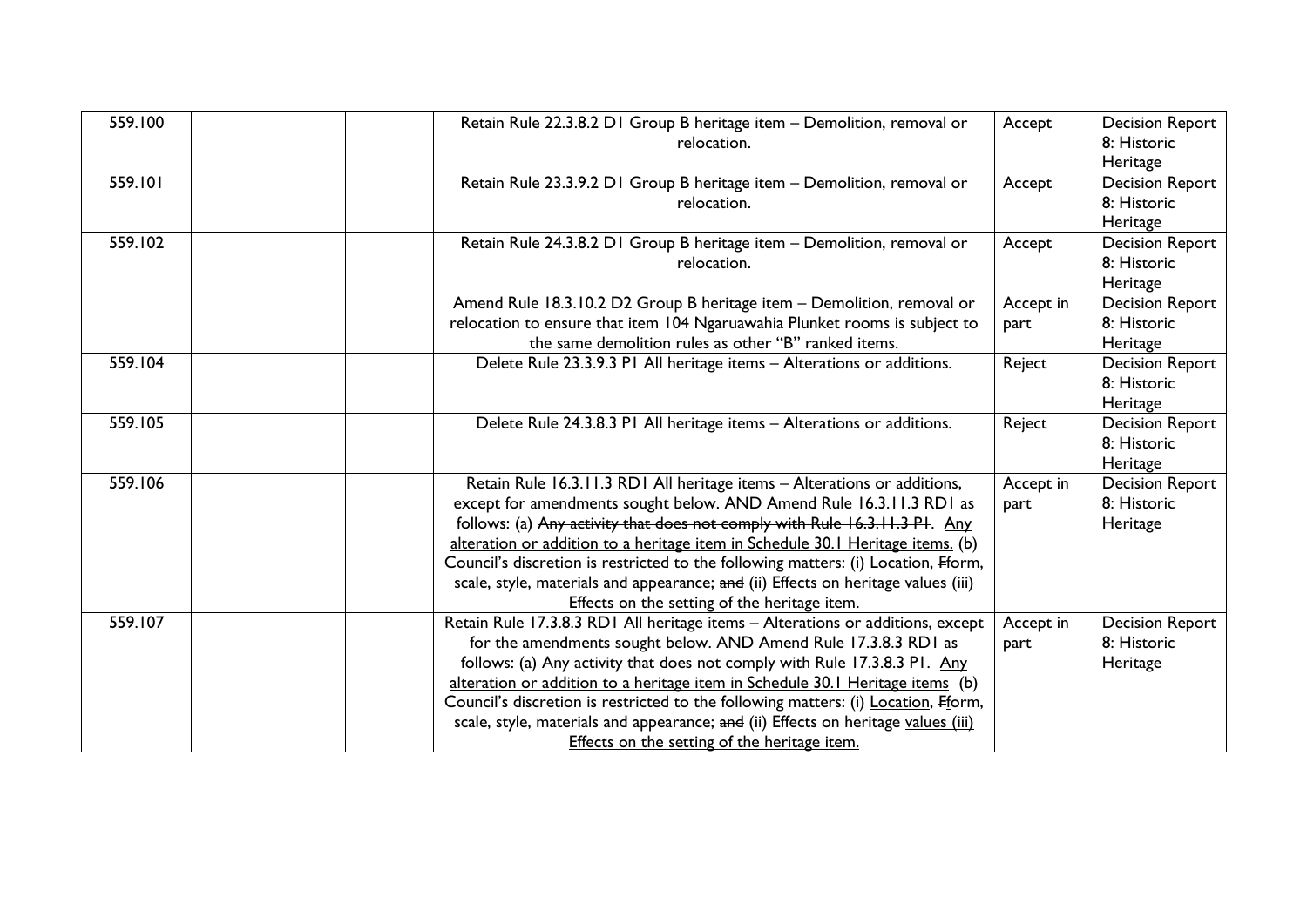| 559.100 | | | Retain Rule 22.3.8.2 D1 Group B heritage item – Demolition, removal or relocation. | Accept | Decision Report 8: Historic Heritage |
|---|---|---|---|---|---|
| 559.101 | | | Retain Rule 23.3.9.2 D1 Group B heritage item – Demolition, removal or relocation. | Accept | Decision Report 8: Historic Heritage |
| 559.102 | | | Retain Rule 24.3.8.2 D1 Group B heritage item – Demolition, removal or relocation. | Accept | Decision Report 8: Historic Heritage |
| | | | Amend Rule 18.3.10.2 D2 Group B heritage item – Demolition, removal or relocation to ensure that item 104 Ngaruawahia Plunket rooms is subject to the same demolition rules as other "B" ranked items. | Accept in part | Decision Report 8: Historic Heritage |
| 559.104 | | | Delete Rule 23.3.9.3 P1 All heritage items – Alterations or additions. | Reject | Decision Report 8: Historic Heritage |
| 559.105 | | | Delete Rule 24.3.8.3 P1 All heritage items – Alterations or additions. | Reject | Decision Report 8: Historic Heritage |
| 559.106 | | | Retain Rule 16.3.11.3 RD1 All heritage items – Alterations or additions, except for amendments sought below. AND Amend Rule 16.3.11.3 RD1 as follows: (a) ~~Any activity that does not comply with Rule 16.3.11.3 P1~~. <u>Any alteration or addition to a heritage item in Schedule 30.1 Heritage items.</u> (b) Council's discretion is restricted to the following matters: (i) <u>Location,</u> ~~F~~<u>f</u>orm, <u>scale</u>, style, materials and appearance; ~~and~~ (ii) Effects on heritage values <u>(iii) Effects on the setting of the heritage item</u>. | Accept in part | Decision Report 8: Historic Heritage |
| 559.107 | | | Retain Rule 17.3.8.3 RD1 All heritage items – Alterations or additions, except for the amendments sought below. AND Amend Rule 17.3.8.3 RD1 as follows: (a) ~~Any activity that does not comply with Rule 17.3.8.3 P1~~. <u>Any alteration or addition to a heritage item in Schedule 30.1 Heritage items</u> (b) Council's discretion is restricted to the following matters: (i) <u>Location,</u> ~~F~~<u>f</u>orm, scale, style, materials and appearance; ~~and~~ (ii) Effects on heritage <u>values (iii) Effects on the setting of the heritage item.</u> | Accept in part | Decision Report 8: Historic Heritage |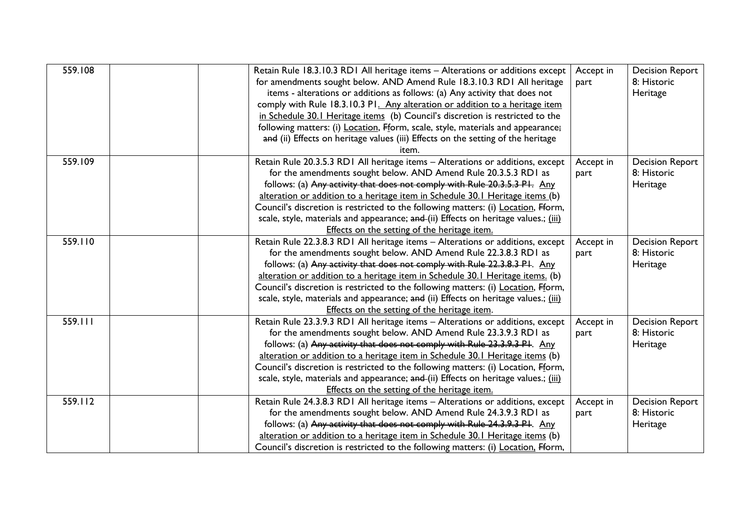| 559.108 | | | Retain Rule 18.3.10.3 RD1 All heritage items – Alterations or additions except for amendments sought below. AND Amend Rule 18.3.10.3 RD1 All heritage items - alterations or additions as follows: (a) Any activity that does not comply with Rule 18.3.10.3 P1. Any alteration or addition to a heritage item in Schedule 30.1 Heritage items (b) Council's discretion is restricted to the following matters: (i) Location, Fform, scale, style, materials and appearance; and (ii) Effects on heritage values (iii) Effects on the setting of the heritage item. | Accept in part | Decision Report 8: Historic Heritage |
|---|---|---|---|---|---|
| 559.109 | | | Retain Rule 20.3.5.3 RD1 All heritage items – Alterations or additions, except for the amendments sought below. AND Amend Rule 20.3.5.3 RD1 as follows: (a) Any activity that does not comply with Rule 20.3.5.3 P1. Any alteration or addition to a heritage item in Schedule 30.1 Heritage items (b) Council's discretion is restricted to the following matters: (i) Location, Fform, scale, style, materials and appearance; and (ii) Effects on heritage values.; (iii) Effects on the setting of the heritage item. | Accept in part | Decision Report 8: Historic Heritage |
| 559.110 | | | Retain Rule 22.3.8.3 RD1 All heritage items – Alterations or additions, except for the amendments sought below. AND Amend Rule 22.3.8.3 RD1 as follows: (a) Any activity that does not comply with Rule 22.3.8.3 P1. Any alteration or addition to a heritage item in Schedule 30.1 Heritage items. (b) Council's discretion is restricted to the following matters: (i) Location, Fform, scale, style, materials and appearance; and (ii) Effects on heritage values.; (iii) Effects on the setting of the heritage item. | Accept in part | Decision Report 8: Historic Heritage |
| 559.111 | | | Retain Rule 23.3.9.3 RD1 All heritage items – Alterations or additions, except for the amendments sought below. AND Amend Rule 23.3.9.3 RD1 as follows: (a) Any activity that does not comply with Rule 23.3.9.3 P1. Any alteration or addition to a heritage item in Schedule 30.1 Heritage items (b) Council's discretion is restricted to the following matters: (i) Location, Fform, scale, style, materials and appearance; and (ii) Effects on heritage values.; (iii) Effects on the setting of the heritage item. | Accept in part | Decision Report 8: Historic Heritage |
| 559.112 | | | Retain Rule 24.3.8.3 RD1 All heritage items – Alterations or additions, except for the amendments sought below. AND Amend Rule 24.3.9.3 RD1 as follows: (a) Any activity that does not comply with Rule 24.3.9.3 P1. Any alteration or addition to a heritage item in Schedule 30.1 Heritage items (b) Council's discretion is restricted to the following matters: (i) Location, Fform, | Accept in part | Decision Report 8: Historic Heritage |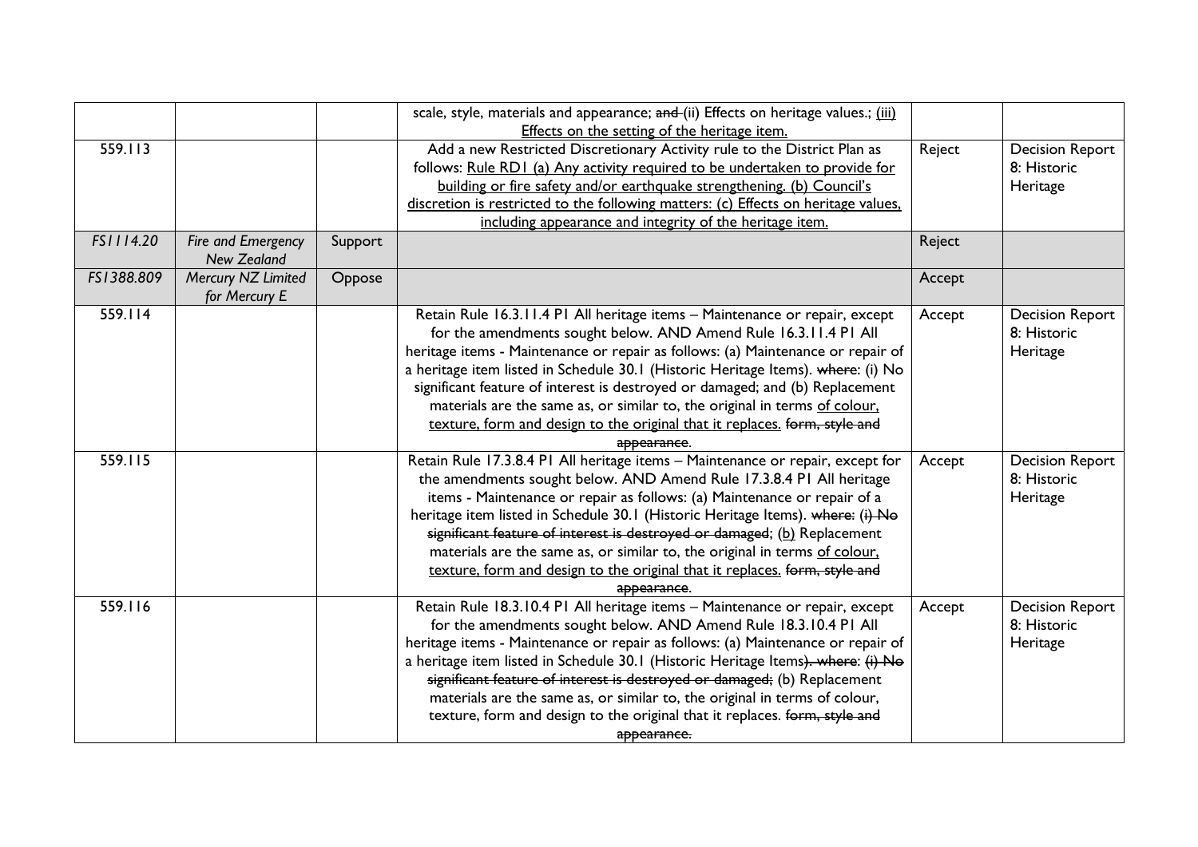|  |  |  | scale, style, materials and appearance; ~~and~~ (ii) Effects on heritage values.; <u>(iii) Effects on the setting of the heritage item.</u> |  |  |
|---|---|---|---|---|---|
| 559.113 |  |  | Add a new Restricted Discretionary Activity rule to the District Plan as follows: <u>Rule RD1 (a) Any activity required to be undertaken to provide for building or fire safety and/or earthquake strengthening. (b) Council's discretion is restricted to the following matters: (c) Effects on heritage values, including appearance and integrity of the heritage item.</u> | Reject | Decision Report 8: Historic Heritage |
| *FS1114.20* | *Fire and Emergency New Zealand* | Support |  | Reject |  |
| *FS1388.809* | *Mercury NZ Limited for Mercury E* | Oppose |  | Accept |  |
| 559.114 |  |  | Retain Rule 16.3.11.4 P1 All heritage items – Maintenance or repair, except for the amendments sought below. AND Amend Rule 16.3.11.4 P1 All heritage items - Maintenance or repair as follows: (a) Maintenance or repair of a heritage item listed in Schedule 30.1 (Historic Heritage Items). ~~where~~: (i) No significant feature of interest is destroyed or damaged; and (b) Replacement materials are the same as, or similar to, the original in terms <u>of colour, texture, form and design to the original that it replaces.</u> ~~form, style and appearance~~. | Accept | Decision Report 8: Historic Heritage |
| 559.115 |  |  | Retain Rule 17.3.8.4 P1 All heritage items – Maintenance or repair, except for the amendments sought below. AND Amend Rule 17.3.8.4 P1 All heritage items - Maintenance or repair as follows: (a) Maintenance or repair of a heritage item listed in Schedule 30.1 (Historic Heritage Items). ~~where: (i) No significant feature of interest is destroyed or damaged~~; <u>(b)</u> Replacement materials are the same as, or similar to, the original in terms <u>of colour, texture, form and design to the original that it replaces.</u> ~~form, style and appearance~~. | Accept | Decision Report 8: Historic Heritage |
| 559.116 |  |  | Retain Rule 18.3.10.4 P1 All heritage items – Maintenance or repair, except for the amendments sought below. AND Amend Rule 18.3.10.4 P1 All heritage items - Maintenance or repair as follows: (a) Maintenance or repair of a heritage item listed in Schedule 30.1 (Historic Heritage Items~~). where~~: ~~(i) No significant feature of interest is destroyed or damaged;~~ (b) Replacement materials are the same as, or similar to, the original in terms of colour, texture, form and design to the original that it replaces. ~~form, style and appearance.~~ | Accept | Decision Report 8: Historic Heritage |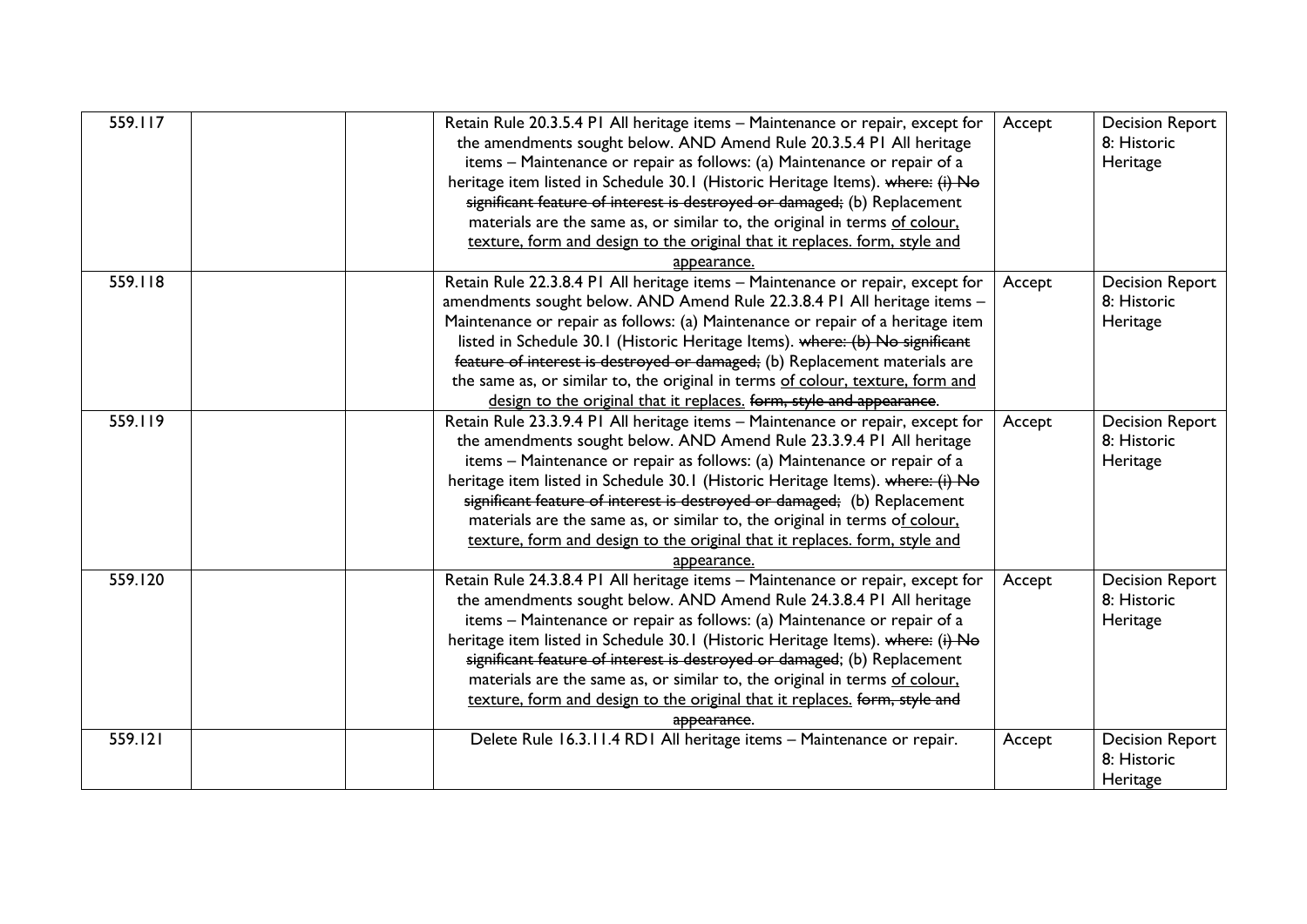| | | | | | |
|---|---|---|---|---|---|
| 559.117 | | | Retain Rule 20.3.5.4 P1 All heritage items – Maintenance or repair, except for the amendments sought below. AND Amend Rule 20.3.5.4 P1 All heritage items – Maintenance or repair as follows: (a) Maintenance or repair of a heritage item listed in Schedule 30.1 (Historic Heritage Items). ~~where: (i) No significant feature of interest is destroyed or damaged;~~ (b) Replacement materials are the same as, or similar to, the original in terms of colour, texture, form and design to the original that it replaces. form, style and appearance. | Accept | Decision Report 8: Historic Heritage |
| 559.118 | | | Retain Rule 22.3.8.4 P1 All heritage items – Maintenance or repair, except for amendments sought below. AND Amend Rule 22.3.8.4 P1 All heritage items – Maintenance or repair as follows: (a) Maintenance or repair of a heritage item listed in Schedule 30.1 (Historic Heritage Items). ~~where: (b) No significant feature of interest is destroyed or damaged;~~ (b) Replacement materials are the same as, or similar to, the original in terms of colour, texture, form and design to the original that it replaces. ~~form, style and appearance~~. | Accept | Decision Report 8: Historic Heritage |
| 559.119 | | | Retain Rule 23.3.9.4 P1 All heritage items – Maintenance or repair, except for the amendments sought below. AND Amend Rule 23.3.9.4 P1 All heritage items – Maintenance or repair as follows: (a) Maintenance or repair of a heritage item listed in Schedule 30.1 (Historic Heritage Items). ~~where: (i) No significant feature of interest is destroyed or damaged;~~ (b) Replacement materials are the same as, or similar to, the original in terms of colour, texture, form and design to the original that it replaces. form, style and appearance. | Accept | Decision Report 8: Historic Heritage |
| 559.120 | | | Retain Rule 24.3.8.4 P1 All heritage items – Maintenance or repair, except for the amendments sought below. AND Amend Rule 24.3.8.4 P1 All heritage items – Maintenance or repair as follows: (a) Maintenance or repair of a heritage item listed in Schedule 30.1 (Historic Heritage Items). ~~where: (i) No significant feature of interest is destroyed or damaged~~; (b) Replacement materials are the same as, or similar to, the original in terms of colour, texture, form and design to the original that it replaces. ~~form, style and appearance~~. | Accept | Decision Report 8: Historic Heritage |
| 559.121 | | | Delete Rule 16.3.11.4 RD1 All heritage items – Maintenance or repair. | Accept | Decision Report 8: Historic Heritage |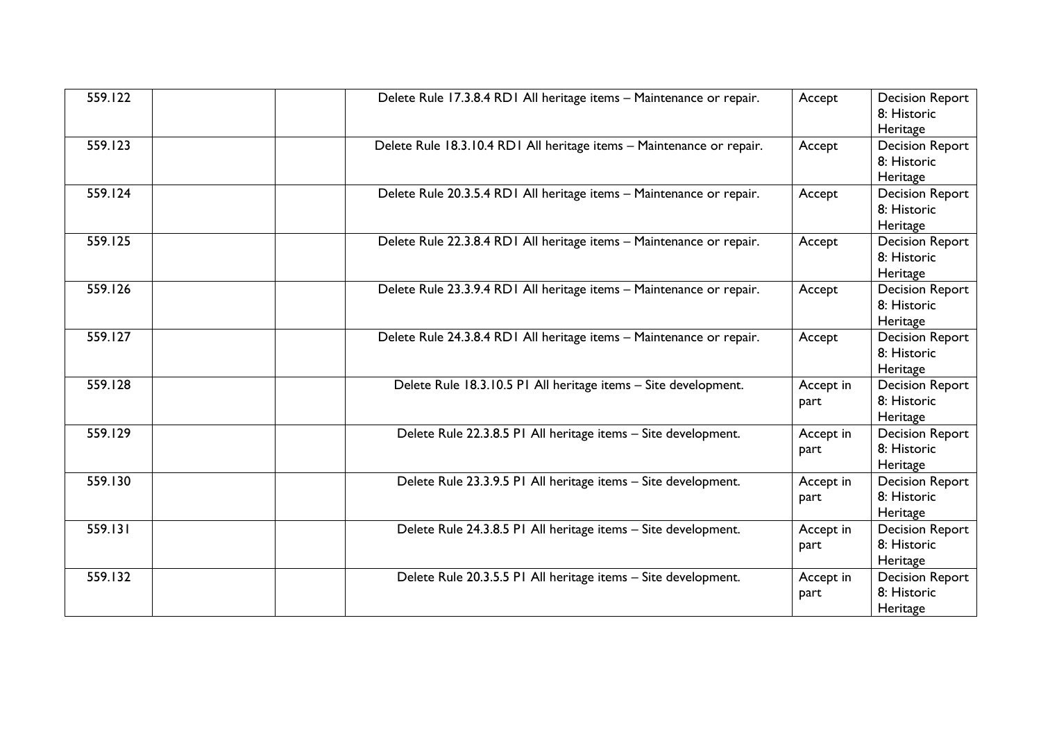| | | | | | |
|---|---|---|---|---|---|
| 559.122 | | | Delete Rule 17.3.8.4 RD1 All heritage items – Maintenance or repair. | Accept | Decision Report 8: Historic Heritage |
| 559.123 | | | Delete Rule 18.3.10.4 RD1 All heritage items – Maintenance or repair. | Accept | Decision Report 8: Historic Heritage |
| 559.124 | | | Delete Rule 20.3.5.4 RD1 All heritage items – Maintenance or repair. | Accept | Decision Report 8: Historic Heritage |
| 559.125 | | | Delete Rule 22.3.8.4 RD1 All heritage items – Maintenance or repair. | Accept | Decision Report 8: Historic Heritage |
| 559.126 | | | Delete Rule 23.3.9.4 RD1 All heritage items – Maintenance or repair. | Accept | Decision Report 8: Historic Heritage |
| 559.127 | | | Delete Rule 24.3.8.4 RD1 All heritage items – Maintenance or repair. | Accept | Decision Report 8: Historic Heritage |
| 559.128 | | | Delete Rule 18.3.10.5 P1 All heritage items – Site development. | Accept in part | Decision Report 8: Historic Heritage |
| 559.129 | | | Delete Rule 22.3.8.5 P1 All heritage items – Site development. | Accept in part | Decision Report 8: Historic Heritage |
| 559.130 | | | Delete Rule 23.3.9.5 P1 All heritage items – Site development. | Accept in part | Decision Report 8: Historic Heritage |
| 559.131 | | | Delete Rule 24.3.8.5 P1 All heritage items – Site development. | Accept in part | Decision Report 8: Historic Heritage |
| 559.132 | | | Delete Rule 20.3.5.5 P1 All heritage items – Site development. | Accept in part | Decision Report 8: Historic Heritage |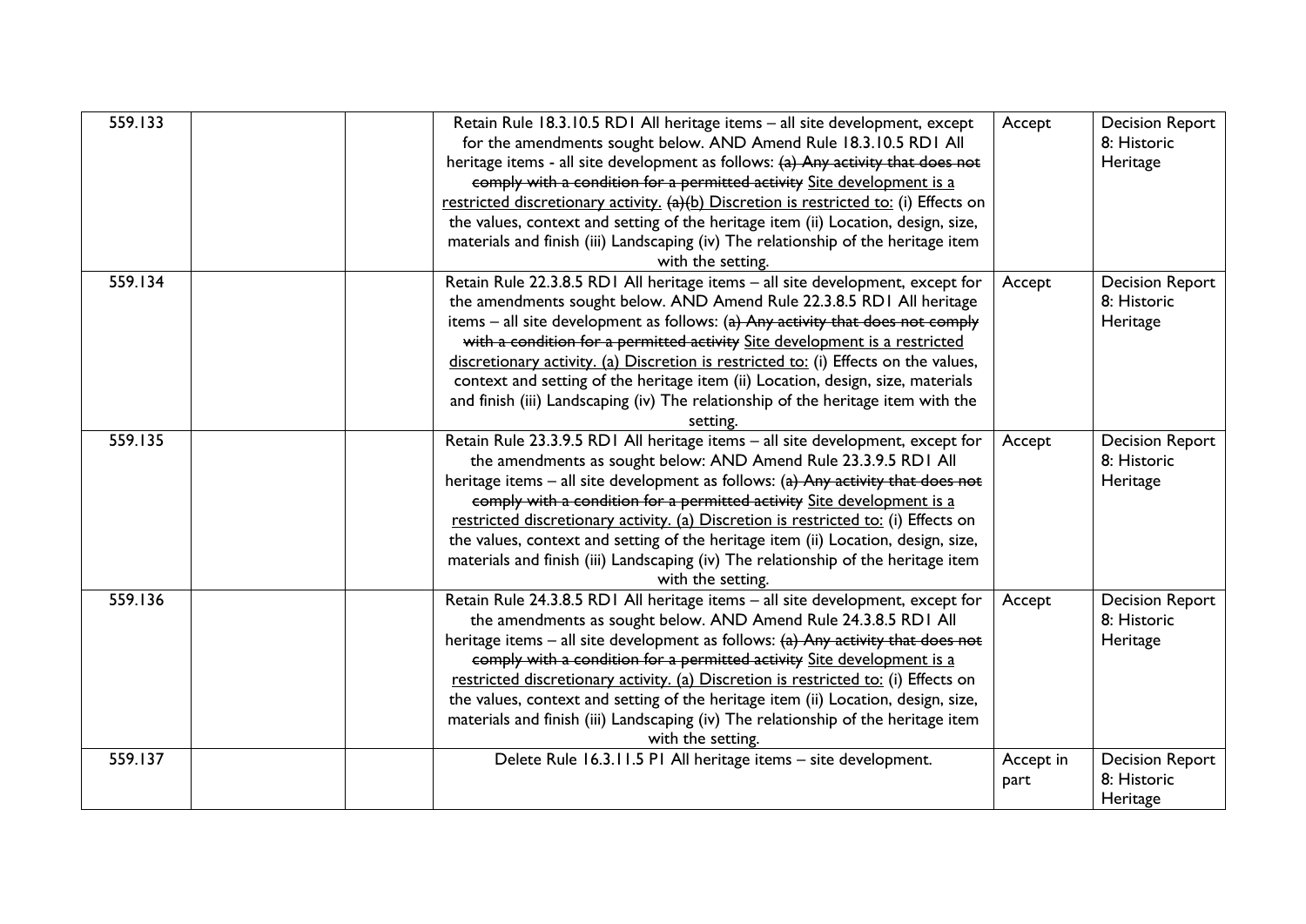| 559.133 | | | Retain Rule 18.3.10.5 RD1 All heritage items – all site development, except for the amendments sought below. AND Amend Rule 18.3.10.5 RD1 All heritage items - all site development as follows: ~~(a) Any activity that does not comply with a condition for a permitted activity~~ <u>Site development is a restricted discretionary activity.</u> ~~(a)~~<u>(b)</u> Discretion is restricted to: (i) Effects on the values, context and setting of the heritage item (ii) Location, design, size, materials and finish (iii) Landscaping (iv) The relationship of the heritage item with the setting. | Accept | Decision Report 8: Historic Heritage |
|---|---|---|---|---|---|
| 559.134 | | | Retain Rule 22.3.8.5 RD1 All heritage items – all site development, except for the amendments sought below. AND Amend Rule 22.3.8.5 RD1 All heritage items – all site development as follows: ~~(a) Any activity that does not comply with a condition for a permitted activity~~ <u>Site development is a restricted discretionary activity. (a) Discretion is restricted to:</u> (i) Effects on the values, context and setting of the heritage item (ii) Location, design, size, materials and finish (iii) Landscaping (iv) The relationship of the heritage item with the setting. | Accept | Decision Report 8: Historic Heritage |
| 559.135 | | | Retain Rule 23.3.9.5 RD1 All heritage items – all site development, except for the amendments as sought below: AND Amend Rule 23.3.9.5 RD1 All heritage items – all site development as follows: ~~(a) Any activity that does not comply with a condition for a permitted activity~~ <u>Site development is a restricted discretionary activity. (a) Discretion is restricted to:</u> (i) Effects on the values, context and setting of the heritage item (ii) Location, design, size, materials and finish (iii) Landscaping (iv) The relationship of the heritage item with the setting. | Accept | Decision Report 8: Historic Heritage |
| 559.136 | | | Retain Rule 24.3.8.5 RD1 All heritage items – all site development, except for the amendments as sought below. AND Amend Rule 24.3.8.5 RD1 All heritage items – all site development as follows: ~~(a) Any activity that does not comply with a condition for a permitted activity~~ <u>Site development is a restricted discretionary activity. (a) Discretion is restricted to:</u> (i) Effects on the values, context and setting of the heritage item (ii) Location, design, size, materials and finish (iii) Landscaping (iv) The relationship of the heritage item with the setting. | Accept | Decision Report 8: Historic Heritage |
| 559.137 | | | Delete Rule 16.3.11.5 P1 All heritage items – site development. | Accept in part | Decision Report 8: Historic Heritage |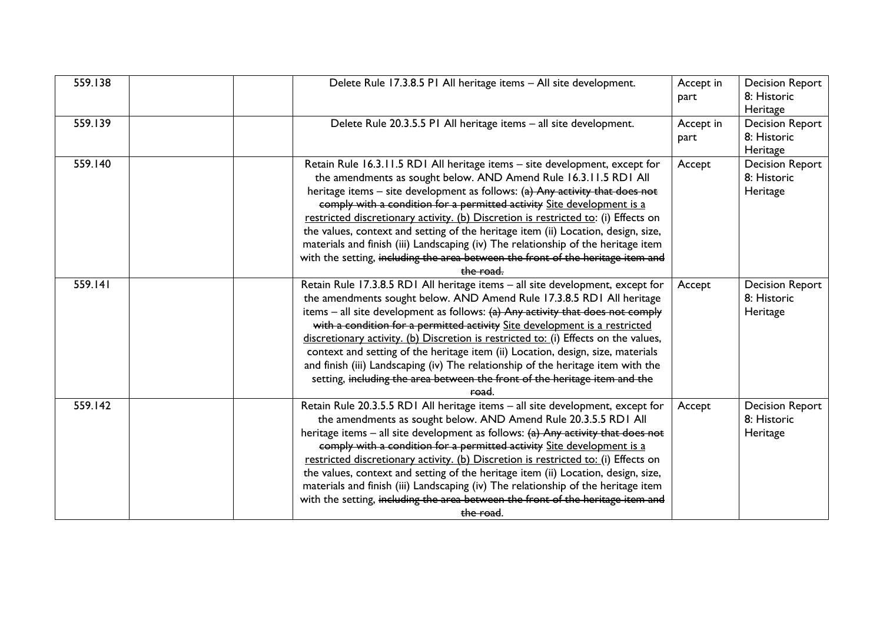| | | | | | |
|---|---|---|---|---|---|
| 559.138 | | | Delete Rule 17.3.8.5 P1 All heritage items – All site development. | Accept in part | Decision Report 8: Historic Heritage |
| 559.139 | | | Delete Rule 20.3.5.5 P1 All heritage items – all site development. | Accept in part | Decision Report 8: Historic Heritage |
| 559.140 | | | Retain Rule 16.3.11.5 RD1 All heritage items – site development, except for the amendments as sought below. AND Amend Rule 16.3.11.5 RD1 All heritage items – site development as follows: ~~(a) Any activity that does not comply with a condition for a permitted activity~~ <u>Site development is a restricted discretionary activity. (b) Discretion is restricted to</u>: (i) Effects on the values, context and setting of the heritage item (ii) Location, design, size, materials and finish (iii) Landscaping (iv) The relationship of the heritage item with the setting, ~~including the area between the front of the heritage item and the road.~~ | Accept | Decision Report 8: Historic Heritage |
| 559.141 | | | Retain Rule 17.3.8.5 RD1 All heritage items – all site development, except for the amendments sought below. AND Amend Rule 17.3.8.5 RD1 All heritage items – all site development as follows: ~~(a) Any activity that does not comply with a condition for a permitted activity~~ <u>Site development is a restricted discretionary activity. (b) Discretion is restricted to:</u> (i) Effects on the values, context and setting of the heritage item (ii) Location, design, size, materials and finish (iii) Landscaping (iv) The relationship of the heritage item with the setting, ~~including the area between the front of the heritage item and the road~~. | Accept | Decision Report 8: Historic Heritage |
| 559.142 | | | Retain Rule 20.3.5.5 RD1 All heritage items – all site development, except for the amendments as sought below. AND Amend Rule 20.3.5.5 RD1 All heritage items – all site development as follows: ~~(a) Any activity that does not comply with a condition for a permitted activity~~ <u>Site development is a restricted discretionary activity. (b) Discretion is restricted to:</u> (i) Effects on the values, context and setting of the heritage item (ii) Location, design, size, materials and finish (iii) Landscaping (iv) The relationship of the heritage item with the setting, ~~including the area between the front of the heritage item and the road~~. | Accept | Decision Report 8: Historic Heritage |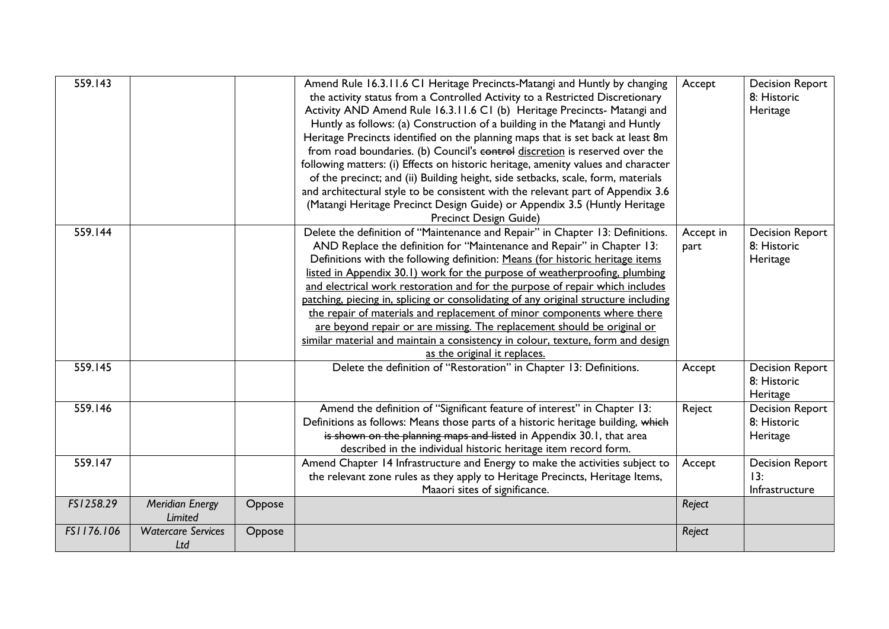| | | | | | |
|---|---|---|---|---|---|
| 559.143 | | | Amend Rule 16.3.11.6 C1 Heritage Precincts-Matangi and Huntly by changing the activity status from a Controlled Activity to a Restricted Discretionary Activity AND Amend Rule 16.3.11.6 C1 (b) Heritage Precincts- Matangi and Huntly as follows: (a) Construction of a building in the Matangi and Huntly Heritage Precincts identified on the planning maps that is set back at least 8m from road boundaries. (b) Council's ~~control~~ <u>discretion</u> is reserved over the following matters: (i) Effects on historic heritage, amenity values and character of the precinct; and (ii) Building height, side setbacks, scale, form, materials and architectural style to be consistent with the relevant part of Appendix 3.6 (Matangi Heritage Precinct Design Guide) or Appendix 3.5 (Huntly Heritage Precinct Design Guide) | Accept | Decision Report 8: Historic Heritage |
| 559.144 | | | Delete the definition of "Maintenance and Repair" in Chapter 13: Definitions. AND Replace the definition for "Maintenance and Repair" in Chapter 13: Definitions with the following definition: <u>Means (for historic heritage items listed in Appendix 30.1) work for the purpose of weatherproofing, plumbing and electrical work restoration and for the purpose of repair which includes patching, piecing in, splicing or consolidating of any original structure including the repair of materials and replacement of minor components where there are beyond repair or are missing. The replacement should be original or similar material and maintain a consistency in colour, texture, form and design as the original it replaces.</u> | Accept in part | Decision Report 8: Historic Heritage |
| 559.145 | | | Delete the definition of "Restoration" in Chapter 13: Definitions. | Accept | Decision Report 8: Historic Heritage |
| 559.146 | | | Amend the definition of "Significant feature of interest" in Chapter 13: Definitions as follows: Means those parts of a historic heritage building, ~~which is shown on the planning maps and listed~~ in Appendix 30.1, that area described in the individual historic heritage item record form. | Reject | Decision Report 8: Historic Heritage |
| 559.147 | | | Amend Chapter 14 Infrastructure and Energy to make the activities subject to the relevant zone rules as they apply to Heritage Precincts, Heritage Items, Maaori sites of significance. | Accept | Decision Report 13: Infrastructure |
| *FS1258.29* | *Meridian Energy Limited* | Oppose | | *Reject* | |
| *FS1176.106* | *Watercare Services Ltd* | Oppose | | *Reject* | |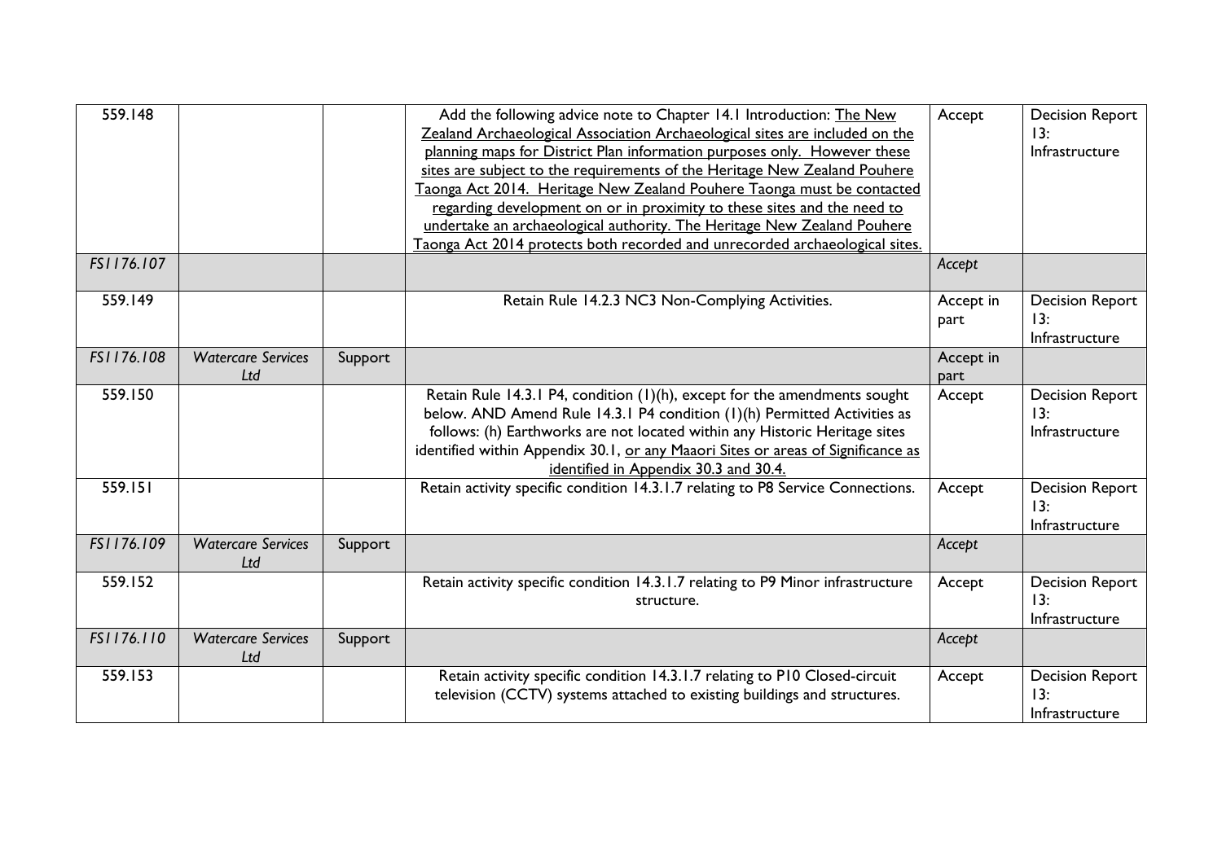| | | | | | |
|---|---|---|---|---|---|
| 559.148 | | | Add the following advice note to Chapter 14.1 Introduction: <u>The New Zealand Archaeological Association Archaeological sites are included on the planning maps for District Plan information purposes only. However these sites are subject to the requirements of the Heritage New Zealand Pouhere Taonga Act 2014. Heritage New Zealand Pouhere Taonga must be contacted regarding development on or in proximity to these sites and the need to undertake an archaeological authority. The Heritage New Zealand Pouhere Taonga Act 2014 protects both recorded and unrecorded archaeological sites.</u> | Accept | Decision Report 13: Infrastructure |
| *FS1176.107* | | | | *Accept* | |
| 559.149 | | | Retain Rule 14.2.3 NC3 Non-Complying Activities. | Accept in part | Decision Report 13: Infrastructure |
| *FS1176.108* | *Watercare Services Ltd* | Support | | Accept in part | |
| 559.150 | | | Retain Rule 14.3.1 P4, condition (1)(h), except for the amendments sought below. AND Amend Rule 14.3.1 P4 condition (1)(h) Permitted Activities as follows: (h) Earthworks are not located within any Historic Heritage sites identified within Appendix 30.1, <u>or any Maaori Sites or areas of Significance as identified in Appendix 30.3 and 30.4.</u> | Accept | Decision Report 13: Infrastructure |
| 559.151 | | | Retain activity specific condition 14.3.1.7 relating to P8 Service Connections. | Accept | Decision Report 13: Infrastructure |
| *FS1176.109* | *Watercare Services Ltd* | Support | | *Accept* | |
| 559.152 | | | Retain activity specific condition 14.3.1.7 relating to P9 Minor infrastructure structure. | Accept | Decision Report 13: Infrastructure |
| *FS1176.110* | *Watercare Services Ltd* | Support | | *Accept* | |
| 559.153 | | | Retain activity specific condition 14.3.1.7 relating to P10 Closed-circuit television (CCTV) systems attached to existing buildings and structures. | Accept | Decision Report 13: Infrastructure |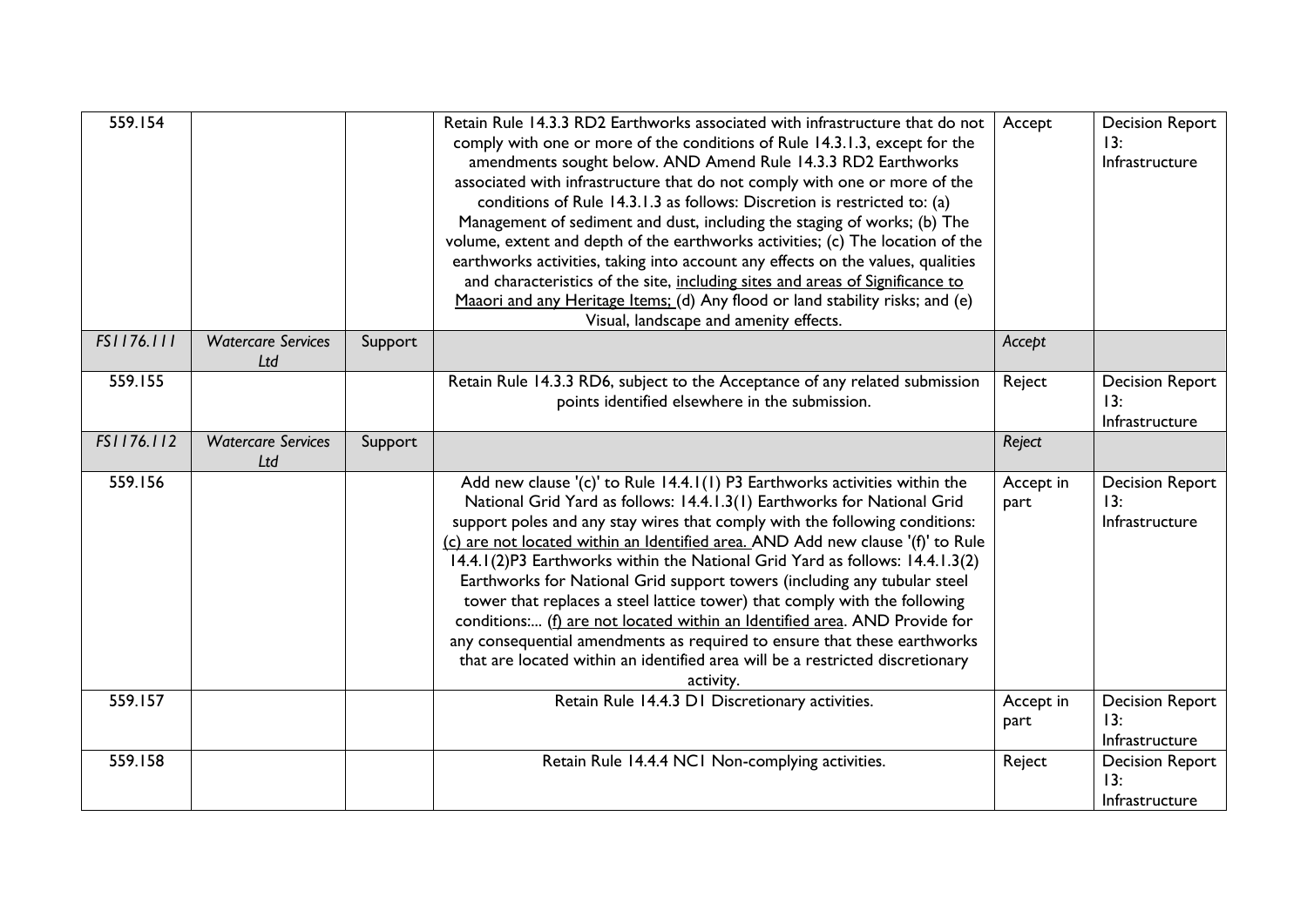| | | | | | |
|---|---|---|---|---|---|
| 559.154 | | | Retain Rule 14.3.3 RD2 Earthworks associated with infrastructure that do not comply with one or more of the conditions of Rule 14.3.1.3, except for the amendments sought below. AND Amend Rule 14.3.3 RD2 Earthworks associated with infrastructure that do not comply with one or more of the conditions of Rule 14.3.1.3 as follows: Discretion is restricted to: (a) Management of sediment and dust, including the staging of works; (b) The volume, extent and depth of the earthworks activities; (c) The location of the earthworks activities, taking into account any effects on the values, qualities and characteristics of the site, <u>including sites and areas of Significance to Maaori and any Heritage Items;</u> (d) Any flood or land stability risks; and (e) Visual, landscape and amenity effects. | Accept | Decision Report 13: Infrastructure |
| *FS1176.111* | *Watercare Services Ltd* | Support | | *Accept* | |
| 559.155 | | | Retain Rule 14.3.3 RD6, subject to the Acceptance of any related submission points identified elsewhere in the submission. | Reject | Decision Report 13: Infrastructure |
| *FS1176.112* | *Watercare Services Ltd* | Support | | *Reject* | |
| 559.156 | | | Add new clause '(c)' to Rule 14.4.1(1) P3 Earthworks activities within the National Grid Yard as follows: 14.4.1.3(1) Earthworks for National Grid support poles and any stay wires that comply with the following conditions: <u>(c) are not located within an Identified area.</u> AND Add new clause '(f)' to Rule 14.4.1(2)P3 Earthworks within the National Grid Yard as follows: 14.4.1.3(2) Earthworks for National Grid support towers (including any tubular steel tower that replaces a steel lattice tower) that comply with the following conditions:... <u>(f) are not located within an Identified area</u>. AND Provide for any consequential amendments as required to ensure that these earthworks that are located within an identified area will be a restricted discretionary activity. | Accept in part | Decision Report 13: Infrastructure |
| 559.157 | | | Retain Rule 14.4.3 D1 Discretionary activities. | Accept in part | Decision Report 13: Infrastructure |
| 559.158 | | | Retain Rule 14.4.4 NC1 Non-complying activities. | Reject | Decision Report 13: Infrastructure |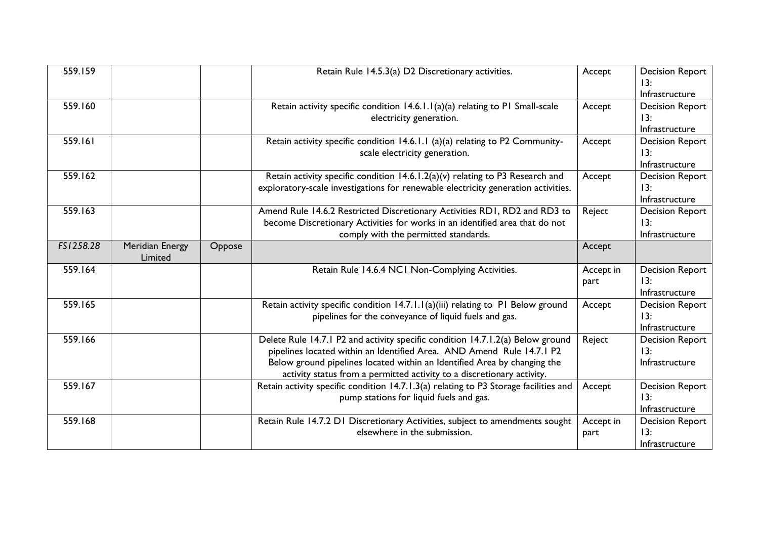| 559.159 | | | Retain Rule 14.5.3(a) D2 Discretionary activities. | Accept | Decision Report 13: Infrastructure |
|---|---|---|---|---|---|
| 559.160 | | | Retain activity specific condition 14.6.1.1(a)(a) relating to P1 Small-scale electricity generation. | Accept | Decision Report 13: Infrastructure |
| 559.161 | | | Retain activity specific condition 14.6.1.1 (a)(a) relating to P2 Community-scale electricity generation. | Accept | Decision Report 13: Infrastructure |
| 559.162 | | | Retain activity specific condition 14.6.1.2(a)(v) relating to P3 Research and exploratory-scale investigations for renewable electricity generation activities. | Accept | Decision Report 13: Infrastructure |
| 559.163 | | | Amend Rule 14.6.2 Restricted Discretionary Activities RD1, RD2 and RD3 to become Discretionary Activities for works in an identified area that do not comply with the permitted standards. | Reject | Decision Report 13: Infrastructure |
| *FS1258.28* | Meridian Energy Limited | Oppose | | Accept | |
| 559.164 | | | Retain Rule 14.6.4 NC1 Non-Complying Activities. | Accept in part | Decision Report 13: Infrastructure |
| 559.165 | | | Retain activity specific condition 14.7.1.1(a)(iii) relating to P1 Below ground pipelines for the conveyance of liquid fuels and gas. | Accept | Decision Report 13: Infrastructure |
| 559.166 | | | Delete Rule 14.7.1 P2 and activity specific condition 14.7.1.2(a) Below ground pipelines located within an Identified Area. AND Amend Rule 14.7.1 P2 Below ground pipelines located within an Identified Area by changing the activity status from a permitted activity to a discretionary activity. | Reject | Decision Report 13: Infrastructure |
| 559.167 | | | Retain activity specific condition 14.7.1.3(a) relating to P3 Storage facilities and pump stations for liquid fuels and gas. | Accept | Decision Report 13: Infrastructure |
| 559.168 | | | Retain Rule 14.7.2 D1 Discretionary Activities, subject to amendments sought elsewhere in the submission. | Accept in part | Decision Report 13: Infrastructure |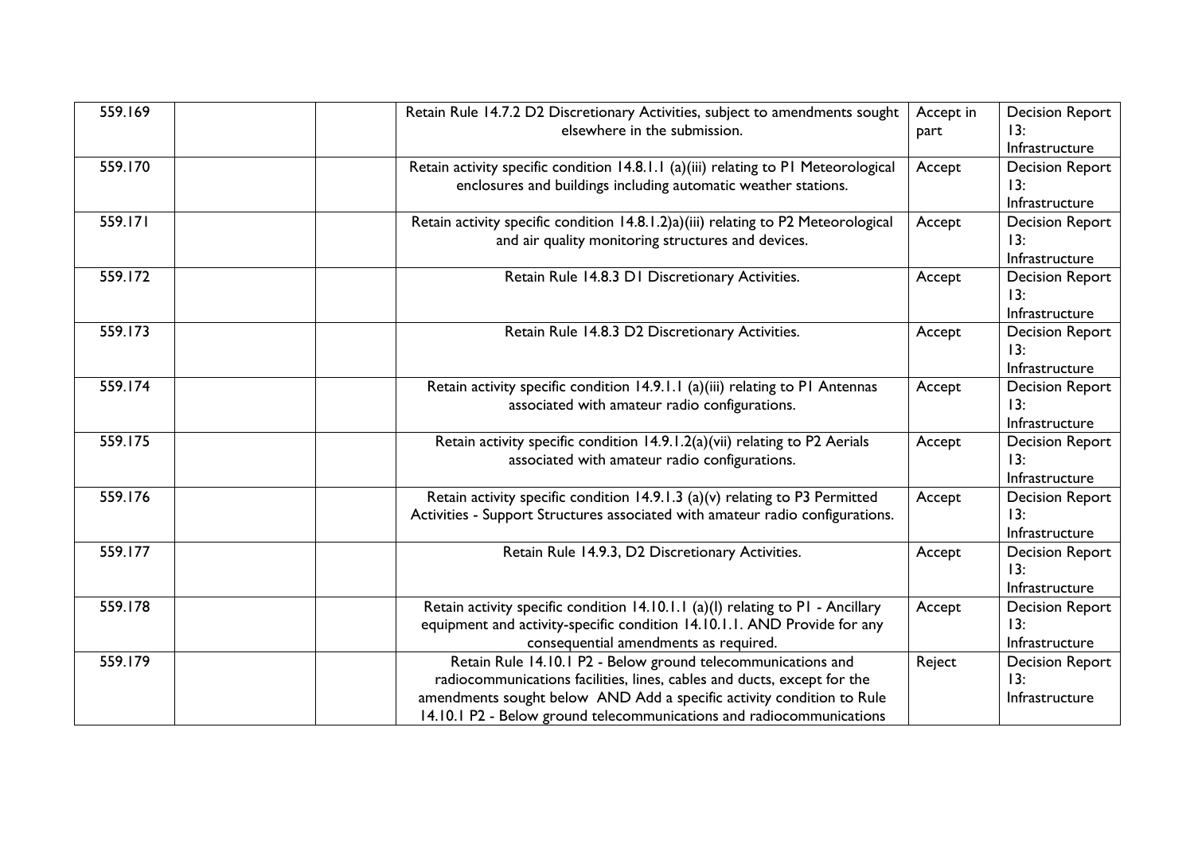| 559.169 | | | Retain Rule 14.7.2 D2 Discretionary Activities, subject to amendments sought elsewhere in the submission. | Accept in part | Decision Report 13: Infrastructure |
|---|---|---|---|---|---|
| 559.170 | | | Retain activity specific condition 14.8.1.1 (a)(iii) relating to P1 Meteorological enclosures and buildings including automatic weather stations. | Accept | Decision Report 13: Infrastructure |
| 559.171 | | | Retain activity specific condition 14.8.1.2)a)(iii) relating to P2 Meteorological and air quality monitoring structures and devices. | Accept | Decision Report 13: Infrastructure |
| 559.172 | | | Retain Rule 14.8.3 D1 Discretionary Activities. | Accept | Decision Report 13: Infrastructure |
| 559.173 | | | Retain Rule 14.8.3 D2 Discretionary Activities. | Accept | Decision Report 13: Infrastructure |
| 559.174 | | | Retain activity specific condition 14.9.1.1 (a)(iii) relating to P1 Antennas associated with amateur radio configurations. | Accept | Decision Report 13: Infrastructure |
| 559.175 | | | Retain activity specific condition 14.9.1.2(a)(vii) relating to P2 Aerials associated with amateur radio configurations. | Accept | Decision Report 13: Infrastructure |
| 559.176 | | | Retain activity specific condition 14.9.1.3 (a)(v) relating to P3 Permitted Activities - Support Structures associated with amateur radio configurations. | Accept | Decision Report 13: Infrastructure |
| 559.177 | | | Retain Rule 14.9.3, D2 Discretionary Activities. | Accept | Decision Report 13: Infrastructure |
| 559.178 | | | Retain activity specific condition 14.10.1.1 (a)(I) relating to P1 - Ancillary equipment and activity-specific condition 14.10.1.1. AND Provide for any consequential amendments as required. | Accept | Decision Report 13: Infrastructure |
| 559.179 | | | Retain Rule 14.10.1 P2 - Below ground telecommunications and radiocommunications facilities, lines, cables and ducts, except for the amendments sought below AND Add a specific activity condition to Rule 14.10.1 P2 - Below ground telecommunications and radiocommunications | Reject | Decision Report 13: Infrastructure |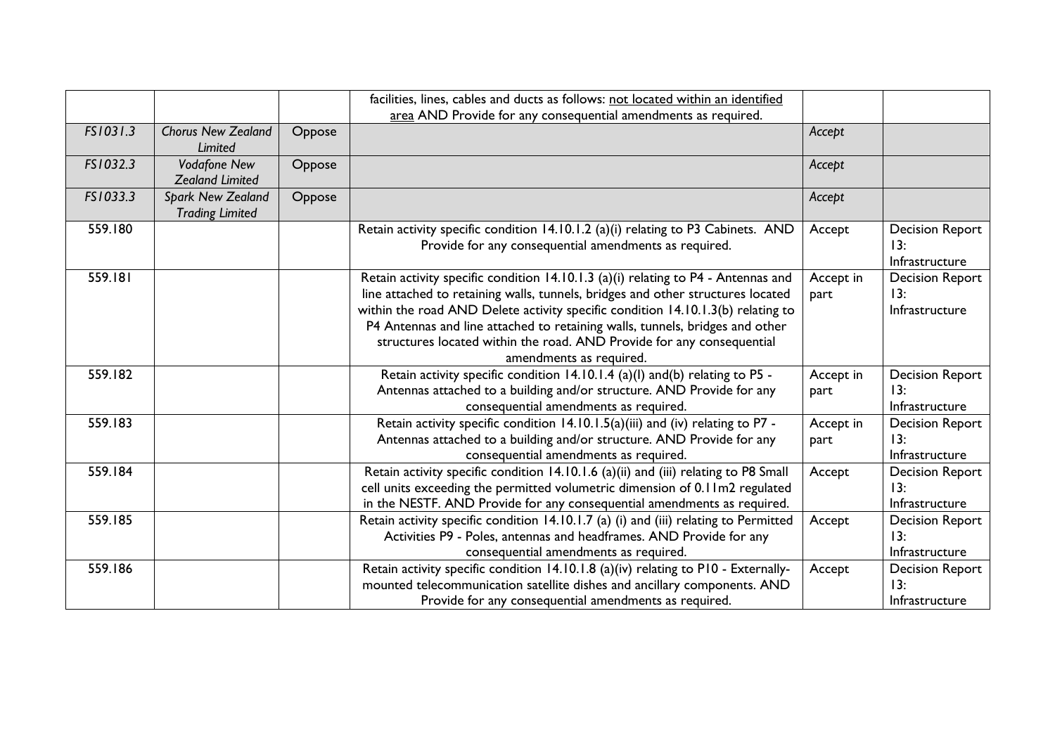|  |  |  |  |  |  |
| --- | --- | --- | --- | --- | --- |
|  |  |  | facilities, lines, cables and ducts as follows: not located within an identified area AND Provide for any consequential amendments as required. |  |  |
| *FS1031.3* | *Chorus New Zealand Limited* | Oppose |  | *Accept* |  |
| *FS1032.3* | *Vodafone New Zealand Limited* | Oppose |  | *Accept* |  |
| *FS1033.3* | *Spark New Zealand Trading Limited* | Oppose |  | *Accept* |  |
| 559.180 |  |  | Retain activity specific condition 14.10.1.2 (a)(i) relating to P3 Cabinets. AND Provide for any consequential amendments as required. | Accept | Decision Report 13: Infrastructure |
| 559.181 |  |  | Retain activity specific condition 14.10.1.3 (a)(i) relating to P4 - Antennas and line attached to retaining walls, tunnels, bridges and other structures located within the road AND Delete activity specific condition 14.10.1.3(b) relating to P4 Antennas and line attached to retaining walls, tunnels, bridges and other structures located within the road. AND Provide for any consequential amendments as required. | Accept in part | Decision Report 13: Infrastructure |
| 559.182 |  |  | Retain activity specific condition 14.10.1.4 (a)(I) and(b) relating to P5 - Antennas attached to a building and/or structure. AND Provide for any consequential amendments as required. | Accept in part | Decision Report 13: Infrastructure |
| 559.183 |  |  | Retain activity specific condition 14.10.1.5(a)(iii) and (iv) relating to P7 - Antennas attached to a building and/or structure. AND Provide for any consequential amendments as required. | Accept in part | Decision Report 13: Infrastructure |
| 559.184 |  |  | Retain activity specific condition 14.10.1.6 (a)(ii) and (iii) relating to P8 Small cell units exceeding the permitted volumetric dimension of 0.11m2 regulated in the NESTF. AND Provide for any consequential amendments as required. | Accept | Decision Report 13: Infrastructure |
| 559.185 |  |  | Retain activity specific condition 14.10.1.7 (a) (i) and (iii) relating to Permitted Activities P9 - Poles, antennas and headframes. AND Provide for any consequential amendments as required. | Accept | Decision Report 13: Infrastructure |
| 559.186 |  |  | Retain activity specific condition 14.10.1.8 (a)(iv) relating to P10 - Externally-mounted telecommunication satellite dishes and ancillary components. AND Provide for any consequential amendments as required. | Accept | Decision Report 13: Infrastructure |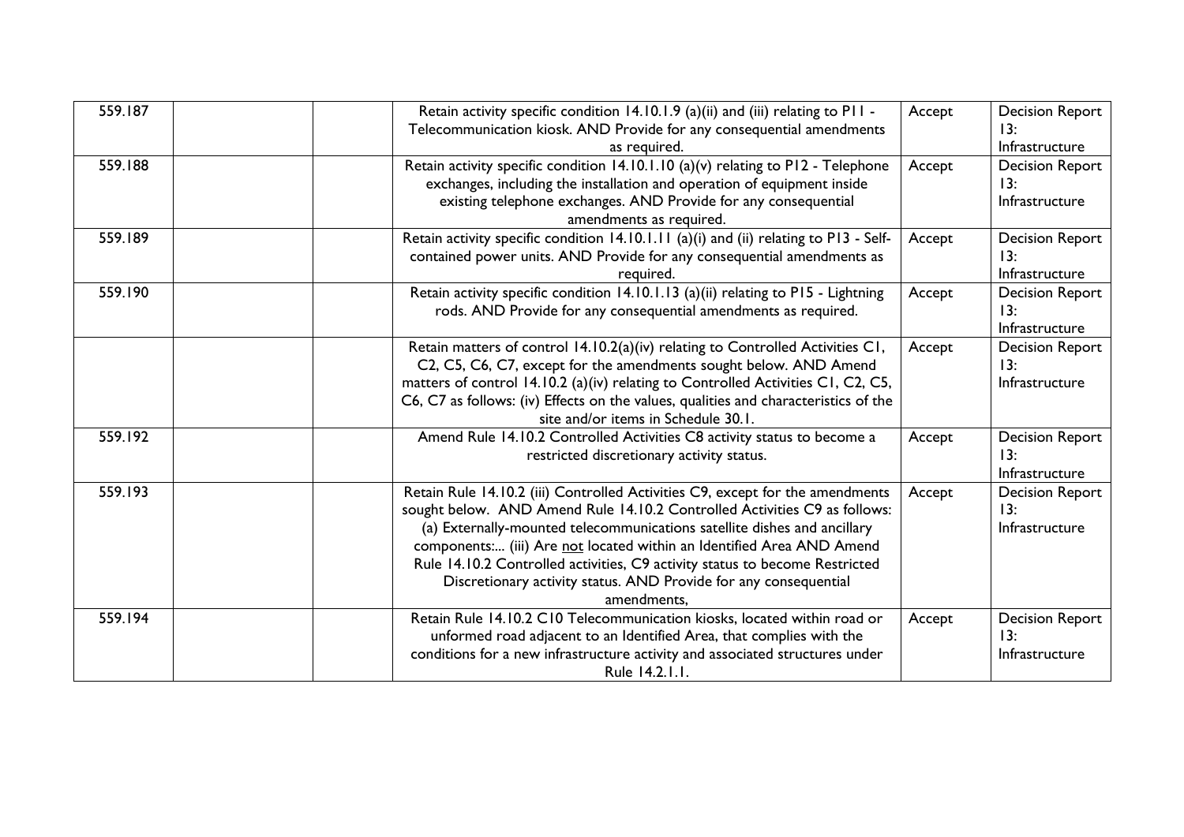| 559.187 | | | Retain activity specific condition 14.10.1.9 (a)(ii) and (iii) relating to P11 - Telecommunication kiosk. AND Provide for any consequential amendments as required. | Accept | Decision Report 13: Infrastructure |
|---|---|---|---|---|---|
| 559.188 | | | Retain activity specific condition 14.10.1.10 (a)(v) relating to P12 - Telephone exchanges, including the installation and operation of equipment inside existing telephone exchanges. AND Provide for any consequential amendments as required. | Accept | Decision Report 13: Infrastructure |
| 559.189 | | | Retain activity specific condition 14.10.1.11 (a)(i) and (ii) relating to P13 - Self-contained power units. AND Provide for any consequential amendments as required. | Accept | Decision Report 13: Infrastructure |
| 559.190 | | | Retain activity specific condition 14.10.1.13 (a)(ii) relating to P15 - Lightning rods. AND Provide for any consequential amendments as required. | Accept | Decision Report 13: Infrastructure |
| | | | Retain matters of control 14.10.2(a)(iv) relating to Controlled Activities C1, C2, C5, C6, C7, except for the amendments sought below. AND Amend matters of control 14.10.2 (a)(iv) relating to Controlled Activities C1, C2, C5, C6, C7 as follows: (iv) Effects on the values, qualities and characteristics of the site and/or items in Schedule 30.1. | Accept | Decision Report 13: Infrastructure |
| 559.192 | | | Amend Rule 14.10.2 Controlled Activities C8 activity status to become a restricted discretionary activity status. | Accept | Decision Report 13: Infrastructure |
| 559.193 | | | Retain Rule 14.10.2 (iii) Controlled Activities C9, except for the amendments sought below. AND Amend Rule 14.10.2 Controlled Activities C9 as follows: (a) Externally-mounted telecommunications satellite dishes and ancillary components:... (iii) Are <u>not</u> located within an Identified Area AND Amend Rule 14.10.2 Controlled activities, C9 activity status to become Restricted Discretionary activity status. AND Provide for any consequential amendments, | Accept | Decision Report 13: Infrastructure |
| 559.194 | | | Retain Rule 14.10.2 C10 Telecommunication kiosks, located within road or unformed road adjacent to an Identified Area, that complies with the conditions for a new infrastructure activity and associated structures under Rule 14.2.1.1. | Accept | Decision Report 13: Infrastructure |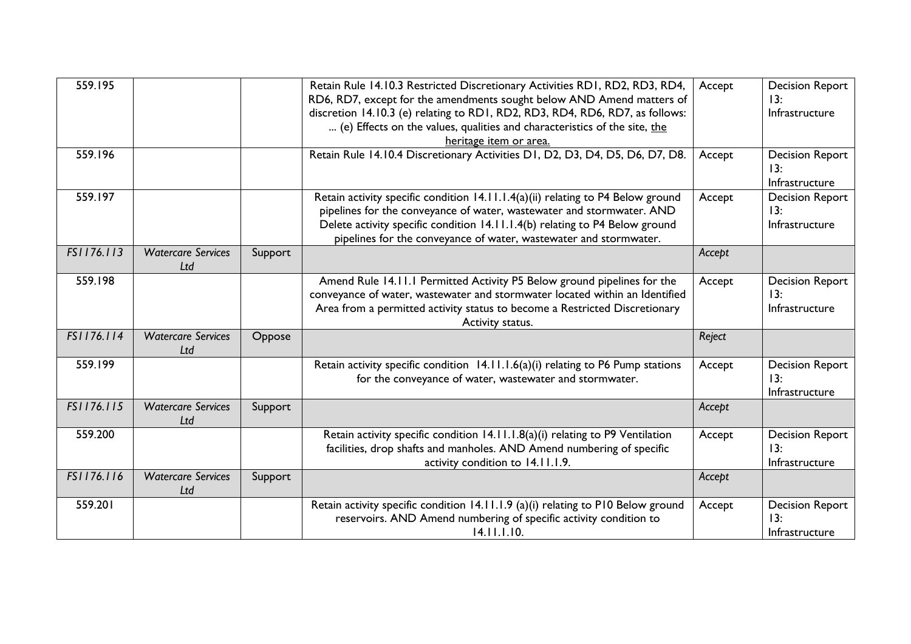| 559.195 | | | Retain Rule 14.10.3 Restricted Discretionary Activities RD1, RD2, RD3, RD4, RD6, RD7, except for the amendments sought below AND Amend matters of discretion 14.10.3 (e) relating to RD1, RD2, RD3, RD4, RD6, RD7, as follows: ... (e) Effects on the values, qualities and characteristics of the site, <u>the heritage item or area.</u> | Accept | Decision Report 13: Infrastructure |
|---|---|---|---|---|---|
| 559.196 | | | Retain Rule 14.10.4 Discretionary Activities D1, D2, D3, D4, D5, D6, D7, D8. | Accept | Decision Report 13: Infrastructure |
| 559.197 | | | Retain activity specific condition 14.11.1.4(a)(ii) relating to P4 Below ground pipelines for the conveyance of water, wastewater and stormwater. AND Delete activity specific condition 14.11.1.4(b) relating to P4 Below ground pipelines for the conveyance of water, wastewater and stormwater. | Accept | Decision Report 13: Infrastructure |
| *FS1176.113* | *Watercare Services Ltd* | Support | | *Accept* | |
| 559.198 | | | Amend Rule 14.11.1 Permitted Activity P5 Below ground pipelines for the conveyance of water, wastewater and stormwater located within an Identified Area from a permitted activity status to become a Restricted Discretionary Activity status. | Accept | Decision Report 13: Infrastructure |
| *FS1176.114* | *Watercare Services Ltd* | Oppose | | *Reject* | |
| 559.199 | | | Retain activity specific condition 14.11.1.6(a)(i) relating to P6 Pump stations for the conveyance of water, wastewater and stormwater. | Accept | Decision Report 13: Infrastructure |
| *FS1176.115* | *Watercare Services Ltd* | Support | | *Accept* | |
| 559.200 | | | Retain activity specific condition 14.11.1.8(a)(i) relating to P9 Ventilation facilities, drop shafts and manholes. AND Amend numbering of specific activity condition to 14.11.1.9. | Accept | Decision Report 13: Infrastructure |
| *FS1176.116* | *Watercare Services Ltd* | Support | | *Accept* | |
| 559.201 | | | Retain activity specific condition 14.11.1.9 (a)(i) relating to P10 Below ground reservoirs. AND Amend numbering of specific activity condition to 14.11.1.10. | Accept | Decision Report 13: Infrastructure |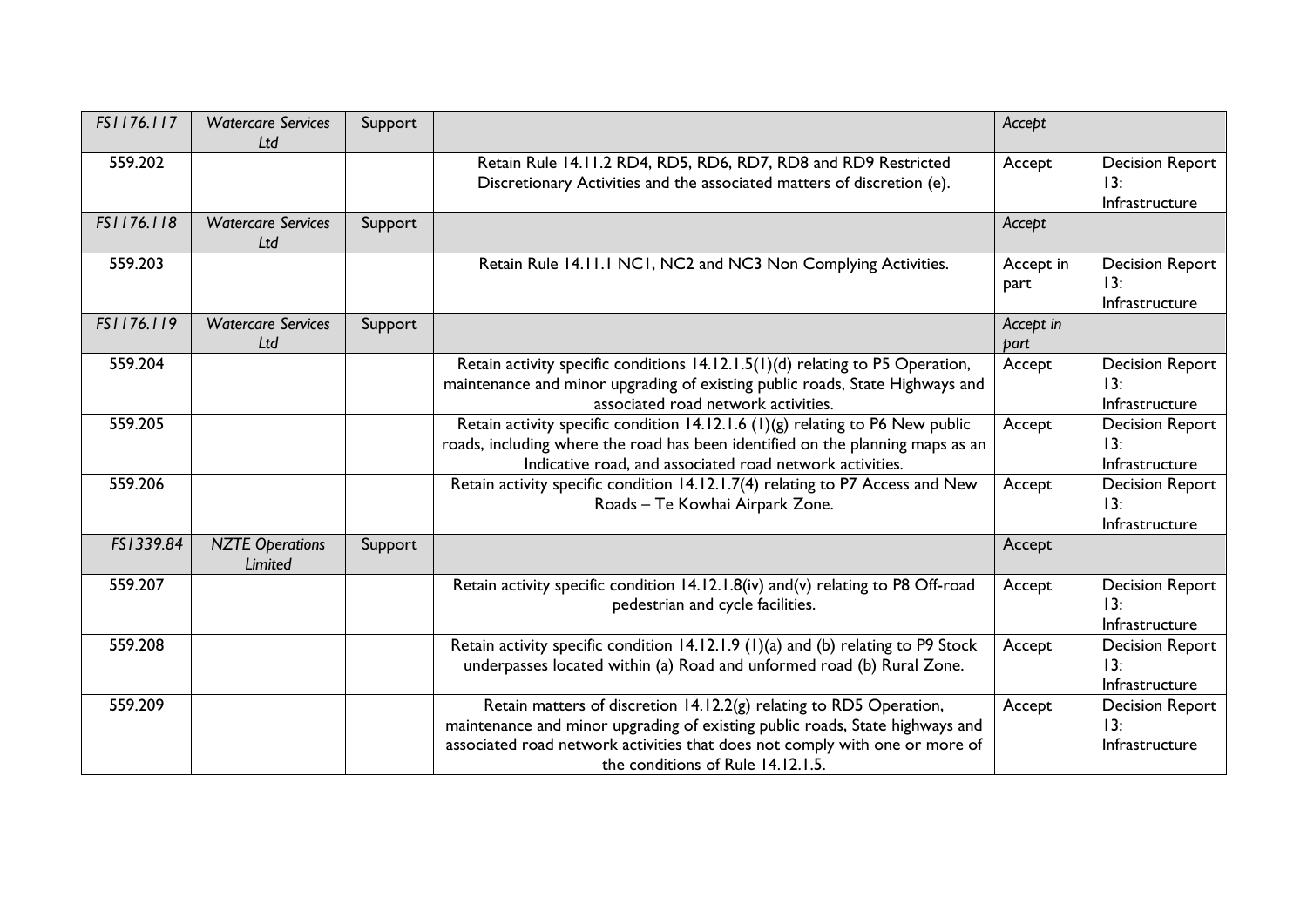| | | | | | |
|---|---|---|---|---|---|
| *FS1176.117* | *Watercare Services Ltd* | Support | | *Accept* | |
| 559.202 | | | Retain Rule 14.11.2 RD4, RD5, RD6, RD7, RD8 and RD9 Restricted Discretionary Activities and the associated matters of discretion (e). | Accept | Decision Report 13: Infrastructure |
| *FS1176.118* | *Watercare Services Ltd* | Support | | *Accept* | |
| 559.203 | | | Retain Rule 14.11.1 NC1, NC2 and NC3 Non Complying Activities. | Accept in part | Decision Report 13: Infrastructure |
| *FS1176.119* | *Watercare Services Ltd* | Support | | *Accept in part* | |
| 559.204 | | | Retain activity specific conditions 14.12.1.5(1)(d) relating to P5 Operation, maintenance and minor upgrading of existing public roads, State Highways and associated road network activities. | Accept | Decision Report 13: Infrastructure |
| 559.205 | | | Retain activity specific condition 14.12.1.6 (1)(g) relating to P6 New public roads, including where the road has been identified on the planning maps as an Indicative road, and associated road network activities. | Accept | Decision Report 13: Infrastructure |
| 559.206 | | | Retain activity specific condition 14.12.1.7(4) relating to P7 Access and New Roads – Te Kowhai Airpark Zone. | Accept | Decision Report 13: Infrastructure |
| *FS1339.84* | *NZTE Operations Limited* | Support | | Accept | |
| 559.207 | | | Retain activity specific condition 14.12.1.8(iv) and(v) relating to P8 Off-road pedestrian and cycle facilities. | Accept | Decision Report 13: Infrastructure |
| 559.208 | | | Retain activity specific condition 14.12.1.9 (1)(a) and (b) relating to P9 Stock underpasses located within (a) Road and unformed road (b) Rural Zone. | Accept | Decision Report 13: Infrastructure |
| 559.209 | | | Retain matters of discretion 14.12.2(g) relating to RD5 Operation, maintenance and minor upgrading of existing public roads, State highways and associated road network activities that does not comply with one or more of the conditions of Rule 14.12.1.5. | Accept | Decision Report 13: Infrastructure |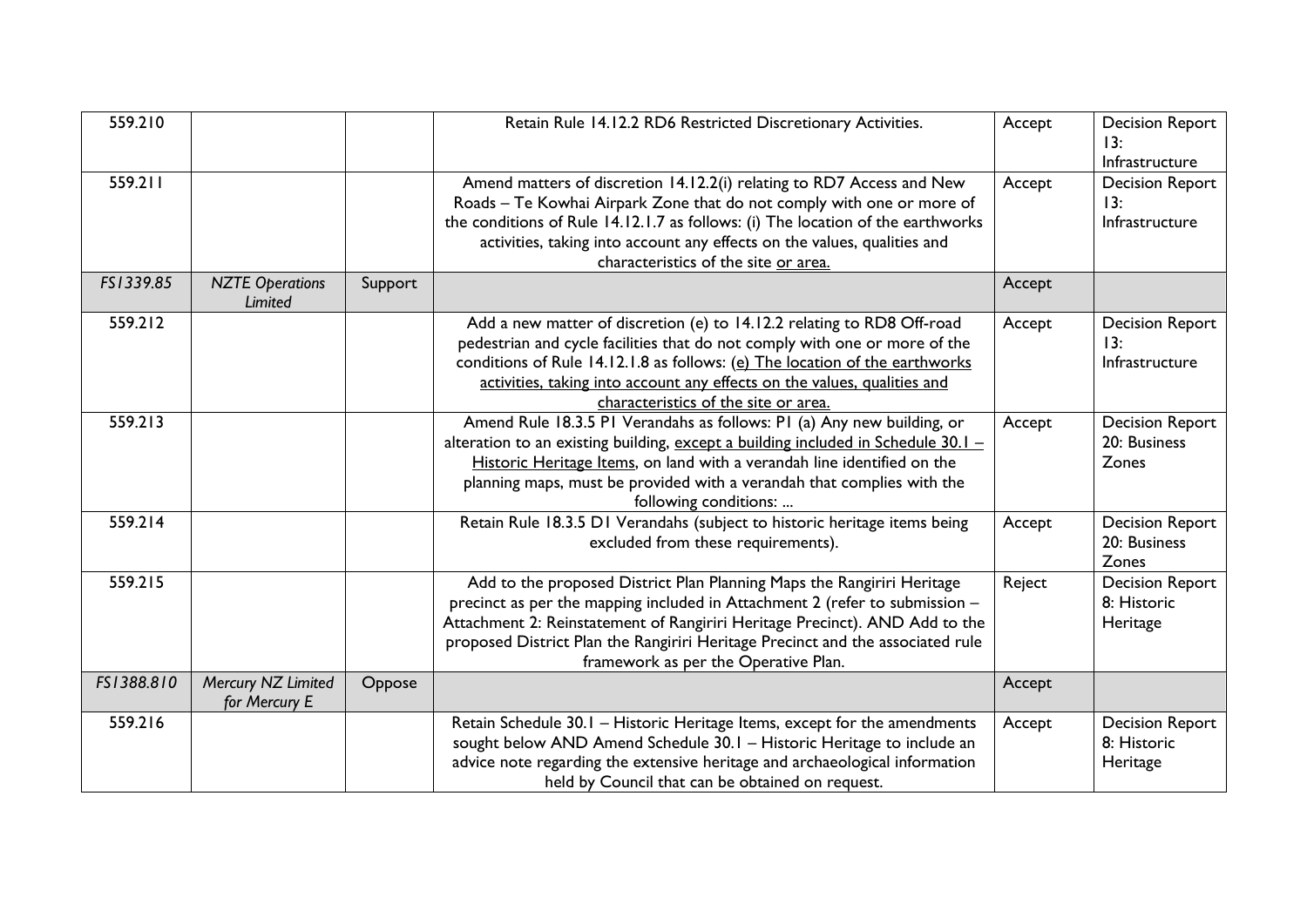| 559.210 | | | Retain Rule 14.12.2 RD6 Restricted Discretionary Activities. | Accept | Decision Report 13: Infrastructure |
|---|---|---|---|---|---|
| 559.211 | | | Amend matters of discretion 14.12.2(i) relating to RD7 Access and New Roads – Te Kowhai Airpark Zone that do not comply with one or more of the conditions of Rule 14.12.1.7 as follows: (i) The location of the earthworks activities, taking into account any effects on the values, qualities and characteristics of the site <u>or area.</u> | Accept | Decision Report 13: Infrastructure |
| *FS1339.85* | *NZTE Operations Limited* | Support | | Accept | |
| 559.212 | | | Add a new matter of discretion (e) to 14.12.2 relating to RD8 Off-road pedestrian and cycle facilities that do not comply with one or more of the conditions of Rule 14.12.1.8 as follows: <u>(e) The location of the earthworks activities, taking into account any effects on the values, qualities and characteristics of the site or area.</u> | Accept | Decision Report 13: Infrastructure |
| 559.213 | | | Amend Rule 18.3.5 P1 Verandahs as follows: P1 (a) Any new building, or alteration to an existing building, <u>except a building included in Schedule 30.1 – Historic Heritage Items</u>, on land with a verandah line identified on the planning maps, must be provided with a verandah that complies with the following conditions: ... | Accept | Decision Report 20: Business Zones |
| 559.214 | | | Retain Rule 18.3.5 D1 Verandahs (subject to historic heritage items being excluded from these requirements). | Accept | Decision Report 20: Business Zones |
| 559.215 | | | Add to the proposed District Plan Planning Maps the Rangiriri Heritage precinct as per the mapping included in Attachment 2 (refer to submission – Attachment 2: Reinstatement of Rangiriri Heritage Precinct). AND Add to the proposed District Plan the Rangiriri Heritage Precinct and the associated rule framework as per the Operative Plan. | Reject | Decision Report 8: Historic Heritage |
| *FS1388.810* | *Mercury NZ Limited for Mercury E* | Oppose | | Accept | |
| 559.216 | | | Retain Schedule 30.1 – Historic Heritage Items, except for the amendments sought below AND Amend Schedule 30.1 – Historic Heritage to include an advice note regarding the extensive heritage and archaeological information held by Council that can be obtained on request. | Accept | Decision Report 8: Historic Heritage |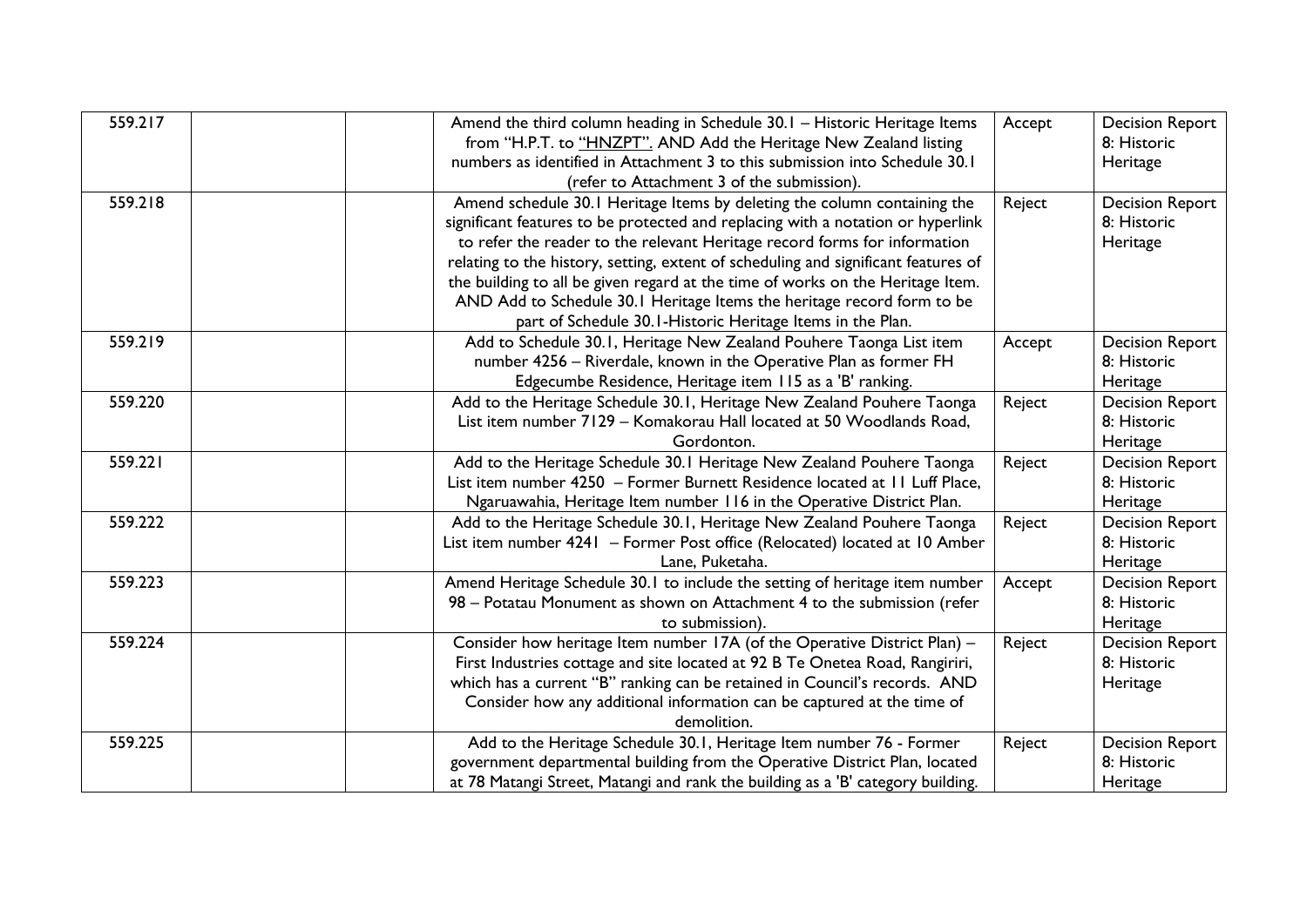| | | | | | |
|---|---|---|---|---|---|
| 559.217 | | | Amend the third column heading in Schedule 30.1 – Historic Heritage Items from "H.P.T. to "HNZPT". AND Add the Heritage New Zealand listing numbers as identified in Attachment 3 to this submission into Schedule 30.1 (refer to Attachment 3 of the submission). | Accept | Decision Report 8: Historic Heritage |
| 559.218 | | | Amend schedule 30.1 Heritage Items by deleting the column containing the significant features to be protected and replacing with a notation or hyperlink to refer the reader to the relevant Heritage record forms for information relating to the history, setting, extent of scheduling and significant features of the building to all be given regard at the time of works on the Heritage Item. AND Add to Schedule 30.1 Heritage Items the heritage record form to be part of Schedule 30.1-Historic Heritage Items in the Plan. | Reject | Decision Report 8: Historic Heritage |
| 559.219 | | | Add to Schedule 30.1, Heritage New Zealand Pouhere Taonga List item number 4256 – Riverdale, known in the Operative Plan as former FH Edgecumbe Residence, Heritage item 115 as a 'B' ranking. | Accept | Decision Report 8: Historic Heritage |
| 559.220 | | | Add to the Heritage Schedule 30.1, Heritage New Zealand Pouhere Taonga List item number 7129 – Komakorau Hall located at 50 Woodlands Road, Gordonton. | Reject | Decision Report 8: Historic Heritage |
| 559.221 | | | Add to the Heritage Schedule 30.1 Heritage New Zealand Pouhere Taonga List item number 4250 – Former Burnett Residence located at 11 Luff Place, Ngaruawahia, Heritage Item number 116 in the Operative District Plan. | Reject | Decision Report 8: Historic Heritage |
| 559.222 | | | Add to the Heritage Schedule 30.1, Heritage New Zealand Pouhere Taonga List item number 4241 – Former Post office (Relocated) located at 10 Amber Lane, Puketaha. | Reject | Decision Report 8: Historic Heritage |
| 559.223 | | | Amend Heritage Schedule 30.1 to include the setting of heritage item number 98 – Potatau Monument as shown on Attachment 4 to the submission (refer to submission). | Accept | Decision Report 8: Historic Heritage |
| 559.224 | | | Consider how heritage Item number 17A (of the Operative District Plan) – First Industries cottage and site located at 92 B Te Onetea Road, Rangiriri, which has a current "B" ranking can be retained in Council's records. AND Consider how any additional information can be captured at the time of demolition. | Reject | Decision Report 8: Historic Heritage |
| 559.225 | | | Add to the Heritage Schedule 30.1, Heritage Item number 76 - Former government departmental building from the Operative District Plan, located at 78 Matangi Street, Matangi and rank the building as a 'B' category building. | Reject | Decision Report 8: Historic Heritage |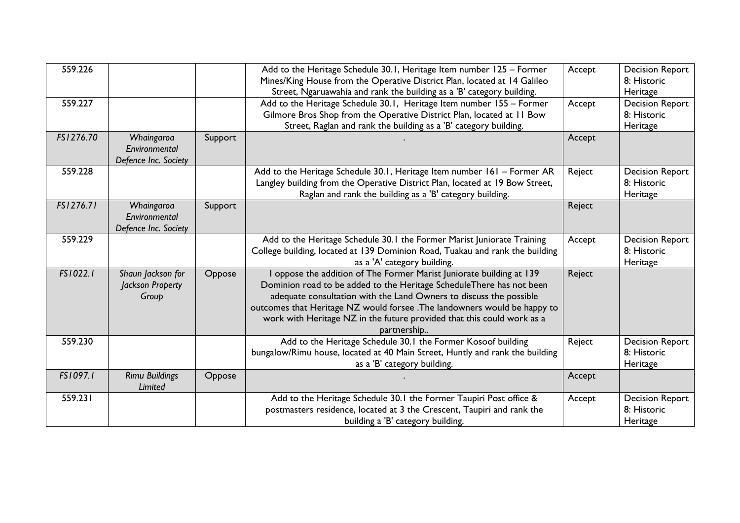| 559.226 | | | Add to the Heritage Schedule 30.1, Heritage Item number 125 – Former Mines/King House from the Operative District Plan, located at 14 Galileo Street, Ngaruawahia and rank the building as a 'B' category building. | Accept | Decision Report 8: Historic Heritage |
|---|---|---|---|---|---|
| 559.227 | | | Add to the Heritage Schedule 30.1, Heritage Item number 155 – Former Gilmore Bros Shop from the Operative District Plan, located at 11 Bow Street, Raglan and rank the building as a 'B' category building. | Accept | Decision Report 8: Historic Heritage |
| *FS1276.70* | *Whaingaroa Environmental Defence Inc. Society* | Support | . | Accept | |
| 559.228 | | | Add to the Heritage Schedule 30.1, Heritage Item number 161 – Former AR Langley building from the Operative District Plan, located at 19 Bow Street, Raglan and rank the building as a 'B' category building. | Reject | Decision Report 8: Historic Heritage |
| *FS1276.71* | *Whaingaroa Environmental Defence Inc. Society* | Support | | Reject | |
| 559.229 | | | Add to the Heritage Schedule 30.1 the Former Marist Juniorate Training College building, located at 139 Dominion Road, Tuakau and rank the building as a 'A' category building. | Accept | Decision Report 8: Historic Heritage |
| *FS1022.1* | *Shaun Jackson for Jackson Property Group* | Oppose | I oppose the addition of The Former Marist Juniorate building at 139 Dominion road to be added to the Heritage ScheduleThere has not been adequate consultation with the Land Owners to discuss the possible outcomes that Heritage NZ would forsee .The landowners would be happy to work with Heritage NZ in the future provided that this could work as a partnership.. | Reject | |
| 559.230 | | | Add to the Heritage Schedule 30.1 the Former Kosoof building bungalow/Rimu house, located at 40 Main Street, Huntly and rank the building as a 'B' category building. | Reject | Decision Report 8: Historic Heritage |
| *FS1097.1* | *Rimu Buildings Limited* | Oppose | . | Accept | |
| 559.231 | | | Add to the Heritage Schedule 30.1 the Former Taupiri Post office & postmasters residence, located at 3 the Crescent, Taupiri and rank the building a 'B' category building. | Accept | Decision Report 8: Historic Heritage |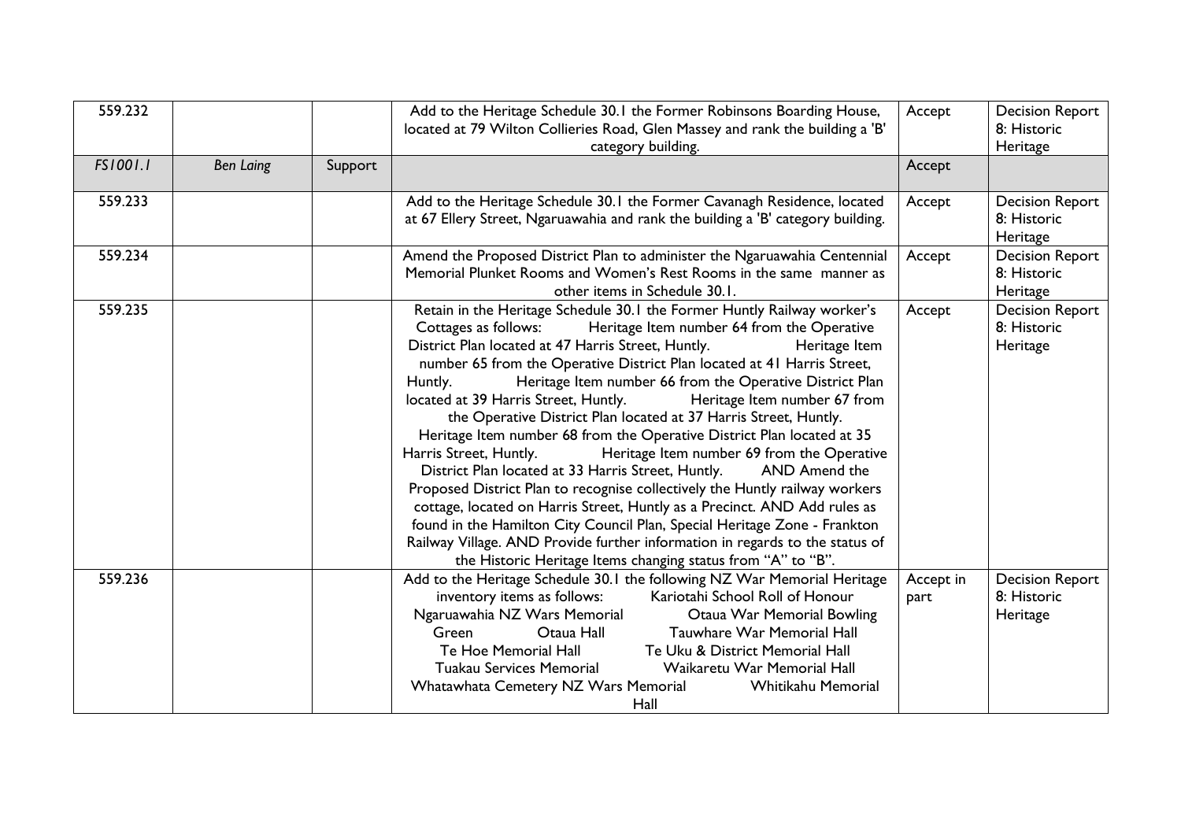| 559.232 | | | Add to the Heritage Schedule 30.1 the Former Robinsons Boarding House, located at 79 Wilton Collieries Road, Glen Massey and rank the building a 'B' category building. | Accept | Decision Report 8: Historic Heritage |
|---|---|---|---|---|---|
| *FS1001.1* | *Ben Laing* | Support | | Accept | |
| 559.233 | | | Add to the Heritage Schedule 30.1 the Former Cavanagh Residence, located at 67 Ellery Street, Ngaruawahia and rank the building a 'B' category building. | Accept | Decision Report 8: Historic Heritage |
| 559.234 | | | Amend the Proposed District Plan to administer the Ngaruawahia Centennial Memorial Plunket Rooms and Women's Rest Rooms in the same manner as other items in Schedule 30.1. | Accept | Decision Report 8: Historic Heritage |
| 559.235 | | | Retain in the Heritage Schedule 30.1 the Former Huntly Railway worker's Cottages as follows: Heritage Item number 64 from the Operative District Plan located at 47 Harris Street, Huntly. Heritage Item number 65 from the Operative District Plan located at 41 Harris Street, Huntly. Heritage Item number 66 from the Operative District Plan located at 39 Harris Street, Huntly. Heritage Item number 67 from the Operative District Plan located at 37 Harris Street, Huntly. Heritage Item number 68 from the Operative District Plan located at 35 Harris Street, Huntly. Heritage Item number 69 from the Operative District Plan located at 33 Harris Street, Huntly. AND Amend the Proposed District Plan to recognise collectively the Huntly railway workers cottage, located on Harris Street, Huntly as a Precinct. AND Add rules as found in the Hamilton City Council Plan, Special Heritage Zone - Frankton Railway Village. AND Provide further information in regards to the status of the Historic Heritage Items changing status from "A" to "B". | Accept | Decision Report 8: Historic Heritage |
| 559.236 | | | Add to the Heritage Schedule 30.1 the following NZ War Memorial Heritage inventory items as follows: Kariotahi School Roll of Honour Ngaruawahia NZ Wars Memorial Otaua War Memorial Bowling Green Otaua Hall Tauwhare War Memorial Hall Te Hoe Memorial Hall Te Uku & District Memorial Hall Tuakau Services Memorial Waikaretu War Memorial Hall Whatawhata Cemetery NZ Wars Memorial Whitikahu Memorial Hall | Accept in part | Decision Report 8: Historic Heritage |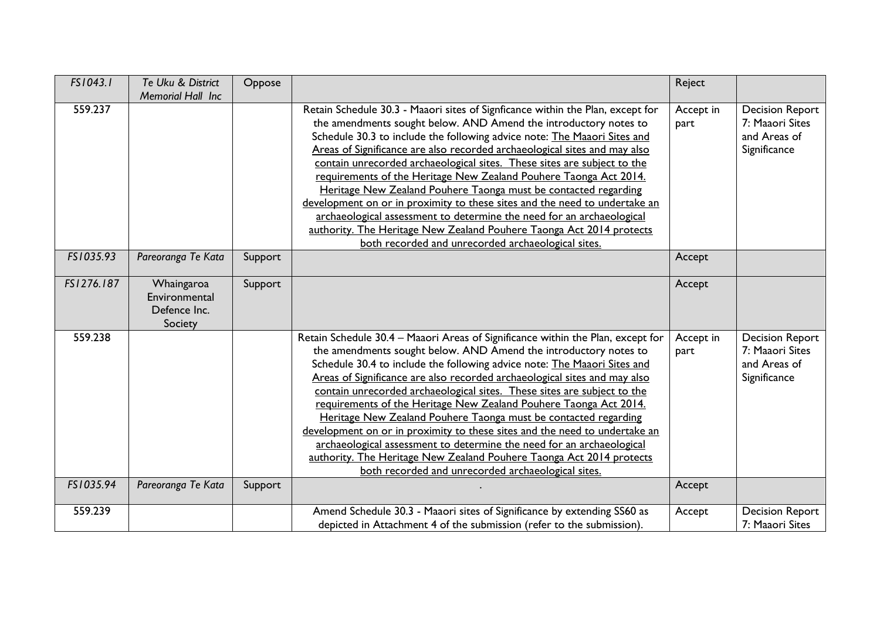| | | | | | |
|---|---|---|---|---|---|
| *FS1043.1* | *Te Uku & District Memorial Hall Inc* | Oppose | | Reject | |
| 559.237 | | | Retain Schedule 30.3 - Maaori sites of Signficance within the Plan, except for the amendments sought below. AND Amend the introductory notes to Schedule 30.3 to include the following advice note: <u>The Maaori Sites and Areas of Significance are also recorded archaeological sites and may also contain unrecorded archaeological sites. These sites are subject to the requirements of the Heritage New Zealand Pouhere Taonga Act 2014. Heritage New Zealand Pouhere Taonga must be contacted regarding development on or in proximity to these sites and the need to undertake an archaeological assessment to determine the need for an archaeological authority. The Heritage New Zealand Pouhere Taonga Act 2014 protects both recorded and unrecorded archaeological sites.</u> | Accept in part | Decision Report 7: Maaori Sites and Areas of Significance |
| *FS1035.93* | *Pareoranga Te Kata* | Support | | Accept | |
| *FS1276.187* | Whaingaroa Environmental Defence Inc. Society | Support | | Accept | |
| 559.238 | | | Retain Schedule 30.4 – Maaori Areas of Significance within the Plan, except for the amendments sought below. AND Amend the introductory notes to Schedule 30.4 to include the following advice note: <u>The Maaori Sites and Areas of Significance are also recorded archaeological sites and may also contain unrecorded archaeological sites. These sites are subject to the requirements of the Heritage New Zealand Pouhere Taonga Act 2014. Heritage New Zealand Pouhere Taonga must be contacted regarding development on or in proximity to these sites and the need to undertake an archaeological assessment to determine the need for an archaeological authority. The Heritage New Zealand Pouhere Taonga Act 2014 protects both recorded and unrecorded archaeological sites.</u> | Accept in part | Decision Report 7: Maaori Sites and Areas of Significance |
| *FS1035.94* | *Pareoranga Te Kata* | Support | . | Accept | |
| 559.239 | | | Amend Schedule 30.3 - Maaori sites of Significance by extending SS60 as depicted in Attachment 4 of the submission (refer to the submission). | Accept | Decision Report 7: Maaori Sites |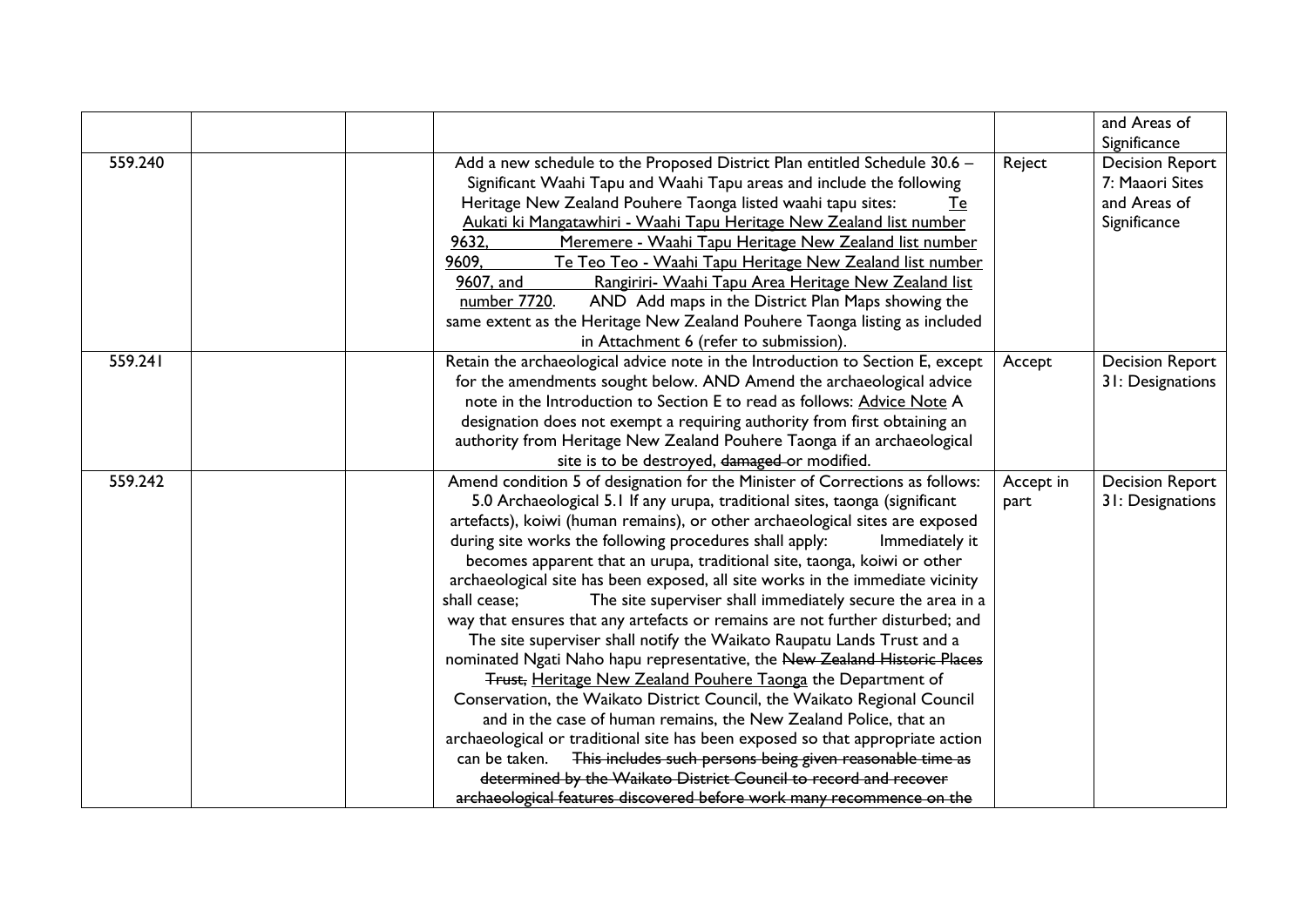|  |  |  |  |  | and Areas of Significance |
|---|---|---|---|---|---|
| 559.240 |  |  | Add a new schedule to the Proposed District Plan entitled Schedule 30.6 – Significant Waahi Tapu and Waahi Tapu areas and include the following Heritage New Zealand Pouhere Taonga listed waahi tapu sites: <u>Te Aukati ki Mangatawhiri - Waahi Tapu Heritage New Zealand list number 9632,</u> <u>Meremere - Waahi Tapu Heritage New Zealand list number 9609,</u> <u>Te Teo Teo - Waahi Tapu Heritage New Zealand list number 9607, and</u> <u>Rangiriri- Waahi Tapu Area Heritage New Zealand list number 7720.</u> AND Add maps in the District Plan Maps showing the same extent as the Heritage New Zealand Pouhere Taonga listing as included in Attachment 6 (refer to submission). | Reject | Decision Report 7: Maaori Sites and Areas of Significance |
| 559.241 |  |  | Retain the archaeological advice note in the Introduction to Section E, except for the amendments sought below. AND Amend the archaeological advice note in the Introduction to Section E to read as follows: <u>Advice Note</u> A designation does not exempt a requiring authority from first obtaining an authority from Heritage New Zealand Pouhere Taonga if an archaeological site is to be destroyed, ~~damaged~~ or modified. | Accept | Decision Report 31: Designations |
| 559.242 |  |  | Amend condition 5 of designation for the Minister of Corrections as follows: 5.0 Archaeological 5.1 If any urupa, traditional sites, taonga (significant artefacts), koiwi (human remains), or other archaeological sites are exposed during site works the following procedures shall apply: Immediately it becomes apparent that an urupa, traditional site, taonga, koiwi or other archaeological site has been exposed, all site works in the immediate vicinity shall cease; The site superviser shall immediately secure the area in a way that ensures that any artefacts or remains are not further disturbed; and The site superviser shall notify the Waikato Raupatu Lands Trust and a nominated Ngati Naho hapu representative, the ~~New Zealand Historic Places Trust,~~ <u>Heritage New Zealand Pouhere Taonga</u> the Department of Conservation, the Waikato District Council, the Waikato Regional Council and in the case of human remains, the New Zealand Police, that an archaeological or traditional site has been exposed so that appropriate action can be taken. ~~This includes such persons being given reasonable time as determined by the Waikato District Council to record and recover archaeological features discovered before work many recommence on the~~ | Accept in part | Decision Report 31: Designations |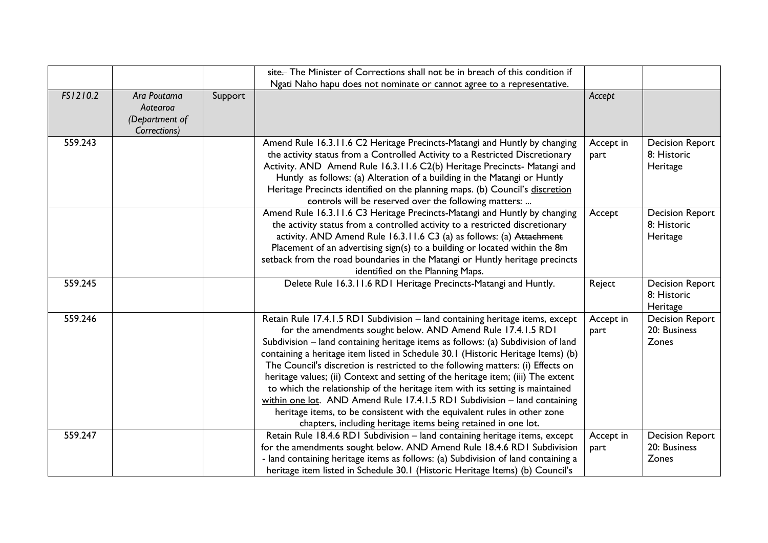| | | | ~~site.~~ The Minister of Corrections shall not be in breach of this condition if Ngati Naho hapu does not nominate or cannot agree to a representative. | | |
|---|---|---|---|---|---|
| *FS1210.2* | *Ara Poutama Aotearoa (Department of Corrections)* | Support | | *Accept* | |
| 559.243 | | | Amend Rule 16.3.11.6 C2 Heritage Precincts-Matangi and Huntly by changing the activity status from a Controlled Activity to a Restricted Discretionary Activity. AND Amend Rule 16.3.11.6 C2(b) Heritage Precincts- Matangi and Huntly as follows: (a) Alteration of a building in the Matangi or Huntly Heritage Precincts identified on the planning maps. (b) Council's <u>discretion</u> ~~controls~~ will be reserved over the following matters: ... | Accept in part | Decision Report 8: Historic Heritage |
| | | | Amend Rule 16.3.11.6 C3 Heritage Precincts-Matangi and Huntly by changing the activity status from a controlled activity to a restricted discretionary activity. AND Amend Rule 16.3.11.6 C3 (a) as follows: (a) ~~Attachment~~ Placement of an advertising sign~~(s) to a building or located~~ within the 8m setback from the road boundaries in the Matangi or Huntly heritage precincts identified on the Planning Maps. | Accept | Decision Report 8: Historic Heritage |
| 559.245 | | | Delete Rule 16.3.11.6 RD1 Heritage Precincts-Matangi and Huntly. | Reject | Decision Report 8: Historic Heritage |
| 559.246 | | | Retain Rule 17.4.1.5 RD1 Subdivision – land containing heritage items, except for the amendments sought below. AND Amend Rule 17.4.1.5 RD1 Subdivision – land containing heritage items as follows: (a) Subdivision of land containing a heritage item listed in Schedule 30.1 (Historic Heritage Items) (b) The Council's discretion is restricted to the following matters: (i) Effects on heritage values; (ii) Context and setting of the heritage item; (iii) The extent to which the relationship of the heritage item with its setting is maintained <u>within one lot</u>. AND Amend Rule 17.4.1.5 RD1 Subdivision – land containing heritage items, to be consistent with the equivalent rules in other zone chapters, including heritage items being retained in one lot. | Accept in part | Decision Report 20: Business Zones |
| 559.247 | | | Retain Rule 18.4.6 RD1 Subdivision – land containing heritage items, except for the amendments sought below. AND Amend Rule 18.4.6 RD1 Subdivision - land containing heritage items as follows: (a) Subdivision of land containing a heritage item listed in Schedule 30.1 (Historic Heritage Items) (b) Council's | Accept in part | Decision Report 20: Business Zones |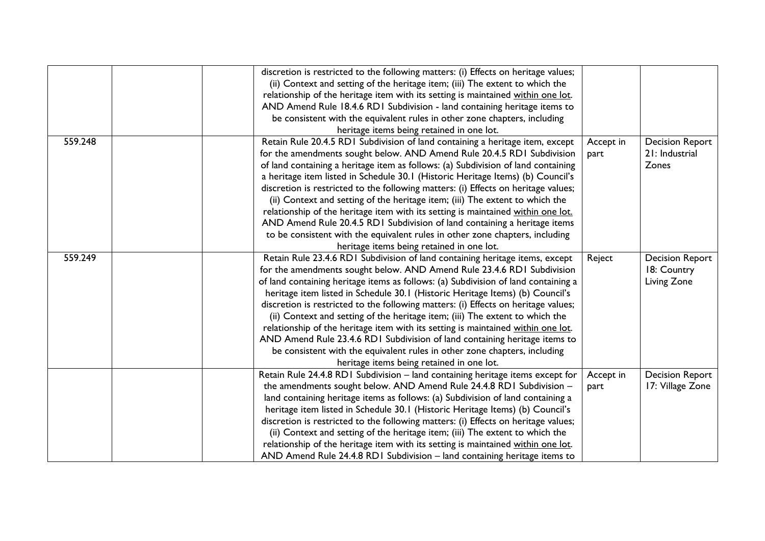|  |  |  |  |  |  |
|---|---|---|---|---|---|
|  |  |  | discretion is restricted to the following matters: (i) Effects on heritage values; (ii) Context and setting of the heritage item; (iii) The extent to which the relationship of the heritage item with its setting is maintained <u>within one lot</u>. AND Amend Rule 18.4.6 RD1 Subdivision - land containing heritage items to be consistent with the equivalent rules in other zone chapters, including heritage items being retained in one lot. |  |  |
| 559.248 |  |  | Retain Rule 20.4.5 RD1 Subdivision of land containing a heritage item, except for the amendments sought below. AND Amend Rule 20.4.5 RD1 Subdivision of land containing a heritage item as follows: (a) Subdivision of land containing a heritage item listed in Schedule 30.1 (Historic Heritage Items) (b) Council's discretion is restricted to the following matters: (i) Effects on heritage values; (ii) Context and setting of the heritage item; (iii) The extent to which the relationship of the heritage item with its setting is maintained <u>within one lot.</u> AND Amend Rule 20.4.5 RD1 Subdivision of land containing a heritage items to be consistent with the equivalent rules in other zone chapters, including heritage items being retained in one lot. | Accept in part | Decision Report 21: Industrial Zones |
| 559.249 |  |  | Retain Rule 23.4.6 RD1 Subdivision of land containing heritage items, except for the amendments sought below. AND Amend Rule 23.4.6 RD1 Subdivision of land containing heritage items as follows: (a) Subdivision of land containing a heritage item listed in Schedule 30.1 (Historic Heritage Items) (b) Council's discretion is restricted to the following matters: (i) Effects on heritage values; (ii) Context and setting of the heritage item; (iii) The extent to which the relationship of the heritage item with its setting is maintained <u>within one lot</u>. AND Amend Rule 23.4.6 RD1 Subdivision of land containing heritage items to be consistent with the equivalent rules in other zone chapters, including heritage items being retained in one lot. | Reject | Decision Report 18: Country Living Zone |
|  |  |  | Retain Rule 24.4.8 RD1 Subdivision – land containing heritage items except for the amendments sought below. AND Amend Rule 24.4.8 RD1 Subdivision – land containing heritage items as follows: (a) Subdivision of land containing a heritage item listed in Schedule 30.1 (Historic Heritage Items) (b) Council's discretion is restricted to the following matters: (i) Effects on heritage values; (ii) Context and setting of the heritage item; (iii) The extent to which the relationship of the heritage item with its setting is maintained <u>within one lot</u>. AND Amend Rule 24.4.8 RD1 Subdivision – land containing heritage items to | Accept in part | Decision Report 17: Village Zone |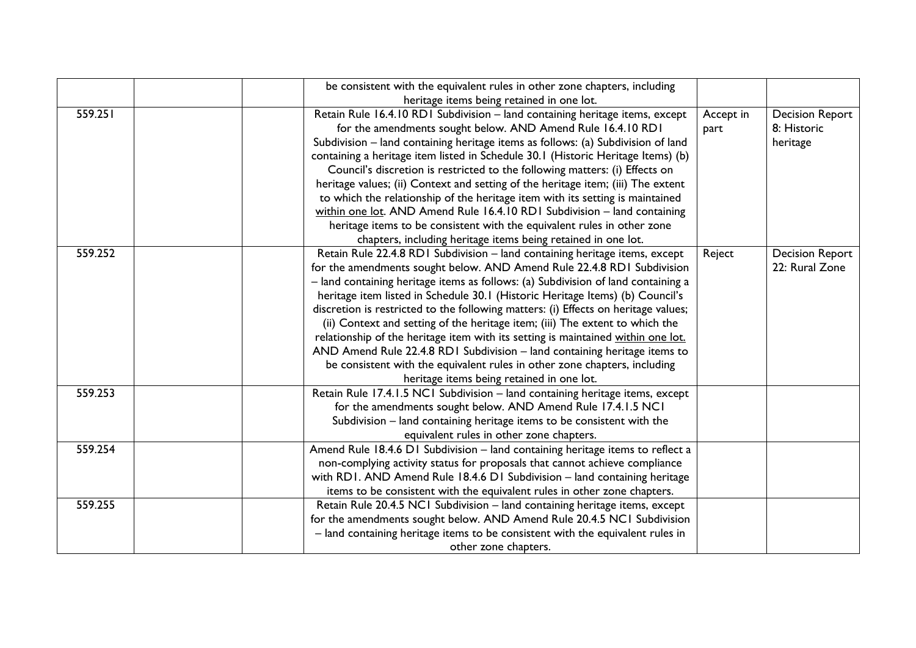| | | | | | |
|---|---|---|---|---|---|
| | | | be consistent with the equivalent rules in other zone chapters, including heritage items being retained in one lot. | | |
| 559.251 | | | Retain Rule 16.4.10 RD1 Subdivision – land containing heritage items, except for the amendments sought below. AND Amend Rule 16.4.10 RD1 Subdivision – land containing heritage items as follows: (a) Subdivision of land containing a heritage item listed in Schedule 30.1 (Historic Heritage Items) (b) Council's discretion is restricted to the following matters: (i) Effects on heritage values; (ii) Context and setting of the heritage item; (iii) The extent to which the relationship of the heritage item with its setting is maintained <u>within one lot</u>. AND Amend Rule 16.4.10 RD1 Subdivision – land containing heritage items to be consistent with the equivalent rules in other zone chapters, including heritage items being retained in one lot. | Accept in part | Decision Report 8: Historic heritage |
| 559.252 | | | Retain Rule 22.4.8 RD1 Subdivision – land containing heritage items, except for the amendments sought below. AND Amend Rule 22.4.8 RD1 Subdivision – land containing heritage items as follows: (a) Subdivision of land containing a heritage item listed in Schedule 30.1 (Historic Heritage Items) (b) Council's discretion is restricted to the following matters: (i) Effects on heritage values; (ii) Context and setting of the heritage item; (iii) The extent to which the relationship of the heritage item with its setting is maintained <u>within one lot.</u> AND Amend Rule 22.4.8 RD1 Subdivision – land containing heritage items to be consistent with the equivalent rules in other zone chapters, including heritage items being retained in one lot. | Reject | Decision Report 22: Rural Zone |
| 559.253 | | | Retain Rule 17.4.1.5 NC1 Subdivision – land containing heritage items, except for the amendments sought below. AND Amend Rule 17.4.1.5 NC1 Subdivision – land containing heritage items to be consistent with the equivalent rules in other zone chapters. | | |
| 559.254 | | | Amend Rule 18.4.6 D1 Subdivision – land containing heritage items to reflect a non-complying activity status for proposals that cannot achieve compliance with RD1. AND Amend Rule 18.4.6 D1 Subdivision – land containing heritage items to be consistent with the equivalent rules in other zone chapters. | | |
| 559.255 | | | Retain Rule 20.4.5 NC1 Subdivision – land containing heritage items, except for the amendments sought below. AND Amend Rule 20.4.5 NC1 Subdivision – land containing heritage items to be consistent with the equivalent rules in other zone chapters. | | |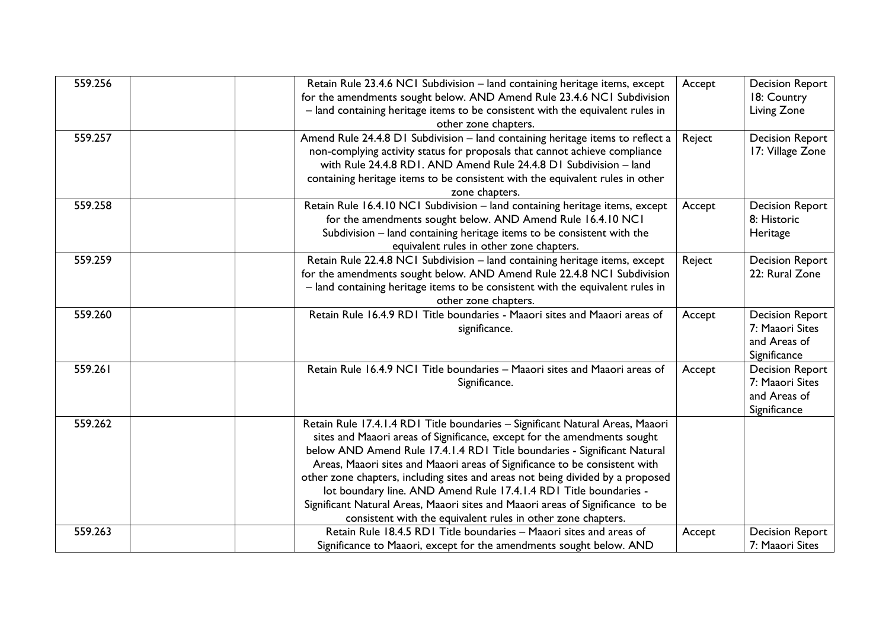| | | | | | |
|---|---|---|---|---|---|
| 559.256 | | | Retain Rule 23.4.6 NC1 Subdivision – land containing heritage items, except for the amendments sought below. AND Amend Rule 23.4.6 NC1 Subdivision – land containing heritage items to be consistent with the equivalent rules in other zone chapters. | Accept | Decision Report 18: Country Living Zone |
| 559.257 | | | Amend Rule 24.4.8 D1 Subdivision – land containing heritage items to reflect a non-complying activity status for proposals that cannot achieve compliance with Rule 24.4.8 RD1. AND Amend Rule 24.4.8 D1 Subdivision – land containing heritage items to be consistent with the equivalent rules in other zone chapters. | Reject | Decision Report 17: Village Zone |
| 559.258 | | | Retain Rule 16.4.10 NC1 Subdivision – land containing heritage items, except for the amendments sought below. AND Amend Rule 16.4.10 NC1 Subdivision – land containing heritage items to be consistent with the equivalent rules in other zone chapters. | Accept | Decision Report 8: Historic Heritage |
| 559.259 | | | Retain Rule 22.4.8 NC1 Subdivision – land containing heritage items, except for the amendments sought below. AND Amend Rule 22.4.8 NC1 Subdivision – land containing heritage items to be consistent with the equivalent rules in other zone chapters. | Reject | Decision Report 22: Rural Zone |
| 559.260 | | | Retain Rule 16.4.9 RD1 Title boundaries - Maaori sites and Maaori areas of significance. | Accept | Decision Report 7: Maaori Sites and Areas of Significance |
| 559.261 | | | Retain Rule 16.4.9 NC1 Title boundaries – Maaori sites and Maaori areas of Significance. | Accept | Decision Report 7: Maaori Sites and Areas of Significance |
| 559.262 | | | Retain Rule 17.4.1.4 RD1 Title boundaries – Significant Natural Areas, Maaori sites and Maaori areas of Significance, except for the amendments sought below AND Amend Rule 17.4.1.4 RD1 Title boundaries - Significant Natural Areas, Maaori sites and Maaori areas of Significance to be consistent with other zone chapters, including sites and areas not being divided by a proposed lot boundary line. AND Amend Rule 17.4.1.4 RD1 Title boundaries - Significant Natural Areas, Maaori sites and Maaori areas of Significance to be consistent with the equivalent rules in other zone chapters. | | |
| 559.263 | | | Retain Rule 18.4.5 RD1 Title boundaries – Maaori sites and areas of Significance to Maaori, except for the amendments sought below. AND | Accept | Decision Report 7: Maaori Sites |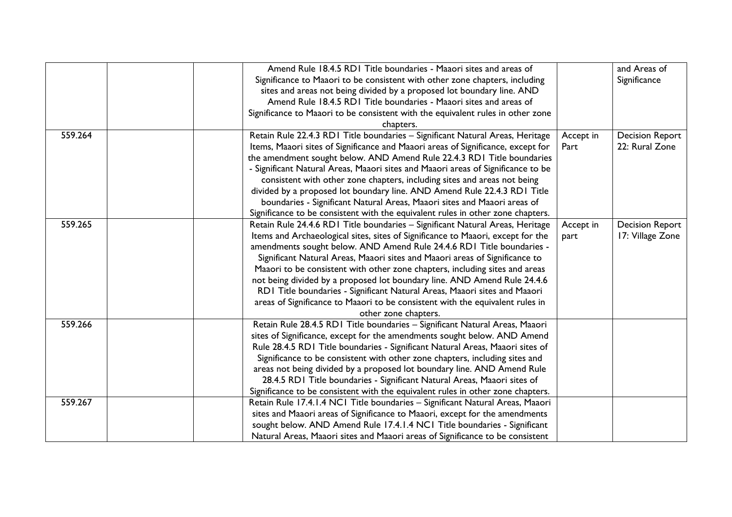|  |  |  | Amend Rule 18.4.5 RD1 Title boundaries - Maaori sites and areas of Significance to Maaori to be consistent with other zone chapters, including sites and areas not being divided by a proposed lot boundary line. AND Amend Rule 18.4.5 RD1 Title boundaries - Maaori sites and areas of Significance to Maaori to be consistent with the equivalent rules in other zone chapters. |  | and Areas of Significance |
|---|---|---|---|---|---|
| 559.264 |  |  | Retain Rule 22.4.3 RD1 Title boundaries – Significant Natural Areas, Heritage Items, Maaori sites of Significance and Maaori areas of Significance, except for the amendment sought below. AND Amend Rule 22.4.3 RD1 Title boundaries - Significant Natural Areas, Maaori sites and Maaori areas of Significance to be consistent with other zone chapters, including sites and areas not being divided by a proposed lot boundary line. AND Amend Rule 22.4.3 RD1 Title boundaries - Significant Natural Areas, Maaori sites and Maaori areas of Significance to be consistent with the equivalent rules in other zone chapters. | Accept in Part | Decision Report 22: Rural Zone |
| 559.265 |  |  | Retain Rule 24.4.6 RD1 Title boundaries – Significant Natural Areas, Heritage Items and Archaeological sites, sites of Significance to Maaori, except for the amendments sought below. AND Amend Rule 24.4.6 RD1 Title boundaries - Significant Natural Areas, Maaori sites and Maaori areas of Significance to Maaori to be consistent with other zone chapters, including sites and areas not being divided by a proposed lot boundary line. AND Amend Rule 24.4.6 RD1 Title boundaries - Significant Natural Areas, Maaori sites and Maaori areas of Significance to Maaori to be consistent with the equivalent rules in other zone chapters. | Accept in part | Decision Report 17: Village Zone |
| 559.266 |  |  | Retain Rule 28.4.5 RD1 Title boundaries – Significant Natural Areas, Maaori sites of Significance, except for the amendments sought below. AND Amend Rule 28.4.5 RD1 Title boundaries - Significant Natural Areas, Maaori sites of Significance to be consistent with other zone chapters, including sites and areas not being divided by a proposed lot boundary line. AND Amend Rule 28.4.5 RD1 Title boundaries - Significant Natural Areas, Maaori sites of Significance to be consistent with the equivalent rules in other zone chapters. |  |  |
| 559.267 |  |  | Retain Rule 17.4.1.4 NC1 Title boundaries – Significant Natural Areas, Maaori sites and Maaori areas of Significance to Maaori, except for the amendments sought below. AND Amend Rule 17.4.1.4 NC1 Title boundaries - Significant Natural Areas, Maaori sites and Maaori areas of Significance to be consistent |  |  |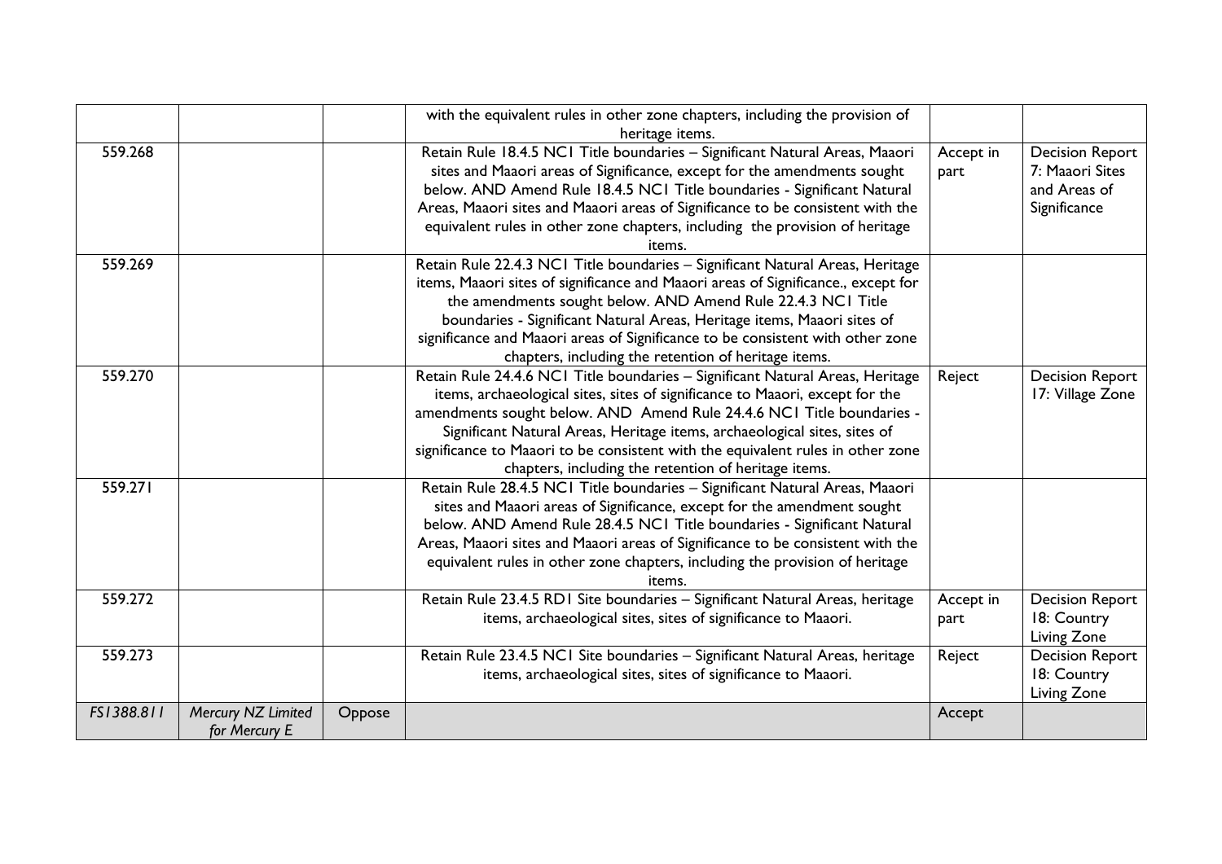|  |  |  | with the equivalent rules in other zone chapters, including the provision of heritage items. |  |  |
|---|---|---|---|---|---|
| 559.268 |  |  | Retain Rule 18.4.5 NC1 Title boundaries – Significant Natural Areas, Maaori sites and Maaori areas of Significance, except for the amendments sought below. AND Amend Rule 18.4.5 NC1 Title boundaries - Significant Natural Areas, Maaori sites and Maaori areas of Significance to be consistent with the equivalent rules in other zone chapters, including the provision of heritage items. | Accept in part | Decision Report 7: Maaori Sites and Areas of Significance |
| 559.269 |  |  | Retain Rule 22.4.3 NC1 Title boundaries – Significant Natural Areas, Heritage items, Maaori sites of significance and Maaori areas of Significance., except for the amendments sought below. AND Amend Rule 22.4.3 NC1 Title boundaries - Significant Natural Areas, Heritage items, Maaori sites of significance and Maaori areas of Significance to be consistent with other zone chapters, including the retention of heritage items. |  |  |
| 559.270 |  |  | Retain Rule 24.4.6 NC1 Title boundaries – Significant Natural Areas, Heritage items, archaeological sites, sites of significance to Maaori, except for the amendments sought below. AND Amend Rule 24.4.6 NC1 Title boundaries - Significant Natural Areas, Heritage items, archaeological sites, sites of significance to Maaori to be consistent with the equivalent rules in other zone chapters, including the retention of heritage items. | Reject | Decision Report 17: Village Zone |
| 559.271 |  |  | Retain Rule 28.4.5 NC1 Title boundaries – Significant Natural Areas, Maaori sites and Maaori areas of Significance, except for the amendment sought below. AND Amend Rule 28.4.5 NC1 Title boundaries - Significant Natural Areas, Maaori sites and Maaori areas of Significance to be consistent with the equivalent rules in other zone chapters, including the provision of heritage items. |  |  |
| 559.272 |  |  | Retain Rule 23.4.5 RD1 Site boundaries – Significant Natural Areas, heritage items, archaeological sites, sites of significance to Maaori. | Accept in part | Decision Report 18: Country Living Zone |
| 559.273 |  |  | Retain Rule 23.4.5 NC1 Site boundaries – Significant Natural Areas, heritage items, archaeological sites, sites of significance to Maaori. | Reject | Decision Report 18: Country Living Zone |
| *FS1388.811* | *Mercury NZ Limited for Mercury E* | Oppose |  | Accept |  |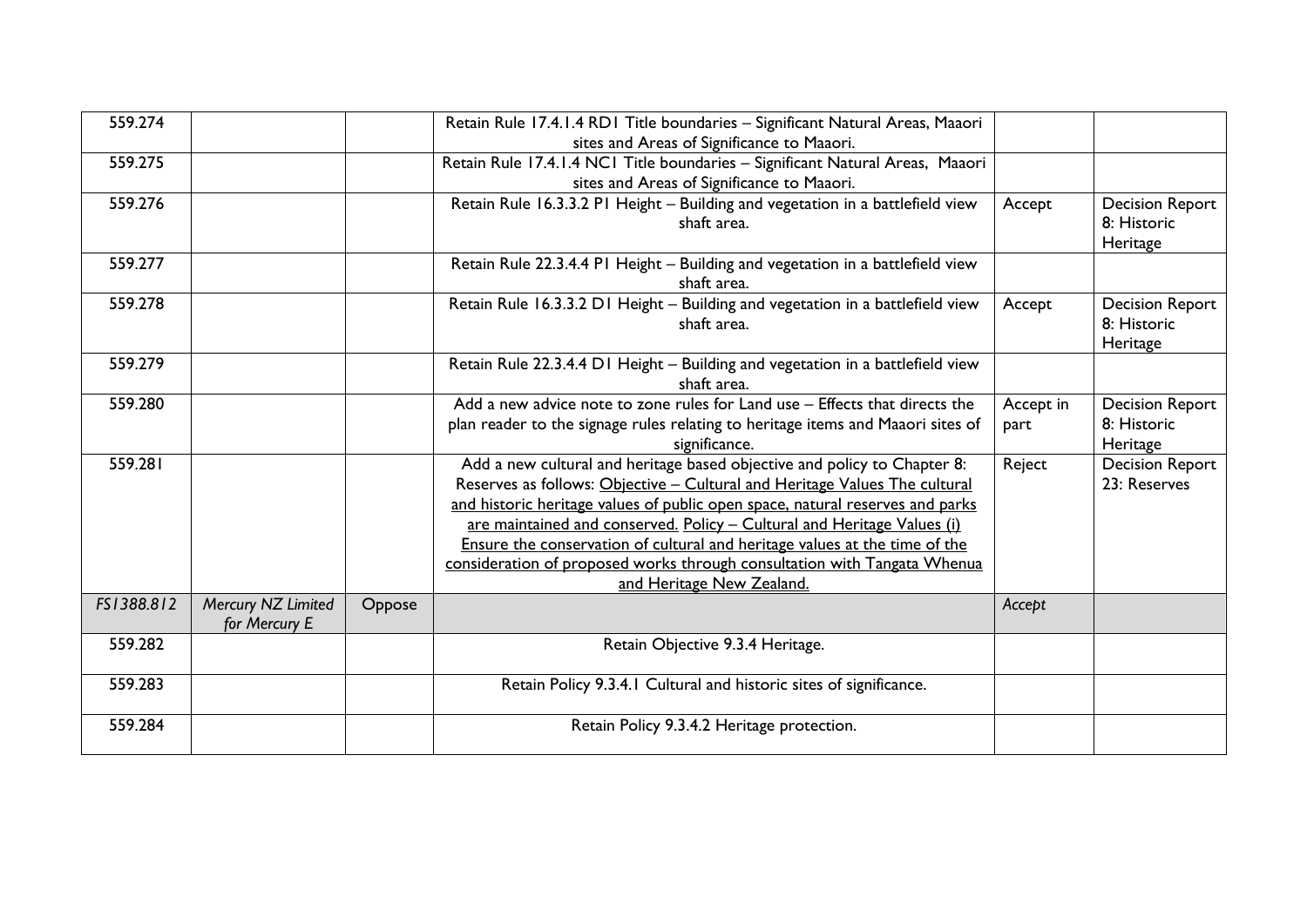| 559.274 | | | Retain Rule 17.4.1.4 RD1 Title boundaries – Significant Natural Areas, Maaori sites and Areas of Significance to Maaori. | | |
|---|---|---|---|---|---|
| 559.275 | | | Retain Rule 17.4.1.4 NC1 Title boundaries – Significant Natural Areas, Maaori sites and Areas of Significance to Maaori. | | |
| 559.276 | | | Retain Rule 16.3.3.2 P1 Height – Building and vegetation in a battlefield view shaft area. | Accept | Decision Report 8: Historic Heritage |
| 559.277 | | | Retain Rule 22.3.4.4 P1 Height – Building and vegetation in a battlefield view shaft area. | | |
| 559.278 | | | Retain Rule 16.3.3.2 D1 Height – Building and vegetation in a battlefield view shaft area. | Accept | Decision Report 8: Historic Heritage |
| 559.279 | | | Retain Rule 22.3.4.4 D1 Height – Building and vegetation in a battlefield view shaft area. | | |
| 559.280 | | | Add a new advice note to zone rules for Land use – Effects that directs the plan reader to the signage rules relating to heritage items and Maaori sites of significance. | Accept in part | Decision Report 8: Historic Heritage |
| 559.281 | | | Add a new cultural and heritage based objective and policy to Chapter 8: Reserves as follows: <u>Objective – Cultural and Heritage Values The cultural and historic heritage values of public open space, natural reserves and parks are maintained and conserved.</u> <u>Policy – Cultural and Heritage Values (i) Ensure the conservation of cultural and heritage values at the time of the consideration of proposed works through consultation with Tangata Whenua and Heritage New Zealand.</u> | Reject | Decision Report 23: Reserves |
| *FS1388.812* | *Mercury NZ Limited for Mercury E* | Oppose | | *Accept* | |
| 559.282 | | | Retain Objective 9.3.4 Heritage. | | |
| 559.283 | | | Retain Policy 9.3.4.1 Cultural and historic sites of significance. | | |
| 559.284 | | | Retain Policy 9.3.4.2 Heritage protection. | | |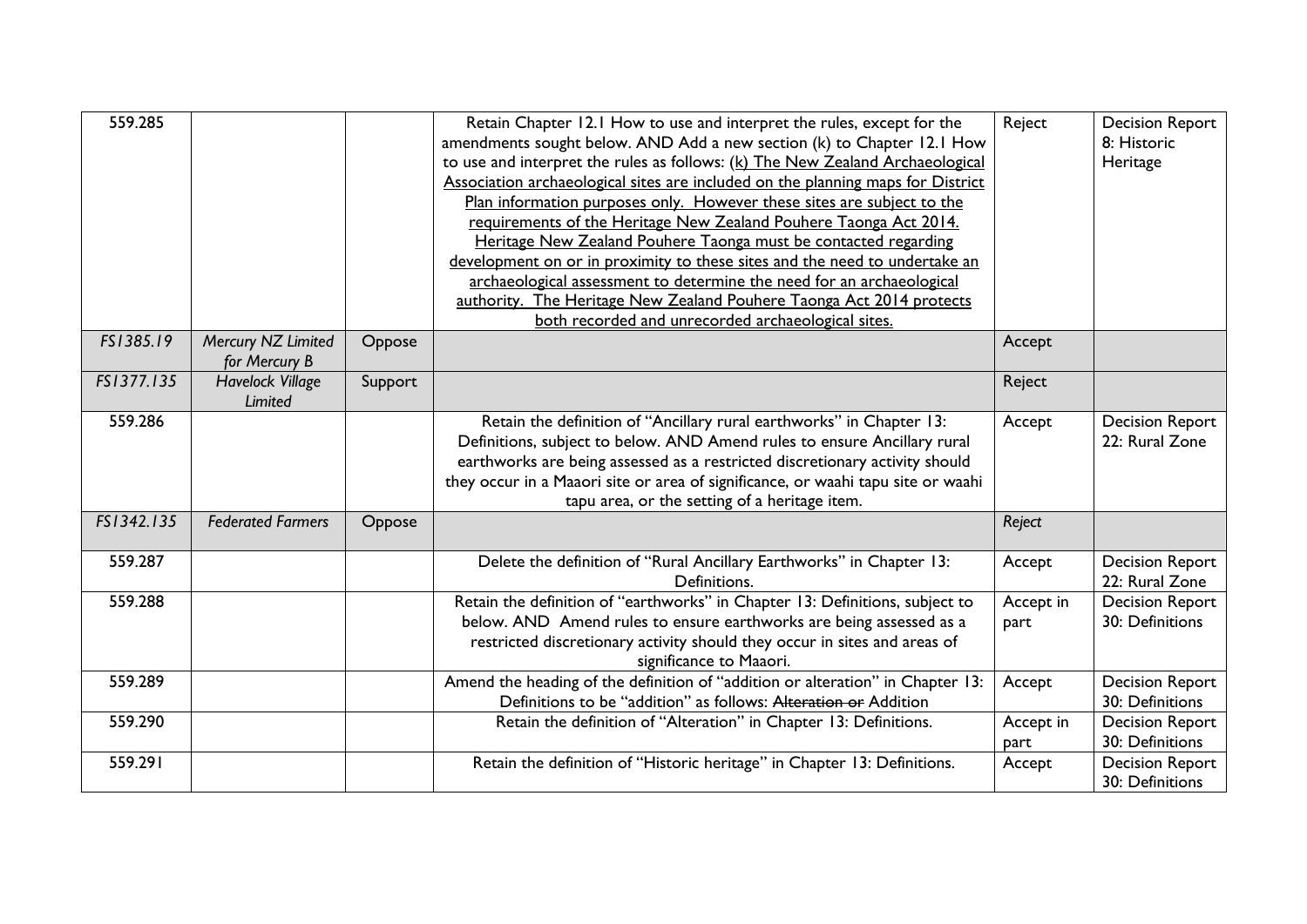| 559.285 | | | Retain Chapter 12.1 How to use and interpret the rules, except for the amendments sought below. AND Add a new section (k) to Chapter 12.1 How to use and interpret the rules as follows: <u>(k) The New Zealand Archaeological Association archaeological sites are included on the planning maps for District Plan information purposes only. However these sites are subject to the requirements of the Heritage New Zealand Pouhere Taonga Act 2014. Heritage New Zealand Pouhere Taonga must be contacted regarding development on or in proximity to these sites and the need to undertake an archaeological assessment to determine the need for an archaeological authority. The Heritage New Zealand Pouhere Taonga Act 2014 protects both recorded and unrecorded archaeological sites.</u> | Reject | Decision Report 8: Historic Heritage |
|---|---|---|---|---|---|
| *FS1385.19* | *Mercury NZ Limited for Mercury B* | Oppose | | Accept | |
| *FS1377.135* | *Havelock Village Limited* | Support | | Reject | |
| 559.286 | | | Retain the definition of "Ancillary rural earthworks" in Chapter 13: Definitions, subject to below. AND Amend rules to ensure Ancillary rural earthworks are being assessed as a restricted discretionary activity should they occur in a Maaori site or area of significance, or waahi tapu site or waahi tapu area, or the setting of a heritage item. | Accept | Decision Report 22: Rural Zone |
| *FS1342.135* | *Federated Farmers* | Oppose | | *Reject* | |
| 559.287 | | | Delete the definition of "Rural Ancillary Earthworks" in Chapter 13: Definitions. | Accept | Decision Report 22: Rural Zone |
| 559.288 | | | Retain the definition of "earthworks" in Chapter 13: Definitions, subject to below. AND Amend rules to ensure earthworks are being assessed as a restricted discretionary activity should they occur in sites and areas of significance to Maaori. | Accept in part | Decision Report 30: Definitions |
| 559.289 | | | Amend the heading of the definition of "addition or alteration" in Chapter 13: Definitions to be "addition" as follows: ~~Alteration or~~ Addition | Accept | Decision Report 30: Definitions |
| 559.290 | | | Retain the definition of "Alteration" in Chapter 13: Definitions. | Accept in part | Decision Report 30: Definitions |
| 559.291 | | | Retain the definition of "Historic heritage" in Chapter 13: Definitions. | Accept | Decision Report 30: Definitions |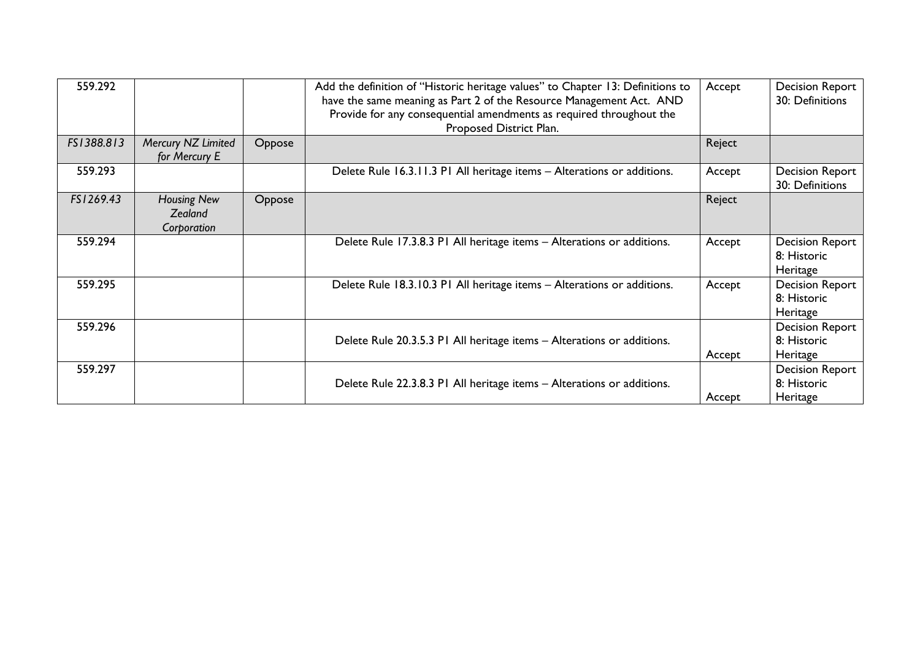| | | | | | |
|---|---|---|---|---|---|
| 559.292 | | | Add the definition of "Historic heritage values" to Chapter 13: Definitions to have the same meaning as Part 2 of the Resource Management Act. AND Provide for any consequential amendments as required throughout the Proposed District Plan. | Accept | Decision Report 30: Definitions |
| *FS1388.813* | *Mercury NZ Limited for Mercury E* | Oppose | | Reject | |
| 559.293 | | | Delete Rule 16.3.11.3 P1 All heritage items – Alterations or additions. | Accept | Decision Report 30: Definitions |
| *FS1269.43* | *Housing New Zealand Corporation* | Oppose | | Reject | |
| 559.294 | | | Delete Rule 17.3.8.3 P1 All heritage items – Alterations or additions. | Accept | Decision Report 8: Historic Heritage |
| 559.295 | | | Delete Rule 18.3.10.3 P1 All heritage items – Alterations or additions. | Accept | Decision Report 8: Historic Heritage |
| 559.296 | | | Delete Rule 20.3.5.3 P1 All heritage items – Alterations or additions. | Accept | Decision Report 8: Historic Heritage |
| 559.297 | | | Delete Rule 22.3.8.3 P1 All heritage items – Alterations or additions. | Accept | Decision Report 8: Historic Heritage |